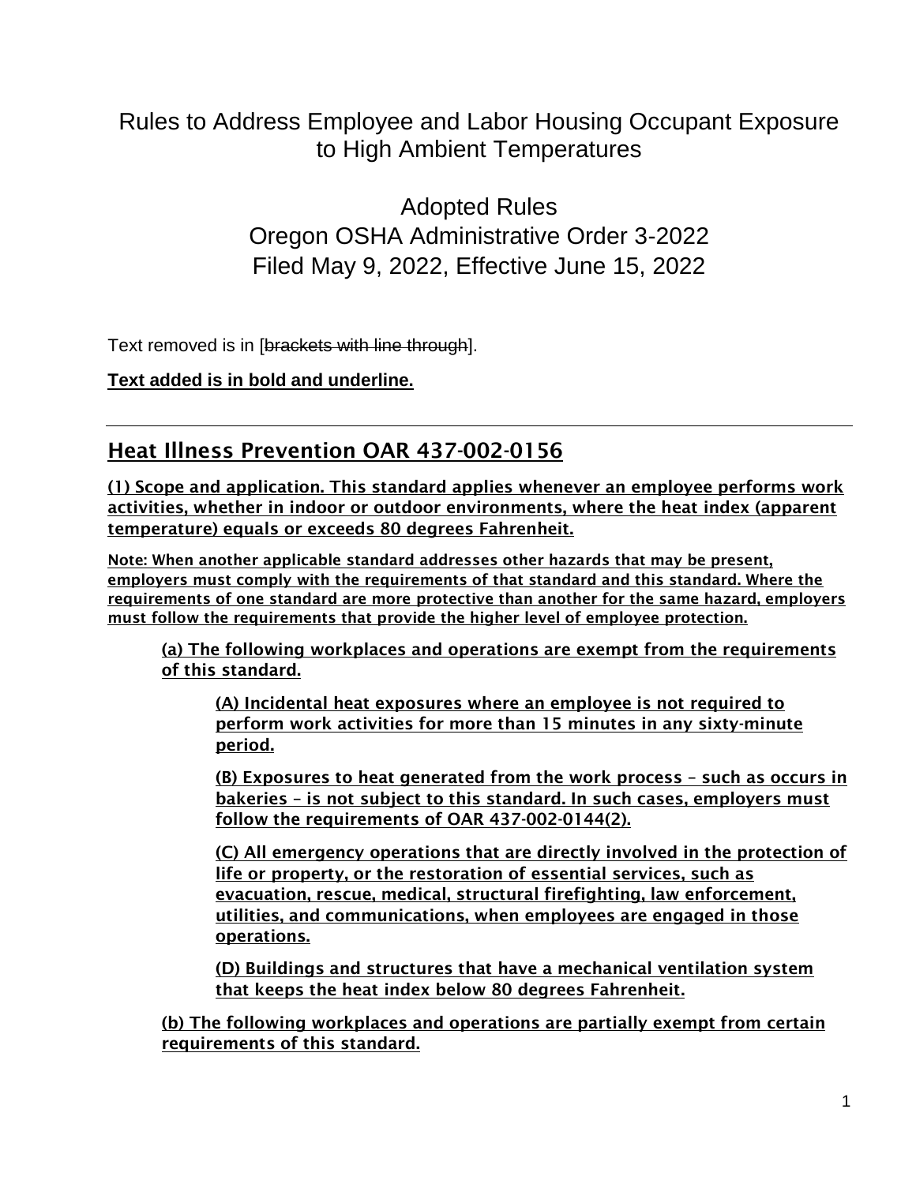# Rules to Address Employee and Labor Housing Occupant Exposure to High Ambient Temperatures

## Adopted Rules
## Oregon OSHA Administrative Order 3-2022
## Filed May 9, 2022, Effective June 15, 2022

Text removed is in [~~brackets with line through~~].

**<u>Text added is in bold and underline.</u>**

---

## <u>Heat Illness Prevention OAR 437-002-0156</u>

**<u>(1) Scope and application. This standard applies whenever an employee performs work activities, whether in indoor or outdoor environments, where the heat index (apparent temperature) equals or exceeds 80 degrees Fahrenheit.</u>**

**<u>Note: When another applicable standard addresses other hazards that may be present, employers must comply with the requirements of that standard and this standard. Where the requirements of one standard are more protective than another for the same hazard, employers must follow the requirements that provide the higher level of employee protection.</u>**

**<u>(a) The following workplaces and operations are exempt from the requirements of this standard.</u>**

**<u>(A) Incidental heat exposures where an employee is not required to perform work activities for more than 15 minutes in any sixty-minute period.</u>**

**<u>(B) Exposures to heat generated from the work process – such as occurs in bakeries – is not subject to this standard. In such cases, employers must follow the requirements of OAR 437-002-0144(2).</u>**

**<u>(C) All emergency operations that are directly involved in the protection of life or property, or the restoration of essential services, such as evacuation, rescue, medical, structural firefighting, law enforcement, utilities, and communications, when employees are engaged in those operations.</u>**

**<u>(D) Buildings and structures that have a mechanical ventilation system that keeps the heat index below 80 degrees Fahrenheit.</u>**

**<u>(b) The following workplaces and operations are partially exempt from certain requirements of this standard.</u>**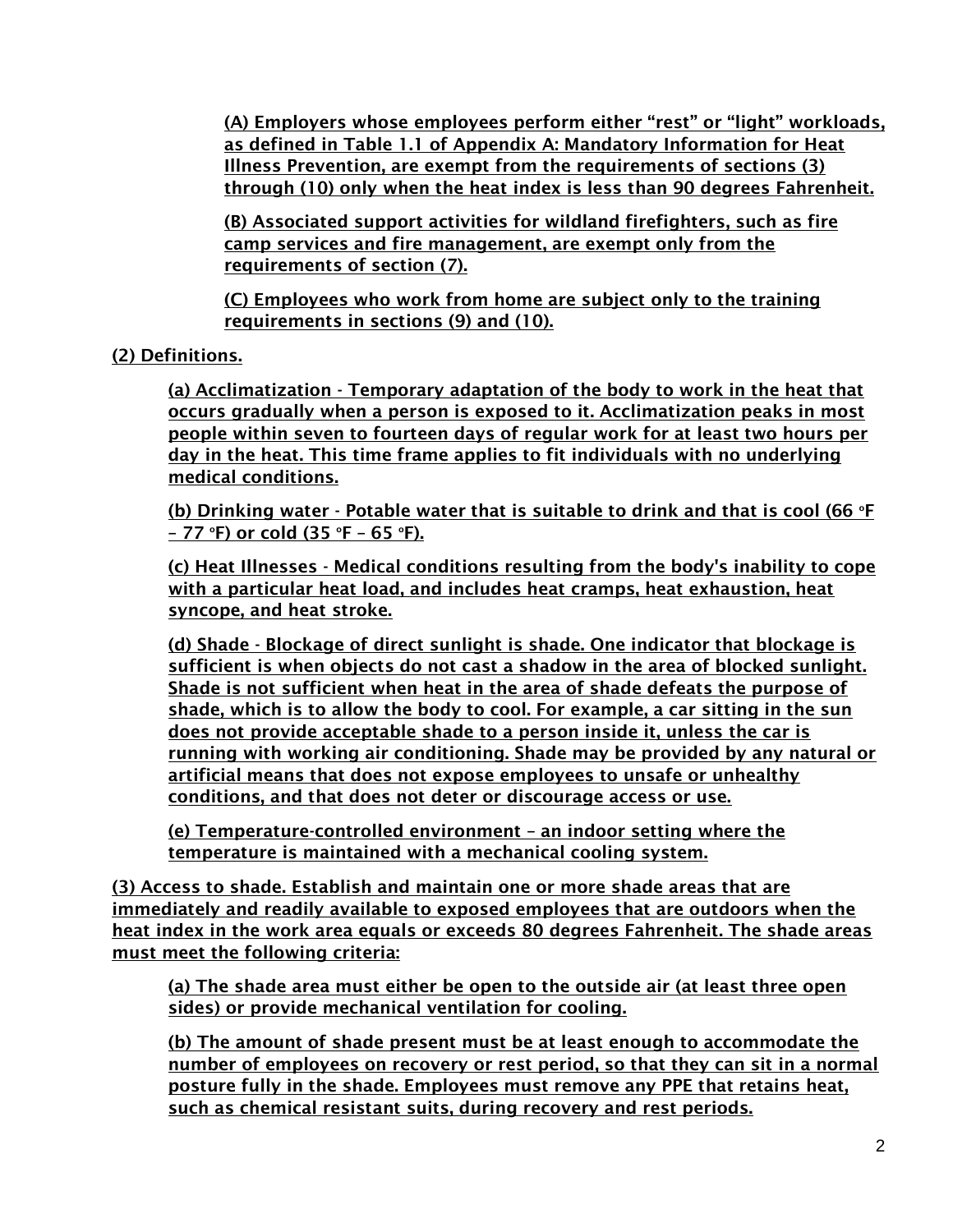(A) Employers whose employees perform either “rest” or “light” workloads, as defined in Table 1.1 of Appendix A: Mandatory Information for Heat Illness Prevention, are exempt from the requirements of sections (3) through (10) only when the heat index is less than 90 degrees Fahrenheit.

(B) Associated support activities for wildland firefighters, such as fire camp services and fire management, are exempt only from the requirements of section (7).

(C) Employees who work from home are subject only to the training requirements in sections (9) and (10).

(2) Definitions.

(a) Acclimatization - Temporary adaptation of the body to work in the heat that occurs gradually when a person is exposed to it. Acclimatization peaks in most people within seven to fourteen days of regular work for at least two hours per day in the heat. This time frame applies to fit individuals with no underlying medical conditions.

(b) Drinking water - Potable water that is suitable to drink and that is cool (66 °F – 77 °F) or cold (35 °F – 65 °F).

(c) Heat Illnesses - Medical conditions resulting from the body's inability to cope with a particular heat load, and includes heat cramps, heat exhaustion, heat syncope, and heat stroke.

(d) Shade - Blockage of direct sunlight is shade. One indicator that blockage is sufficient is when objects do not cast a shadow in the area of blocked sunlight. Shade is not sufficient when heat in the area of shade defeats the purpose of shade, which is to allow the body to cool. For example, a car sitting in the sun does not provide acceptable shade to a person inside it, unless the car is running with working air conditioning. Shade may be provided by any natural or artificial means that does not expose employees to unsafe or unhealthy conditions, and that does not deter or discourage access or use.

(e) Temperature-controlled environment – an indoor setting where the temperature is maintained with a mechanical cooling system.

(3) Access to shade. Establish and maintain one or more shade areas that are immediately and readily available to exposed employees that are outdoors when the heat index in the work area equals or exceeds 80 degrees Fahrenheit. The shade areas must meet the following criteria:

(a) The shade area must either be open to the outside air (at least three open sides) or provide mechanical ventilation for cooling.

(b) The amount of shade present must be at least enough to accommodate the number of employees on recovery or rest period, so that they can sit in a normal posture fully in the shade. Employees must remove any PPE that retains heat, such as chemical resistant suits, during recovery and rest periods.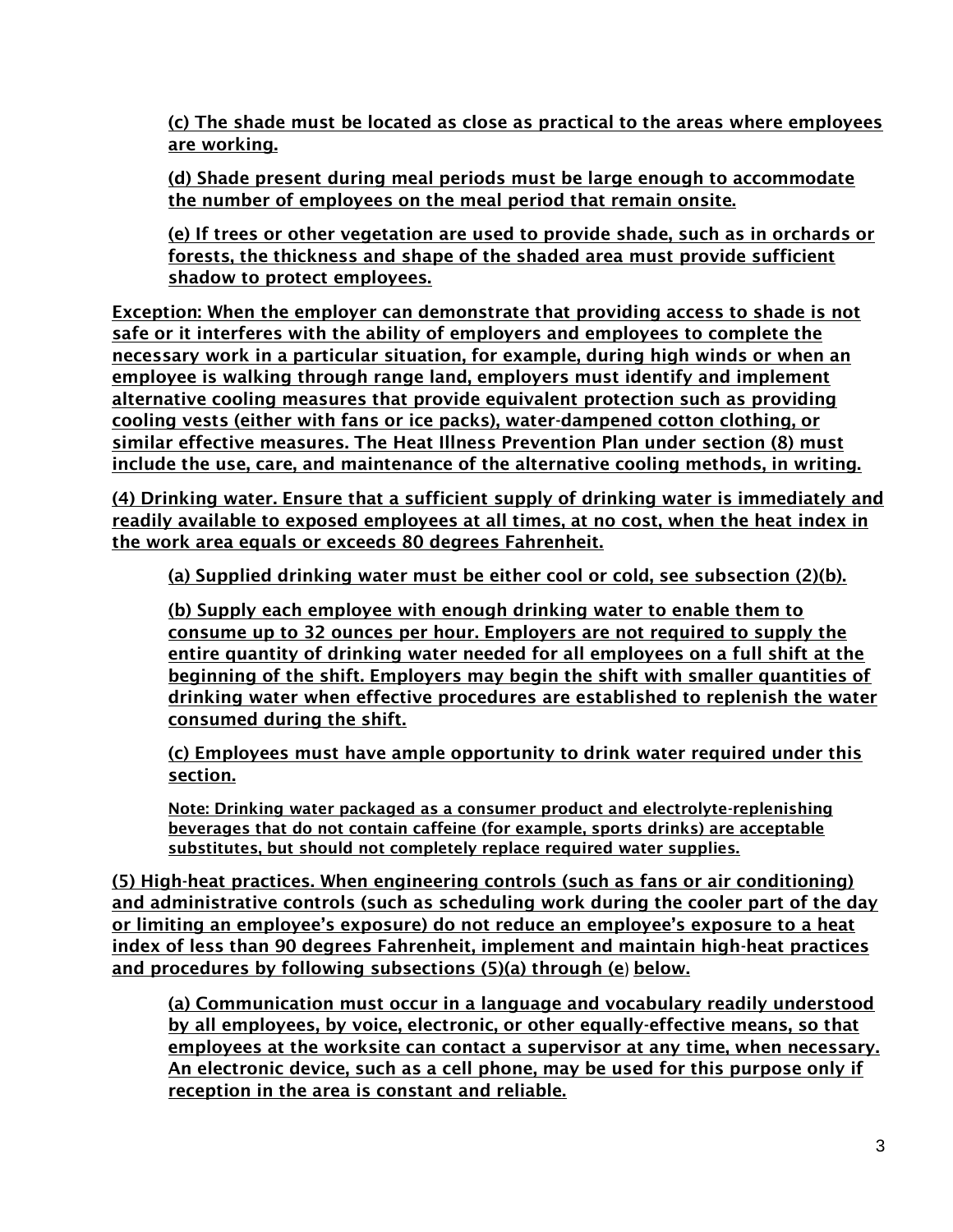(c) The shade must be located as close as practical to the areas where employees are working.

(d) Shade present during meal periods must be large enough to accommodate the number of employees on the meal period that remain onsite.

(e) If trees or other vegetation are used to provide shade, such as in orchards or forests, the thickness and shape of the shaded area must provide sufficient shadow to protect employees.

Exception: When the employer can demonstrate that providing access to shade is not safe or it interferes with the ability of employers and employees to complete the necessary work in a particular situation, for example, during high winds or when an employee is walking through range land, employers must identify and implement alternative cooling measures that provide equivalent protection such as providing cooling vests (either with fans or ice packs), water-dampened cotton clothing, or similar effective measures. The Heat Illness Prevention Plan under section (8) must include the use, care, and maintenance of the alternative cooling methods, in writing.

(4) Drinking water. Ensure that a sufficient supply of drinking water is immediately and readily available to exposed employees at all times, at no cost, when the heat index in the work area equals or exceeds 80 degrees Fahrenheit.

(a) Supplied drinking water must be either cool or cold, see subsection (2)(b).

(b) Supply each employee with enough drinking water to enable them to consume up to 32 ounces per hour. Employers are not required to supply the entire quantity of drinking water needed for all employees on a full shift at the beginning of the shift. Employers may begin the shift with smaller quantities of drinking water when effective procedures are established to replenish the water consumed during the shift.

(c) Employees must have ample opportunity to drink water required under this section.

Note: Drinking water packaged as a consumer product and electrolyte-replenishing beverages that do not contain caffeine (for example, sports drinks) are acceptable substitutes, but should not completely replace required water supplies.

(5) High-heat practices. When engineering controls (such as fans or air conditioning) and administrative controls (such as scheduling work during the cooler part of the day or limiting an employee's exposure) do not reduce an employee's exposure to a heat index of less than 90 degrees Fahrenheit, implement and maintain high-heat practices and procedures by following subsections (5)(a) through (e) below.

(a) Communication must occur in a language and vocabulary readily understood by all employees, by voice, electronic, or other equally-effective means, so that employees at the worksite can contact a supervisor at any time, when necessary. An electronic device, such as a cell phone, may be used for this purpose only if reception in the area is constant and reliable.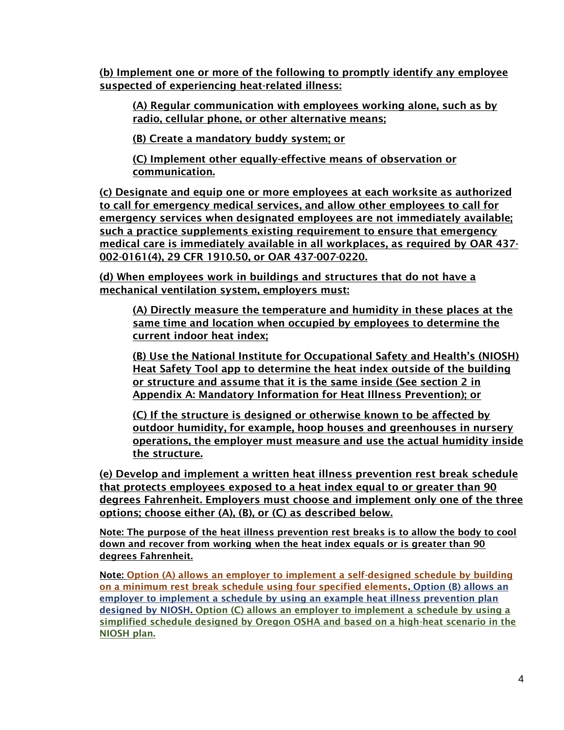**(b) Implement one or more of the following to promptly identify any employee suspected of experiencing heat-related illness:**

> **(A) Regular communication with employees working alone, such as by radio, cellular phone, or other alternative means;**
>
> **(B) Create a mandatory buddy system; or**
>
> **(C) Implement other equally-effective means of observation or communication.**

**(c) Designate and equip one or more employees at each worksite as authorized to call for emergency medical services, and allow other employees to call for emergency services when designated employees are not immediately available; such a practice supplements existing requirement to ensure that emergency medical care is immediately available in all workplaces, as required by OAR 437-002-0161(4), 29 CFR 1910.50, or OAR 437-007-0220.**

**(d) When employees work in buildings and structures that do not have a mechanical ventilation system, employers must:**

> **(A) Directly measure the temperature and humidity in these places at the same time and location when occupied by employees to determine the current indoor heat index;**
>
> **(B) Use the National Institute for Occupational Safety and Health's (NIOSH) Heat Safety Tool app to determine the heat index outside of the building or structure and assume that it is the same inside (See section 2 in Appendix A: Mandatory Information for Heat Illness Prevention); or**
>
> **(C) If the structure is designed or otherwise known to be affected by outdoor humidity, for example, hoop houses and greenhouses in nursery operations, the employer must measure and use the actual humidity inside the structure.**

**(e) Develop and implement a written heat illness prevention rest break schedule that protects employees exposed to a heat index equal to or greater than 90 degrees Fahrenheit. Employers must choose and implement only one of the three options; choose either (A), (B), or (C) as described below.**

**Note: The purpose of the heat illness prevention rest breaks is to allow the body to cool down and recover from working when the heat index equals or is greater than 90 degrees Fahrenheit.**

**Note: Option (A) allows an employer to implement a self-designed schedule by building on a minimum rest break schedule using four specified elements. Option (B) allows an employer to implement a schedule by using an example heat illness prevention plan designed by NIOSH. Option (C) allows an employer to implement a schedule by using a simplified schedule designed by Oregon OSHA and based on a high-heat scenario in the NIOSH plan.**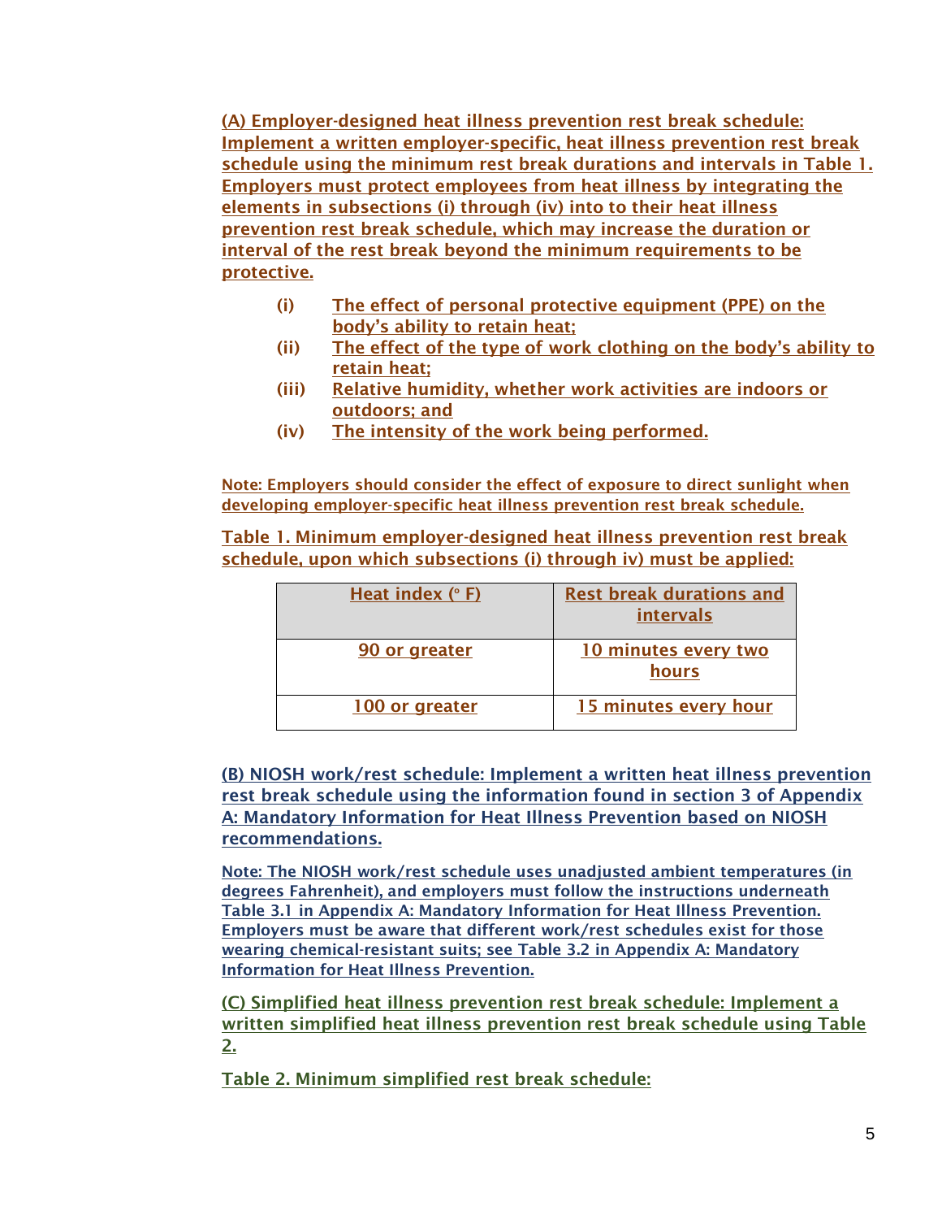**(A) Employer-designed heat illness prevention rest break schedule: Implement a written employer-specific, heat illness prevention rest break schedule using the minimum rest break durations and intervals in Table 1. Employers must protect employees from heat illness by integrating the elements in subsections (i) through (iv) into to their heat illness prevention rest break schedule, which may increase the duration or interval of the rest break beyond the minimum requirements to be protective.**

- **(i)** **The effect of personal protective equipment (PPE) on the body's ability to retain heat;**
- **(ii)** **The effect of the type of work clothing on the body's ability to retain heat;**
- **(iii)** **Relative humidity, whether work activities are indoors or outdoors; and**
- **(iv)** **The intensity of the work being performed.**

**Note: Employers should consider the effect of exposure to direct sunlight when developing employer-specific heat illness prevention rest break schedule.**

**Table 1. Minimum employer-designed heat illness prevention rest break schedule, upon which subsections (i) through iv) must be applied:**

| Heat index (° F) | Rest break durations and intervals |
|---|---|
| 90 or greater | 10 minutes every two hours |
| 100 or greater | 15 minutes every hour |

**(B) NIOSH work/rest schedule: Implement a written heat illness prevention rest break schedule using the information found in section 3 of Appendix A: Mandatory Information for Heat Illness Prevention based on NIOSH recommendations.**

**Note: The NIOSH work/rest schedule uses unadjusted ambient temperatures (in degrees Fahrenheit), and employers must follow the instructions underneath Table 3.1 in Appendix A: Mandatory Information for Heat Illness Prevention. Employers must be aware that different work/rest schedules exist for those wearing chemical-resistant suits; see Table 3.2 in Appendix A: Mandatory Information for Heat Illness Prevention.**

**(C) Simplified heat illness prevention rest break schedule: Implement a written simplified heat illness prevention rest break schedule using Table 2.**

**Table 2. Minimum simplified rest break schedule:**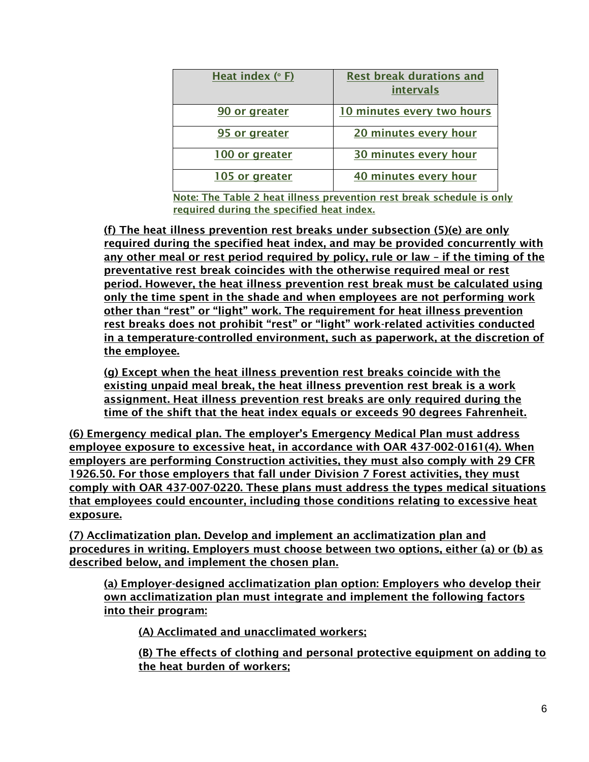| Heat index (° F) | Rest break durations and intervals |
| --- | --- |
| 90 or greater | 10 minutes every two hours |
| 95 or greater | 20 minutes every hour |
| 100 or greater | 30 minutes every hour |
| 105 or greater | 40 minutes every hour |

Note: The Table 2 heat illness prevention rest break schedule is only required during the specified heat index.

(f) The heat illness prevention rest breaks under subsection (5)(e) are only required during the specified heat index, and may be provided concurrently with any other meal or rest period required by policy, rule or law – if the timing of the preventative rest break coincides with the otherwise required meal or rest period. However, the heat illness prevention rest break must be calculated using only the time spent in the shade and when employees are not performing work other than "rest" or "light" work. The requirement for heat illness prevention rest breaks does not prohibit "rest" or "light" work-related activities conducted in a temperature-controlled environment, such as paperwork, at the discretion of the employee.

(g) Except when the heat illness prevention rest breaks coincide with the existing unpaid meal break, the heat illness prevention rest break is a work assignment. Heat illness prevention rest breaks are only required during the time of the shift that the heat index equals or exceeds 90 degrees Fahrenheit.

(6) Emergency medical plan. The employer's Emergency Medical Plan must address employee exposure to excessive heat, in accordance with OAR 437-002-0161(4). When employers are performing Construction activities, they must also comply with 29 CFR 1926.50. For those employers that fall under Division 7 Forest activities, they must comply with OAR 437-007-0220. These plans must address the types medical situations that employees could encounter, including those conditions relating to excessive heat exposure.

(7) Acclimatization plan. Develop and implement an acclimatization plan and procedures in writing. Employers must choose between two options, either (a) or (b) as described below, and implement the chosen plan.

(a) Employer-designed acclimatization plan option: Employers who develop their own acclimatization plan must integrate and implement the following factors into their program:

(A) Acclimated and unacclimated workers;

(B) The effects of clothing and personal protective equipment on adding to the heat burden of workers;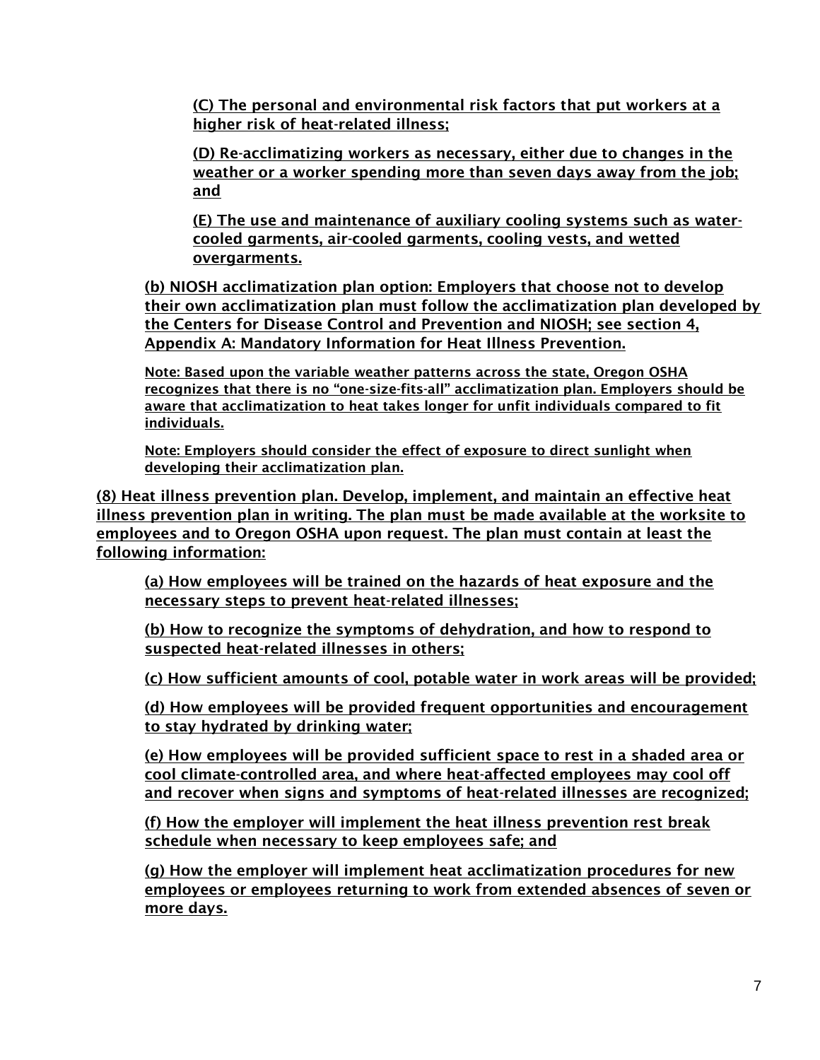(C) The personal and environmental risk factors that put workers at a higher risk of heat-related illness;

(D) Re-acclimatizing workers as necessary, either due to changes in the weather or a worker spending more than seven days away from the job; and

(E) The use and maintenance of auxiliary cooling systems such as water-cooled garments, air-cooled garments, cooling vests, and wetted overgarments.

(b) NIOSH acclimatization plan option: Employers that choose not to develop their own acclimatization plan must follow the acclimatization plan developed by the Centers for Disease Control and Prevention and NIOSH; see section 4, Appendix A: Mandatory Information for Heat Illness Prevention.

Note: Based upon the variable weather patterns across the state, Oregon OSHA recognizes that there is no "one-size-fits-all" acclimatization plan. Employers should be aware that acclimatization to heat takes longer for unfit individuals compared to fit individuals.

Note: Employers should consider the effect of exposure to direct sunlight when developing their acclimatization plan.

(8) Heat illness prevention plan. Develop, implement, and maintain an effective heat illness prevention plan in writing. The plan must be made available at the worksite to employees and to Oregon OSHA upon request. The plan must contain at least the following information:

(a) How employees will be trained on the hazards of heat exposure and the necessary steps to prevent heat-related illnesses;

(b) How to recognize the symptoms of dehydration, and how to respond to suspected heat-related illnesses in others;

(c) How sufficient amounts of cool, potable water in work areas will be provided;

(d) How employees will be provided frequent opportunities and encouragement to stay hydrated by drinking water;

(e) How employees will be provided sufficient space to rest in a shaded area or cool climate-controlled area, and where heat-affected employees may cool off and recover when signs and symptoms of heat-related illnesses are recognized;

(f) How the employer will implement the heat illness prevention rest break schedule when necessary to keep employees safe; and

(g) How the employer will implement heat acclimatization procedures for new employees or employees returning to work from extended absences of seven or more days.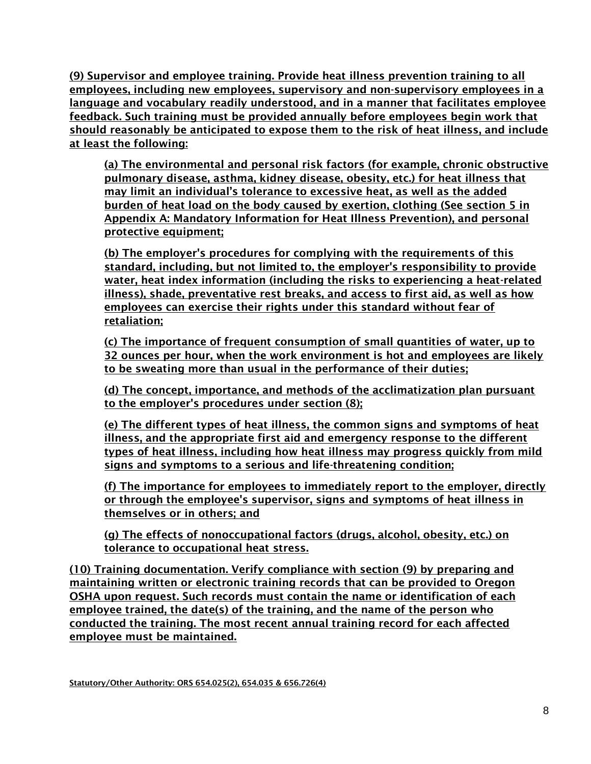(9) Supervisor and employee training. Provide heat illness prevention training to all employees, including new employees, supervisory and non-supervisory employees in a language and vocabulary readily understood, and in a manner that facilitates employee feedback. Such training must be provided annually before employees begin work that should reasonably be anticipated to expose them to the risk of heat illness, and include at least the following:

(a) The environmental and personal risk factors (for example, chronic obstructive pulmonary disease, asthma, kidney disease, obesity, etc.) for heat illness that may limit an individual's tolerance to excessive heat, as well as the added burden of heat load on the body caused by exertion, clothing (See section 5 in Appendix A: Mandatory Information for Heat Illness Prevention), and personal protective equipment;

(b) The employer's procedures for complying with the requirements of this standard, including, but not limited to, the employer's responsibility to provide water, heat index information (including the risks to experiencing a heat-related illness), shade, preventative rest breaks, and access to first aid, as well as how employees can exercise their rights under this standard without fear of retaliation;

(c) The importance of frequent consumption of small quantities of water, up to 32 ounces per hour, when the work environment is hot and employees are likely to be sweating more than usual in the performance of their duties;

(d) The concept, importance, and methods of the acclimatization plan pursuant to the employer's procedures under section (8);

(e) The different types of heat illness, the common signs and symptoms of heat illness, and the appropriate first aid and emergency response to the different types of heat illness, including how heat illness may progress quickly from mild signs and symptoms to a serious and life-threatening condition;

(f) The importance for employees to immediately report to the employer, directly or through the employee's supervisor, signs and symptoms of heat illness in themselves or in others; and

(g) The effects of nonoccupational factors (drugs, alcohol, obesity, etc.) on tolerance to occupational heat stress.

(10) Training documentation. Verify compliance with section (9) by preparing and maintaining written or electronic training records that can be provided to Oregon OSHA upon request. Such records must contain the name or identification of each employee trained, the date(s) of the training, and the name of the person who conducted the training. The most recent annual training record for each affected employee must be maintained.

Statutory/Other Authority: ORS 654.025(2), 654.035 & 656.726(4)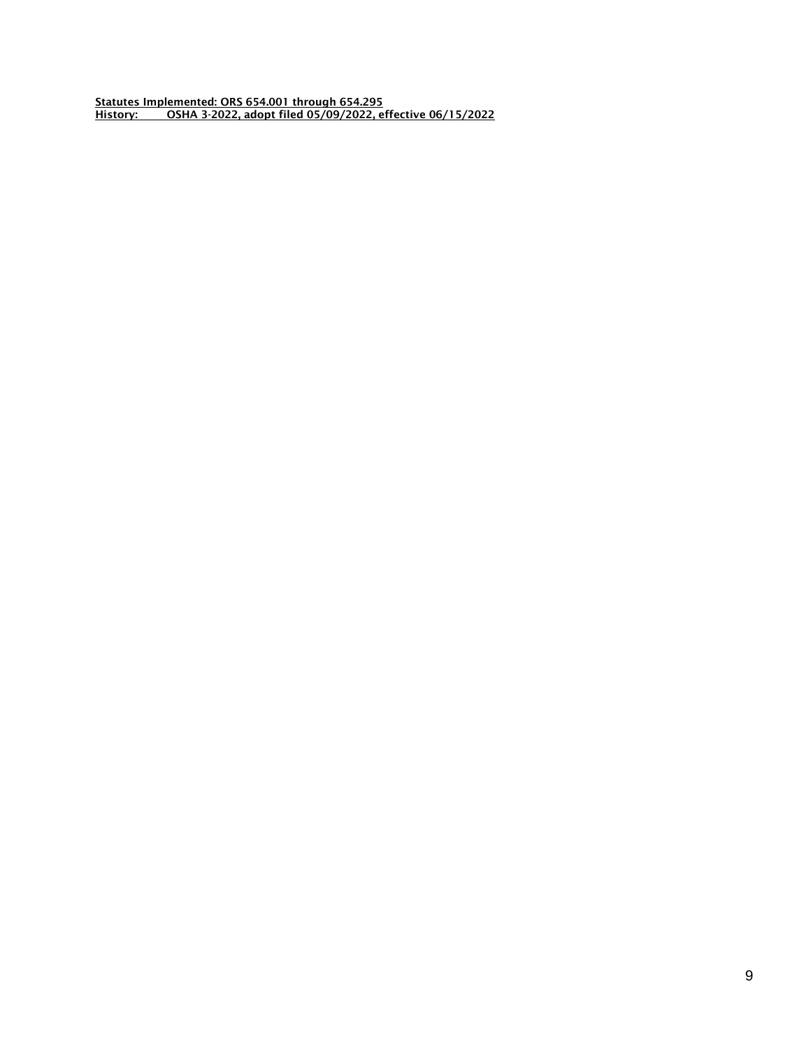<u>Statutes Implemented: ORS 654.001 through 654.295</u>
<u>History:        OSHA 3-2022, adopt filed 05/09/2022, effective 06/15/2022</u>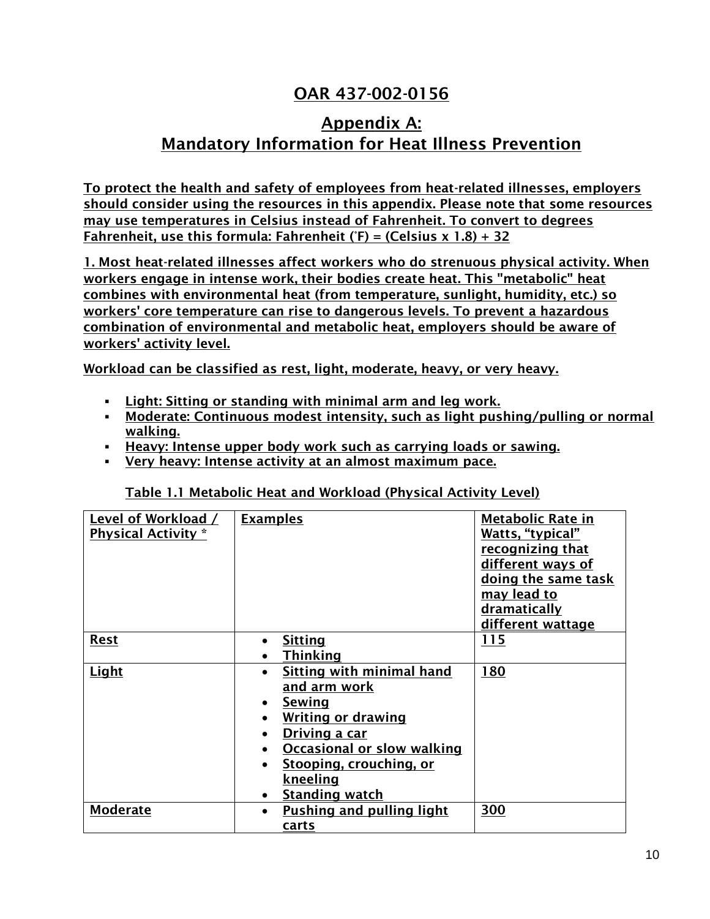# OAR 437-002-0156

## Appendix A: Mandatory Information for Heat Illness Prevention

**To protect the health and safety of employees from heat-related illnesses, employers should consider using the resources in this appendix. Please note that some resources may use temperatures in Celsius instead of Fahrenheit. To convert to degrees Fahrenheit, use this formula: Fahrenheit (˚F) = (Celsius x 1.8) + 32**

**1. Most heat-related illnesses affect workers who do strenuous physical activity. When workers engage in intense work, their bodies create heat. This "metabolic" heat combines with environmental heat (from temperature, sunlight, humidity, etc.) so workers' core temperature can rise to dangerous levels. To prevent a hazardous combination of environmental and metabolic heat, employers should be aware of workers' activity level.**

**Workload can be classified as rest, light, moderate, heavy, or very heavy.**

- **Light: Sitting or standing with minimal arm and leg work.**
- **Moderate: Continuous modest intensity, such as light pushing/pulling or normal walking.**
- **Heavy: Intense upper body work such as carrying loads or sawing.**
- **Very heavy: Intense activity at an almost maximum pace.**

**Table 1.1 Metabolic Heat and Workload (Physical Activity Level)**

| Level of Workload / Physical Activity * | Examples | Metabolic Rate in Watts, "typical" recognizing that different ways of doing the same task may lead to dramatically different wattage |
|---|---|---|
| Rest | • Sitting<br>• Thinking | 115 |
| Light | • Sitting with minimal hand and arm work<br>• Sewing<br>• Writing or drawing<br>• Driving a car<br>• Occasional or slow walking<br>• Stooping, crouching, or kneeling<br>• Standing watch | 180 |
| Moderate | • Pushing and pulling light carts | 300 |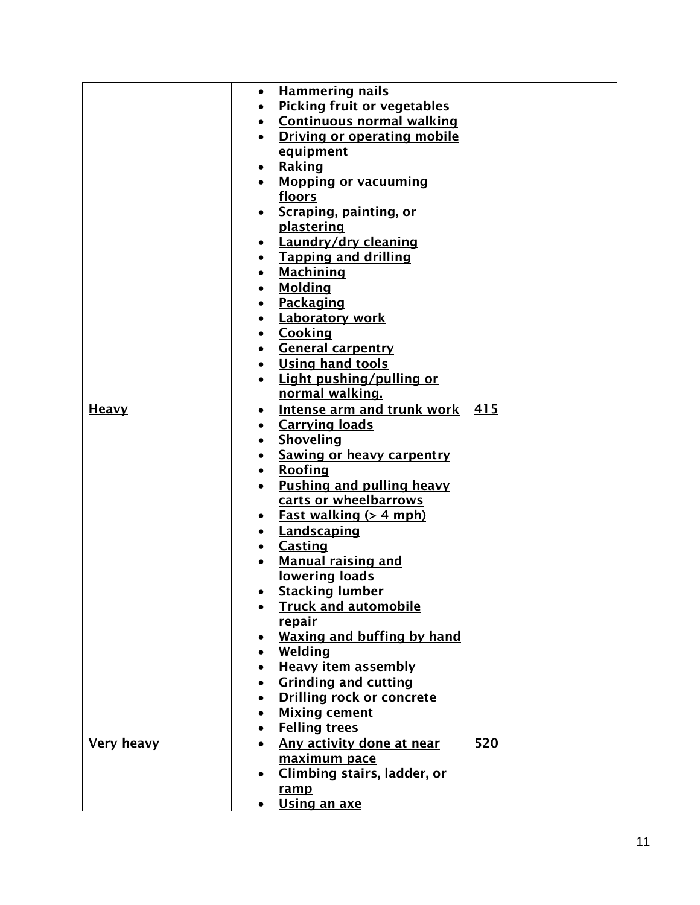| | | |
|---|---|---|
| | • Hammering nails<br>• Picking fruit or vegetables<br>• Continuous normal walking<br>• Driving or operating mobile equipment<br>• Raking<br>• Mopping or vacuuming floors<br>• Scraping, painting, or plastering<br>• Laundry/dry cleaning<br>• Tapping and drilling<br>• Machining<br>• Molding<br>• Packaging<br>• Laboratory work<br>• Cooking<br>• General carpentry<br>• Using hand tools<br>• Light pushing/pulling or normal walking. | |
| Heavy | • Intense arm and trunk work<br>• Carrying loads<br>• Shoveling<br>• Sawing or heavy carpentry<br>• Roofing<br>• Pushing and pulling heavy carts or wheelbarrows<br>• Fast walking (> 4 mph)<br>• Landscaping<br>• Casting<br>• Manual raising and lowering loads<br>• Stacking lumber<br>• Truck and automobile repair<br>• Waxing and buffing by hand<br>• Welding<br>• Heavy item assembly<br>• Grinding and cutting<br>• Drilling rock or concrete<br>• Mixing cement<br>• Felling trees | 415 |
| Very heavy | • Any activity done at near maximum pace<br>• Climbing stairs, ladder, or ramp<br>• Using an axe | 520 |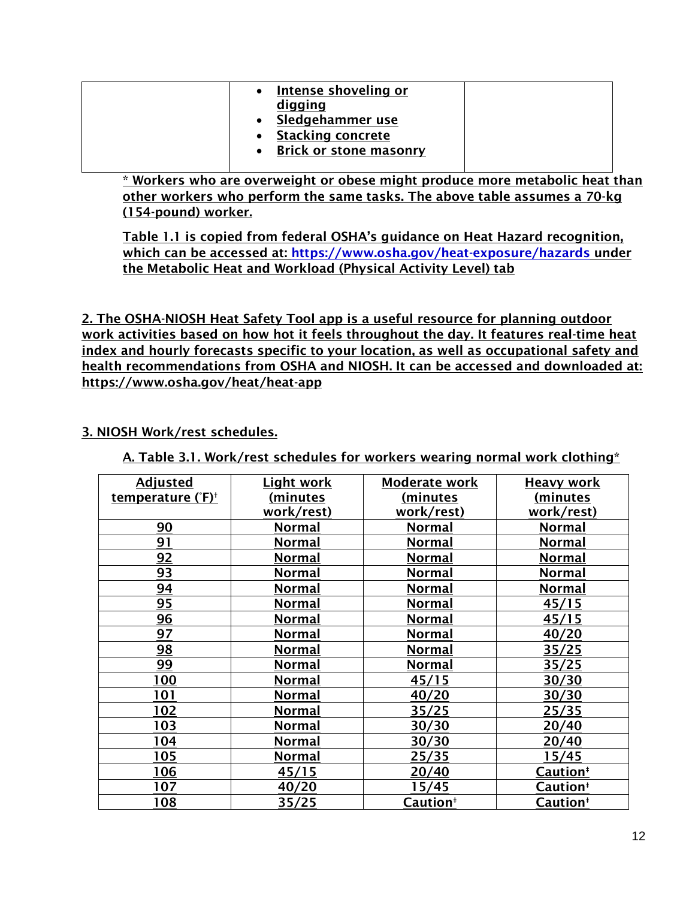|  | - Intense shoveling or digging<br>- Sledgehammer use<br>- Stacking concrete<br>- Brick or stone masonry |  |
|---|---|---|

* Workers who are overweight or obese might produce more metabolic heat than other workers who perform the same tasks. The above table assumes a 70-kg (154-pound) worker.

Table 1.1 is copied from federal OSHA's guidance on Heat Hazard recognition, which can be accessed at: https://www.osha.gov/heat-exposure/hazards under the Metabolic Heat and Workload (Physical Activity Level) tab

2. The OSHA-NIOSH Heat Safety Tool app is a useful resource for planning outdoor work activities based on how hot it feels throughout the day. It features real-time heat index and hourly forecasts specific to your location, as well as occupational safety and health recommendations from OSHA and NIOSH. It can be accessed and downloaded at: https://www.osha.gov/heat/heat-app

3. NIOSH Work/rest schedules.

A. Table 3.1. Work/rest schedules for workers wearing normal work clothing*

| Adjusted temperature (°F)† | Light work (minutes work/rest) | Moderate work (minutes work/rest) | Heavy work (minutes work/rest) |
|---|---|---|---|
| 90 | Normal | Normal | Normal |
| 91 | Normal | Normal | Normal |
| 92 | Normal | Normal | Normal |
| 93 | Normal | Normal | Normal |
| 94 | Normal | Normal | Normal |
| 95 | Normal | Normal | 45/15 |
| 96 | Normal | Normal | 45/15 |
| 97 | Normal | Normal | 40/20 |
| 98 | Normal | Normal | 35/25 |
| 99 | Normal | Normal | 35/25 |
| 100 | Normal | 45/15 | 30/30 |
| 101 | Normal | 40/20 | 30/30 |
| 102 | Normal | 35/25 | 25/35 |
| 103 | Normal | 30/30 | 20/40 |
| 104 | Normal | 30/30 | 20/40 |
| 105 | Normal | 25/35 | 15/45 |
| 106 | 45/15 | 20/40 | Caution‡ |
| 107 | 40/20 | 15/45 | Caution‡ |
| 108 | 35/25 | Caution‡ | Caution‡ |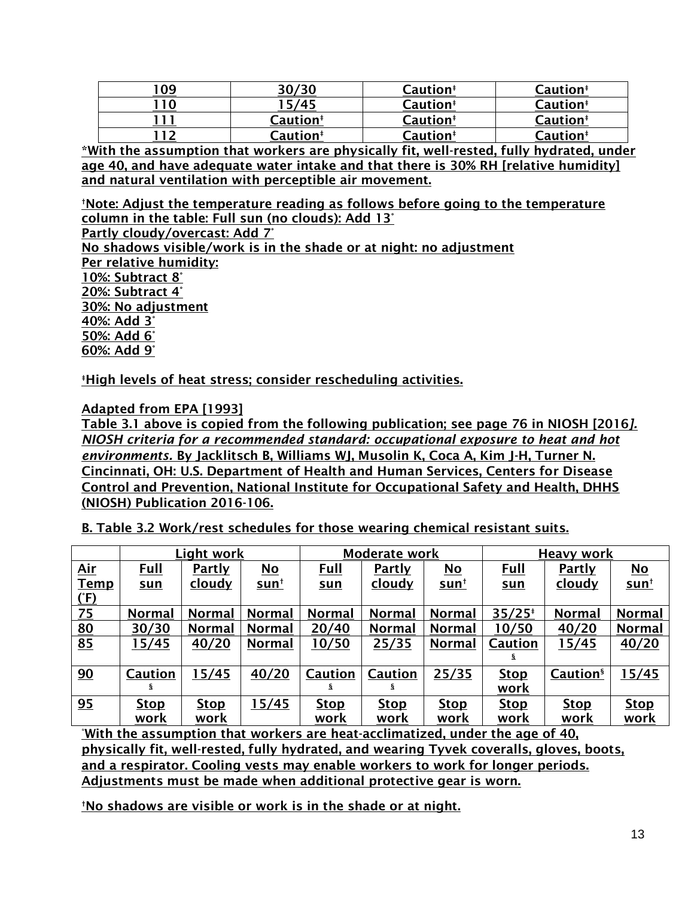| 109 | 30/30 | Caution‡ | Caution‡ |
|---|---|---|---|
| 110 | 15/45 | Caution‡ | Caution‡ |
| 111 | Caution‡ | Caution‡ | Caution‡ |
| 112 | Caution‡ | Caution‡ | Caution‡ |

*With the assumption that workers are physically fit, well-rested, fully hydrated, under age 40, and have adequate water intake and that there is 30% RH [relative humidity] and natural ventilation with perceptible air movement.

†Note: Adjust the temperature reading as follows before going to the temperature column in the table: Full sun (no clouds): Add 13°
Partly cloudy/overcast: Add 7°
No shadows visible/work is in the shade or at night: no adjustment
Per relative humidity:
10%: Subtract 8°
20%: Subtract 4°
30%: No adjustment
40%: Add 3°
50%: Add 6°
60%: Add 9°

‡High levels of heat stress; consider rescheduling activities.

Adapted from EPA [1993]
Table 3.1 above is copied from the following publication; see page 76 in NIOSH [2016]. *NIOSH criteria for a recommended standard: occupational exposure to heat and hot environments.* By Jacklitsch B, Williams WJ, Musolin K, Coca A, Kim J-H, Turner N. Cincinnati, OH: U.S. Department of Health and Human Services, Centers for Disease Control and Prevention, National Institute for Occupational Safety and Health, DHHS (NIOSH) Publication 2016-106.

B. Table 3.2 Work/rest schedules for those wearing chemical resistant suits.

| | Light work | | | Moderate work | | | Heavy work | | |
|---|---|---|---|---|---|---|---|---|---|
| Air Temp (°F) | Full sun | Partly cloudy | No sun† | Full sun | Partly cloudy | No sun† | Full sun | Partly cloudy | No sun† |
| 75 | Normal | Normal | Normal | Normal | Normal | Normal | 35/25‡ | Normal | Normal |
| 80 | 30/30 | Normal | Normal | 20/40 | Normal | Normal | 10/50 | 40/20 | Normal |
| 85 | 15/45 | 40/20 | Normal | 10/50 | 25/35 | Normal | Caution§ | 15/45 | 40/20 |
| 90 | Caution§ | 15/45 | 40/20 | Caution§ | Caution§ | 25/35 | Stop work | Caution§ | 15/45 |
| 95 | Stop work | Stop work | 15/45 | Stop work | Stop work | Stop work | Stop work | Stop work | Stop work |

*With the assumption that workers are heat-acclimatized, under the age of 40, physically fit, well-rested, fully hydrated, and wearing Tyvek coveralls, gloves, boots, and a respirator. Cooling vests may enable workers to work for longer periods. Adjustments must be made when additional protective gear is worn.

†No shadows are visible or work is in the shade or at night.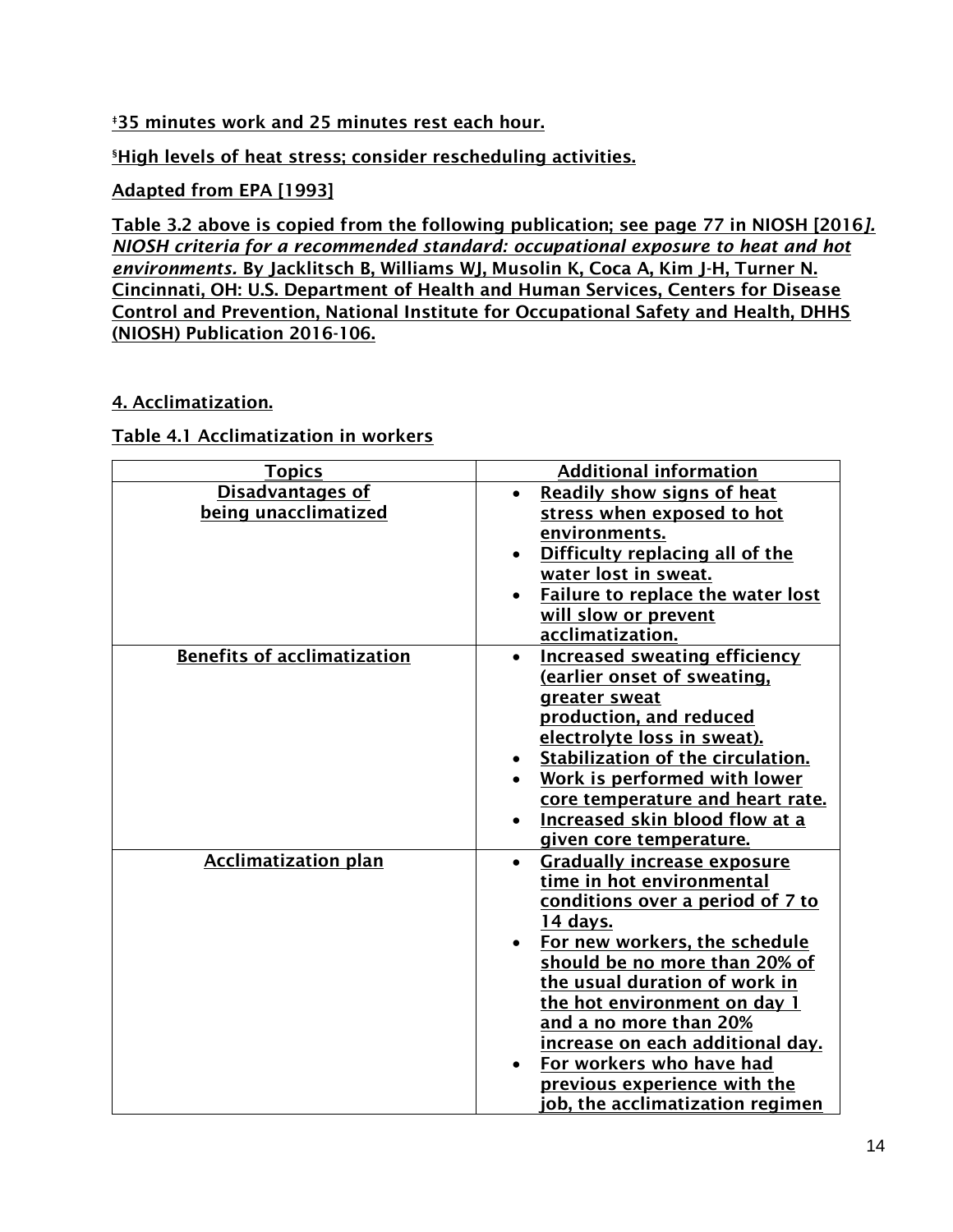‡35 minutes work and 25 minutes rest each hour.

§High levels of heat stress; consider rescheduling activities.

Adapted from EPA [1993]

Table 3.2 above is copied from the following publication; see page 77 in NIOSH [2016]. *NIOSH criteria for a recommended standard: occupational exposure to heat and hot environments.* By Jacklitsch B, Williams WJ, Musolin K, Coca A, Kim J-H, Turner N. Cincinnati, OH: U.S. Department of Health and Human Services, Centers for Disease Control and Prevention, National Institute for Occupational Safety and Health, DHHS (NIOSH) Publication 2016-106.

## 4. Acclimatization.

Table 4.1 Acclimatization in workers

| Topics | Additional information |
|---|---|
| Disadvantages of being unacclimatized | • Readily show signs of heat stress when exposed to hot environments.<br>• Difficulty replacing all of the water lost in sweat.<br>• Failure to replace the water lost will slow or prevent acclimatization. |
| Benefits of acclimatization | • Increased sweating efficiency (earlier onset of sweating, greater sweat production, and reduced electrolyte loss in sweat).<br>• Stabilization of the circulation.<br>• Work is performed with lower core temperature and heart rate.<br>• Increased skin blood flow at a given core temperature. |
| Acclimatization plan | • Gradually increase exposure time in hot environmental conditions over a period of 7 to 14 days.<br>• For new workers, the schedule should be no more than 20% of the usual duration of work in the hot environment on day 1 and a no more than 20% increase on each additional day.<br>• For workers who have had previous experience with the job, the acclimatization regimen |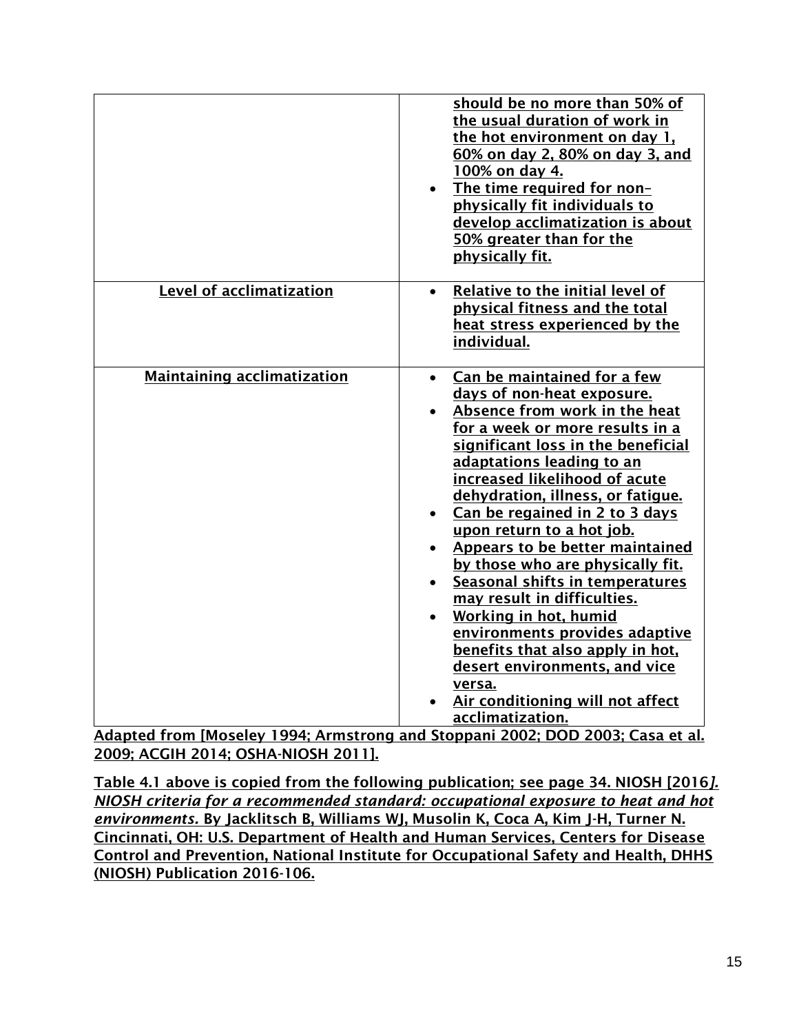| | |
|---|---|
| | • should be no more than 50% of the usual duration of work in the hot environment on day 1, 60% on day 2, 80% on day 3, and 100% on day 4.<br>• The time required for non–physically fit individuals to develop acclimatization is about 50% greater than for the physically fit. |
| Level of acclimatization | • Relative to the initial level of physical fitness and the total heat stress experienced by the individual. |
| Maintaining acclimatization | • Can be maintained for a few days of non-heat exposure.<br>• Absence from work in the heat for a week or more results in a significant loss in the beneficial adaptations leading to an increased likelihood of acute dehydration, illness, or fatigue.<br>• Can be regained in 2 to 3 days upon return to a hot job.<br>• Appears to be better maintained by those who are physically fit.<br>• Seasonal shifts in temperatures may result in difficulties.<br>• Working in hot, humid environments provides adaptive benefits that also apply in hot, desert environments, and vice versa.<br>• Air conditioning will not affect acclimatization. |

Adapted from [Moseley 1994; Armstrong and Stoppani 2002; DOD 2003; Casa et al. 2009; ACGIH 2014; OSHA-NIOSH 2011].

Table 4.1 above is copied from the following publication; see page 34. NIOSH [2016]. *NIOSH criteria for a recommended standard: occupational exposure to heat and hot environments.* By Jacklitsch B, Williams WJ, Musolin K, Coca A, Kim J-H, Turner N. Cincinnati, OH: U.S. Department of Health and Human Services, Centers for Disease Control and Prevention, National Institute for Occupational Safety and Health, DHHS (NIOSH) Publication 2016-106.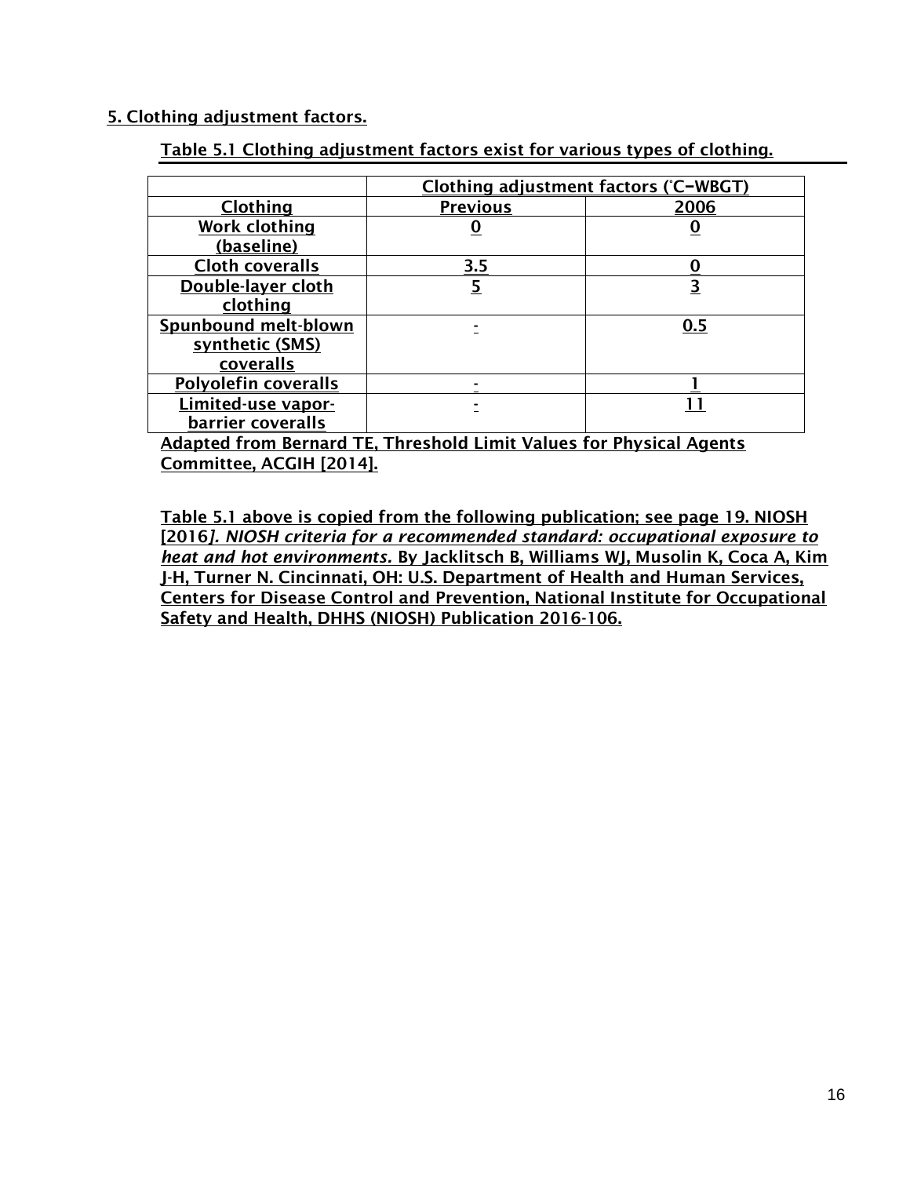## 5. Clothing adjustment factors.

**Table 5.1 Clothing adjustment factors exist for various types of clothing.**

| | Clothing adjustment factors (°C–WBGT) | |
|---|---|---|
| **Clothing** | **Previous** | **2006** |
| Work clothing (baseline) | 0 | 0 |
| Cloth coveralls | 3.5 | 0 |
| Double-layer cloth clothing | 5 | 3 |
| Spunbound melt-blown synthetic (SMS) coveralls | - | 0.5 |
| Polyolefin coveralls | - | 1 |
| Limited-use vapor-barrier coveralls | - | 11 |

Adapted from Bernard TE, Threshold Limit Values for Physical Agents Committee, ACGIH [2014].

Table 5.1 above is copied from the following publication; see page 19. NIOSH [2016*]. NIOSH criteria for a recommended standard: occupational exposure to heat and hot environments.* By Jacklitsch B, Williams WJ, Musolin K, Coca A, Kim J-H, Turner N. Cincinnati, OH: U.S. Department of Health and Human Services, Centers for Disease Control and Prevention, National Institute for Occupational Safety and Health, DHHS (NIOSH) Publication 2016-106.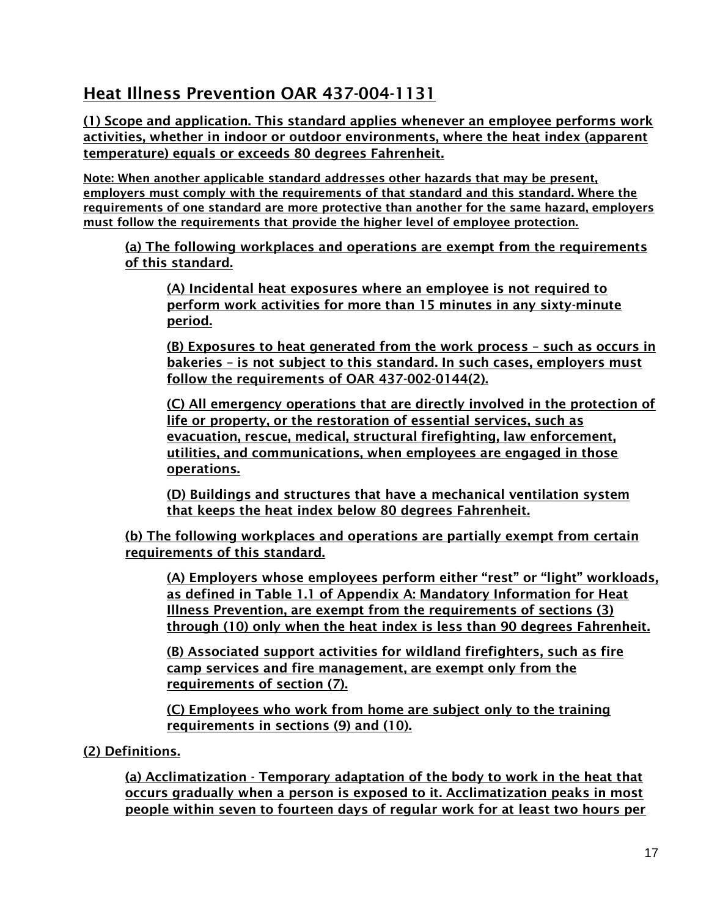## Heat Illness Prevention OAR 437-004-1131

**(1) Scope and application. This standard applies whenever an employee performs work activities, whether in indoor or outdoor environments, where the heat index (apparent temperature) equals or exceeds 80 degrees Fahrenheit.**

**Note: When another applicable standard addresses other hazards that may be present, employers must comply with the requirements of that standard and this standard. Where the requirements of one standard are more protective than another for the same hazard, employers must follow the requirements that provide the higher level of employee protection.**

**(a) The following workplaces and operations are exempt from the requirements of this standard.**

**(A) Incidental heat exposures where an employee is not required to perform work activities for more than 15 minutes in any sixty-minute period.**

**(B) Exposures to heat generated from the work process – such as occurs in bakeries – is not subject to this standard. In such cases, employers must follow the requirements of OAR 437-002-0144(2).**

**(C) All emergency operations that are directly involved in the protection of life or property, or the restoration of essential services, such as evacuation, rescue, medical, structural firefighting, law enforcement, utilities, and communications, when employees are engaged in those operations.**

**(D) Buildings and structures that have a mechanical ventilation system that keeps the heat index below 80 degrees Fahrenheit.**

**(b) The following workplaces and operations are partially exempt from certain requirements of this standard.**

**(A) Employers whose employees perform either "rest" or "light" workloads, as defined in Table 1.1 of Appendix A: Mandatory Information for Heat Illness Prevention, are exempt from the requirements of sections (3) through (10) only when the heat index is less than 90 degrees Fahrenheit.**

**(B) Associated support activities for wildland firefighters, such as fire camp services and fire management, are exempt only from the requirements of section (7).**

**(C) Employees who work from home are subject only to the training requirements in sections (9) and (10).**

**(2) Definitions.**

**(a) Acclimatization - Temporary adaptation of the body to work in the heat that occurs gradually when a person is exposed to it. Acclimatization peaks in most people within seven to fourteen days of regular work for at least two hours per**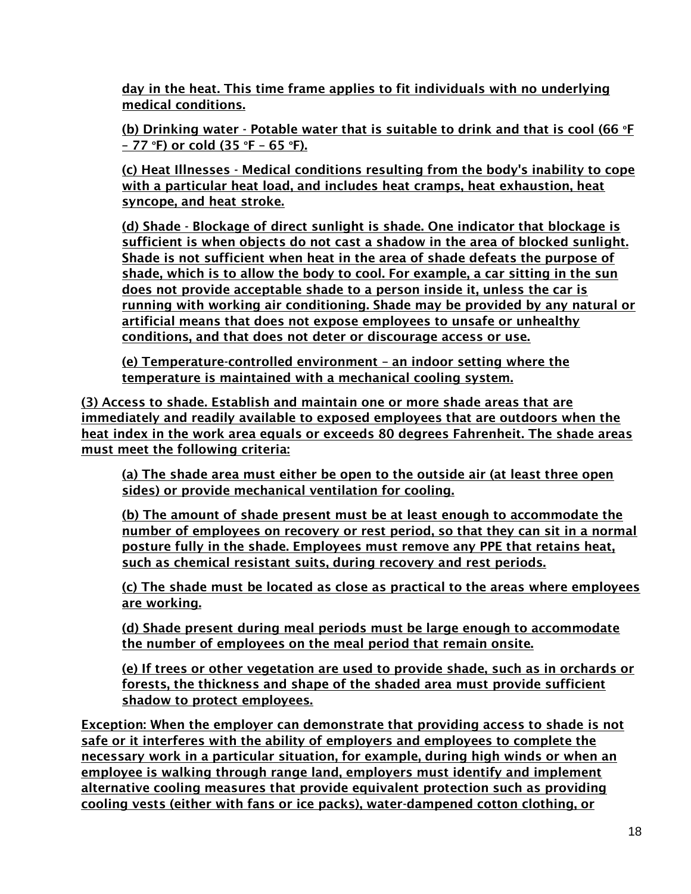day in the heat. This time frame applies to fit individuals with no underlying medical conditions.

(b) Drinking water - Potable water that is suitable to drink and that is cool (66 °F – 77 °F) or cold (35 °F – 65 °F).

(c) Heat Illnesses - Medical conditions resulting from the body's inability to cope with a particular heat load, and includes heat cramps, heat exhaustion, heat syncope, and heat stroke.

(d) Shade - Blockage of direct sunlight is shade. One indicator that blockage is sufficient is when objects do not cast a shadow in the area of blocked sunlight. Shade is not sufficient when heat in the area of shade defeats the purpose of shade, which is to allow the body to cool. For example, a car sitting in the sun does not provide acceptable shade to a person inside it, unless the car is running with working air conditioning. Shade may be provided by any natural or artificial means that does not expose employees to unsafe or unhealthy conditions, and that does not deter or discourage access or use.

(e) Temperature-controlled environment – an indoor setting where the temperature is maintained with a mechanical cooling system.

(3) Access to shade. Establish and maintain one or more shade areas that are immediately and readily available to exposed employees that are outdoors when the heat index in the work area equals or exceeds 80 degrees Fahrenheit. The shade areas must meet the following criteria:

(a) The shade area must either be open to the outside air (at least three open sides) or provide mechanical ventilation for cooling.

(b) The amount of shade present must be at least enough to accommodate the number of employees on recovery or rest period, so that they can sit in a normal posture fully in the shade. Employees must remove any PPE that retains heat, such as chemical resistant suits, during recovery and rest periods.

(c) The shade must be located as close as practical to the areas where employees are working.

(d) Shade present during meal periods must be large enough to accommodate the number of employees on the meal period that remain onsite.

(e) If trees or other vegetation are used to provide shade, such as in orchards or forests, the thickness and shape of the shaded area must provide sufficient shadow to protect employees.

Exception: When the employer can demonstrate that providing access to shade is not safe or it interferes with the ability of employers and employees to complete the necessary work in a particular situation, for example, during high winds or when an employee is walking through range land, employers must identify and implement alternative cooling measures that provide equivalent protection such as providing cooling vests (either with fans or ice packs), water-dampened cotton clothing, or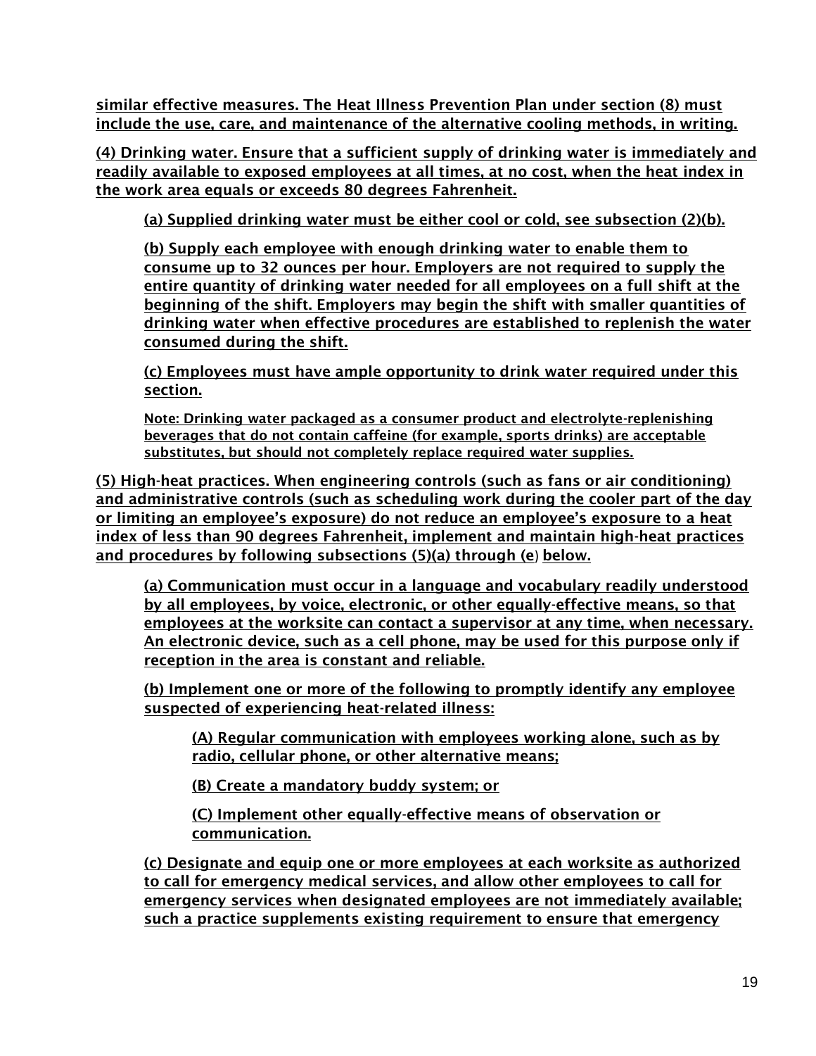similar effective measures. The Heat Illness Prevention Plan under section (8) must include the use, care, and maintenance of the alternative cooling methods, in writing.

(4) Drinking water. Ensure that a sufficient supply of drinking water is immediately and readily available to exposed employees at all times, at no cost, when the heat index in the work area equals or exceeds 80 degrees Fahrenheit.

(a) Supplied drinking water must be either cool or cold, see subsection (2)(b).

(b) Supply each employee with enough drinking water to enable them to consume up to 32 ounces per hour. Employers are not required to supply the entire quantity of drinking water needed for all employees on a full shift at the beginning of the shift. Employers may begin the shift with smaller quantities of drinking water when effective procedures are established to replenish the water consumed during the shift.

(c) Employees must have ample opportunity to drink water required under this section.

Note: Drinking water packaged as a consumer product and electrolyte-replenishing beverages that do not contain caffeine (for example, sports drinks) are acceptable substitutes, but should not completely replace required water supplies.

(5) High-heat practices. When engineering controls (such as fans or air conditioning) and administrative controls (such as scheduling work during the cooler part of the day or limiting an employee's exposure) do not reduce an employee's exposure to a heat index of less than 90 degrees Fahrenheit, implement and maintain high-heat practices and procedures by following subsections (5)(a) through (e) below.

(a) Communication must occur in a language and vocabulary readily understood by all employees, by voice, electronic, or other equally-effective means, so that employees at the worksite can contact a supervisor at any time, when necessary. An electronic device, such as a cell phone, may be used for this purpose only if reception in the area is constant and reliable.

(b) Implement one or more of the following to promptly identify any employee suspected of experiencing heat-related illness:

(A) Regular communication with employees working alone, such as by radio, cellular phone, or other alternative means;

(B) Create a mandatory buddy system; or

(C) Implement other equally-effective means of observation or communication.

(c) Designate and equip one or more employees at each worksite as authorized to call for emergency medical services, and allow other employees to call for emergency services when designated employees are not immediately available; such a practice supplements existing requirement to ensure that emergency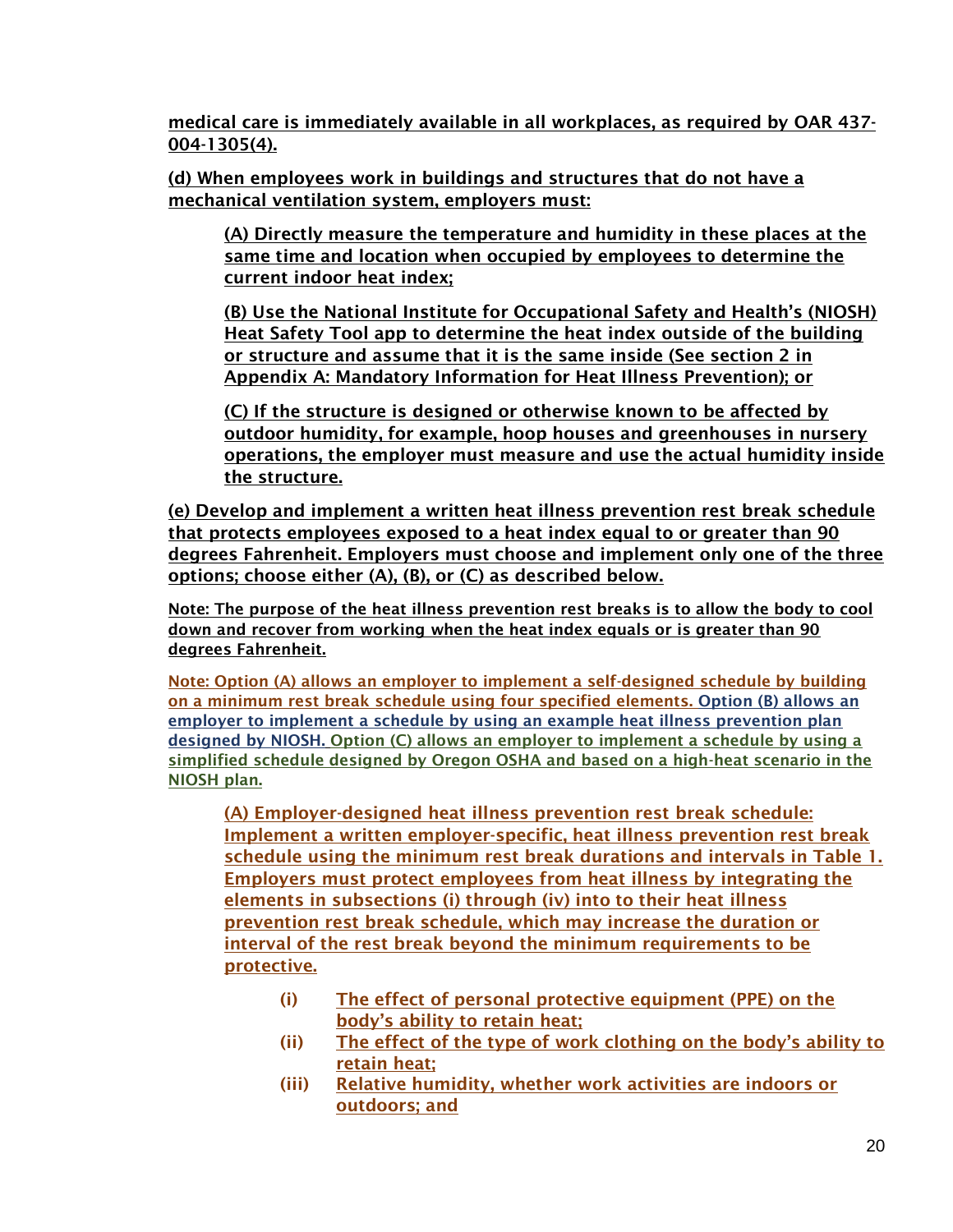**medical care is immediately available in all workplaces, as required by OAR 437-004-1305(4).**

**(d) When employees work in buildings and structures that do not have a mechanical ventilation system, employers must:**

> **(A) Directly measure the temperature and humidity in these places at the same time and location when occupied by employees to determine the current indoor heat index;**
>
> **(B) Use the National Institute for Occupational Safety and Health's (NIOSH) Heat Safety Tool app to determine the heat index outside of the building or structure and assume that it is the same inside (See section 2 in Appendix A: Mandatory Information for Heat Illness Prevention); or**
>
> **(C) If the structure is designed or otherwise known to be affected by outdoor humidity, for example, hoop houses and greenhouses in nursery operations, the employer must measure and use the actual humidity inside the structure.**

**(e) Develop and implement a written heat illness prevention rest break schedule that protects employees exposed to a heat index equal to or greater than 90 degrees Fahrenheit. Employers must choose and implement only one of the three options; choose either (A), (B), or (C) as described below.**

**Note: The purpose of the heat illness prevention rest breaks is to allow the body to cool down and recover from working when the heat index equals or is greater than 90 degrees Fahrenheit.**

**Note: Option (A) allows an employer to implement a self-designed schedule by building on a minimum rest break schedule using four specified elements. Option (B) allows an employer to implement a schedule by using an example heat illness prevention plan designed by NIOSH. Option (C) allows an employer to implement a schedule by using a simplified schedule designed by Oregon OSHA and based on a high-heat scenario in the NIOSH plan.**

> **(A) Employer-designed heat illness prevention rest break schedule: Implement a written employer-specific, heat illness prevention rest break schedule using the minimum rest break durations and intervals in Table 1. Employers must protect employees from heat illness by integrating the elements in subsections (i) through (iv) into to their heat illness prevention rest break schedule, which may increase the duration or interval of the rest break beyond the minimum requirements to be protective.**
>
> - **(i) The effect of personal protective equipment (PPE) on the body's ability to retain heat;**
> - **(ii) The effect of the type of work clothing on the body's ability to retain heat;**
> - **(iii) Relative humidity, whether work activities are indoors or outdoors; and**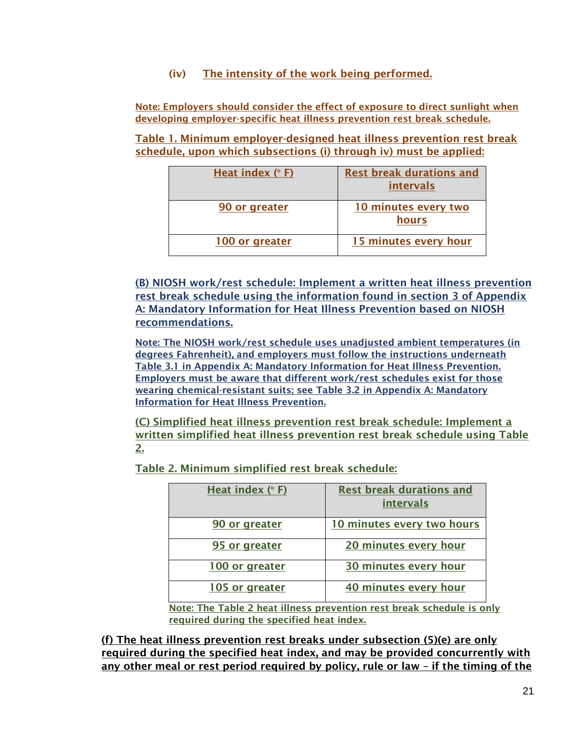(iv) The intensity of the work being performed.

Note: Employers should consider the effect of exposure to direct sunlight when developing employer-specific heat illness prevention rest break schedule.

Table 1. Minimum employer-designed heat illness prevention rest break schedule, upon which subsections (i) through iv) must be applied:

| Heat index (° F) | Rest break durations and intervals |
|---|---|
| 90 or greater | 10 minutes every two hours |
| 100 or greater | 15 minutes every hour |

(B) NIOSH work/rest schedule: Implement a written heat illness prevention rest break schedule using the information found in section 3 of Appendix A: Mandatory Information for Heat Illness Prevention based on NIOSH recommendations.

Note: The NIOSH work/rest schedule uses unadjusted ambient temperatures (in degrees Fahrenheit), and employers must follow the instructions underneath Table 3.1 in Appendix A: Mandatory Information for Heat Illness Prevention. Employers must be aware that different work/rest schedules exist for those wearing chemical-resistant suits; see Table 3.2 in Appendix A: Mandatory Information for Heat Illness Prevention.

(C) Simplified heat illness prevention rest break schedule: Implement a written simplified heat illness prevention rest break schedule using Table 2.

Table 2. Minimum simplified rest break schedule:

| Heat index (° F) | Rest break durations and intervals |
|---|---|
| 90 or greater | 10 minutes every two hours |
| 95 or greater | 20 minutes every hour |
| 100 or greater | 30 minutes every hour |
| 105 or greater | 40 minutes every hour |

Note: The Table 2 heat illness prevention rest break schedule is only required during the specified heat index.

**(f) The heat illness prevention rest breaks under subsection (5)(e) are only required during the specified heat index, and may be provided concurrently with any other meal or rest period required by policy, rule or law – if the timing of the**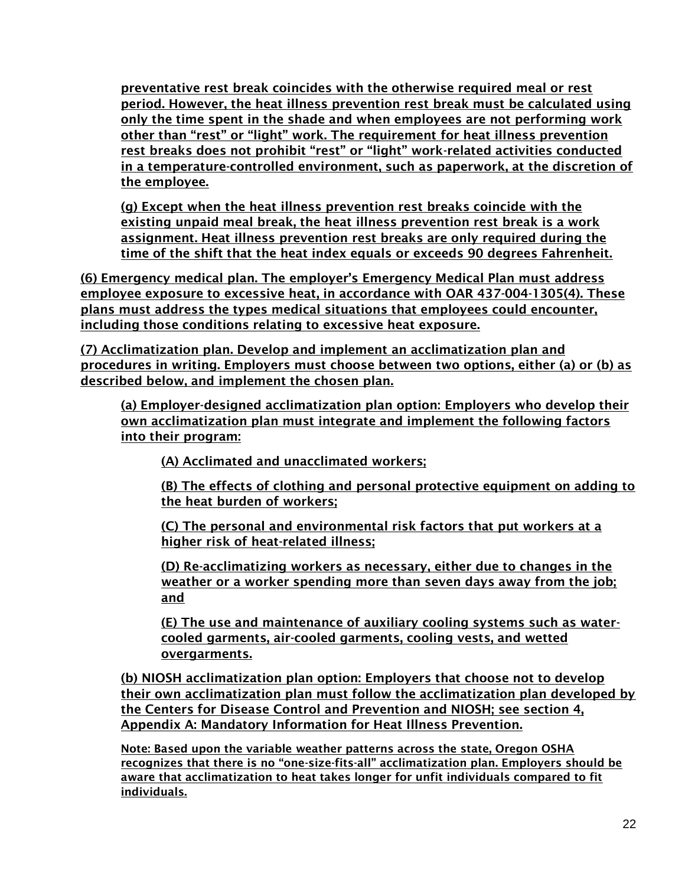preventative rest break coincides with the otherwise required meal or rest period. However, the heat illness prevention rest break must be calculated using only the time spent in the shade and when employees are not performing work other than "rest" or "light" work. The requirement for heat illness prevention rest breaks does not prohibit "rest" or "light" work-related activities conducted in a temperature-controlled environment, such as paperwork, at the discretion of the employee.

(g) Except when the heat illness prevention rest breaks coincide with the existing unpaid meal break, the heat illness prevention rest break is a work assignment. Heat illness prevention rest breaks are only required during the time of the shift that the heat index equals or exceeds 90 degrees Fahrenheit.

(6) Emergency medical plan. The employer's Emergency Medical Plan must address employee exposure to excessive heat, in accordance with OAR 437-004-1305(4). These plans must address the types medical situations that employees could encounter, including those conditions relating to excessive heat exposure.

(7) Acclimatization plan. Develop and implement an acclimatization plan and procedures in writing. Employers must choose between two options, either (a) or (b) as described below, and implement the chosen plan.

(a) Employer-designed acclimatization plan option: Employers who develop their own acclimatization plan must integrate and implement the following factors into their program:

(A) Acclimated and unacclimated workers;

(B) The effects of clothing and personal protective equipment on adding to the heat burden of workers;

(C) The personal and environmental risk factors that put workers at a higher risk of heat-related illness;

(D) Re-acclimatizing workers as necessary, either due to changes in the weather or a worker spending more than seven days away from the job; and

(E) The use and maintenance of auxiliary cooling systems such as water-cooled garments, air-cooled garments, cooling vests, and wetted overgarments.

(b) NIOSH acclimatization plan option: Employers that choose not to develop their own acclimatization plan must follow the acclimatization plan developed by the Centers for Disease Control and Prevention and NIOSH; see section 4, Appendix A: Mandatory Information for Heat Illness Prevention.

Note: Based upon the variable weather patterns across the state, Oregon OSHA recognizes that there is no "one-size-fits-all" acclimatization plan. Employers should be aware that acclimatization to heat takes longer for unfit individuals compared to fit individuals.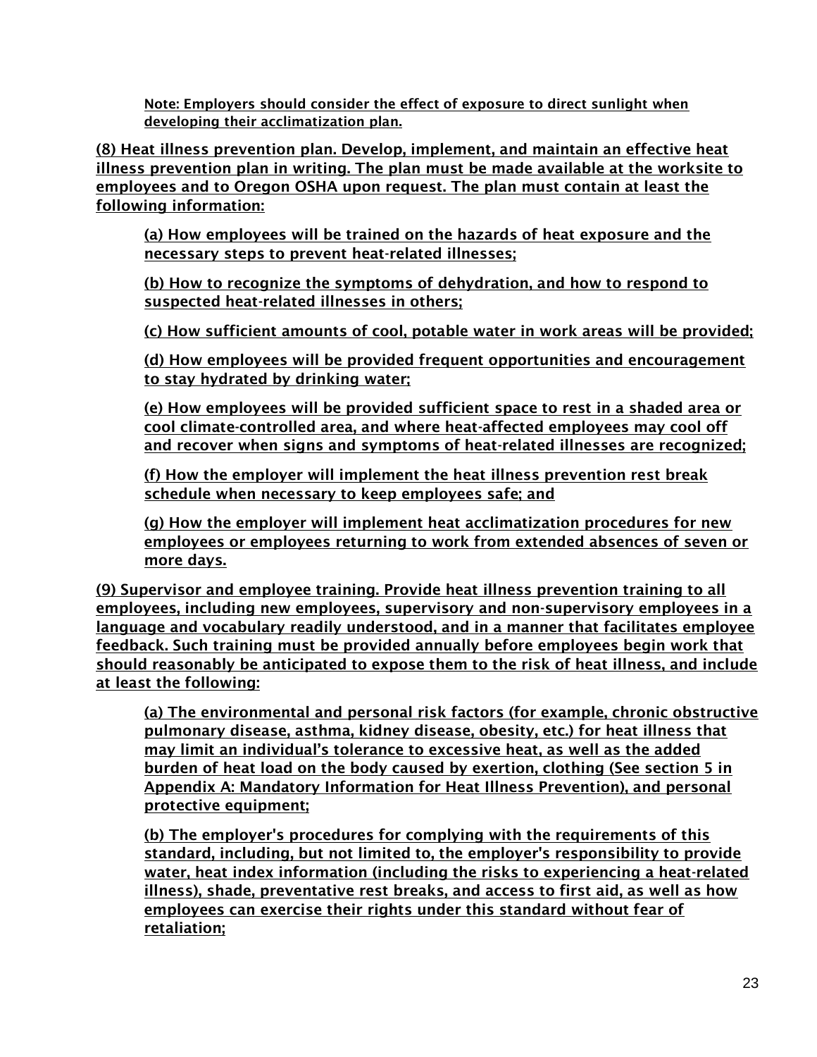Note: Employers should consider the effect of exposure to direct sunlight when developing their acclimatization plan.

(8) Heat illness prevention plan. Develop, implement, and maintain an effective heat illness prevention plan in writing. The plan must be made available at the worksite to employees and to Oregon OSHA upon request. The plan must contain at least the following information:

(a) How employees will be trained on the hazards of heat exposure and the necessary steps to prevent heat-related illnesses;

(b) How to recognize the symptoms of dehydration, and how to respond to suspected heat-related illnesses in others;

(c) How sufficient amounts of cool, potable water in work areas will be provided;

(d) How employees will be provided frequent opportunities and encouragement to stay hydrated by drinking water;

(e) How employees will be provided sufficient space to rest in a shaded area or cool climate-controlled area, and where heat-affected employees may cool off and recover when signs and symptoms of heat-related illnesses are recognized;

(f) How the employer will implement the heat illness prevention rest break schedule when necessary to keep employees safe; and

(g) How the employer will implement heat acclimatization procedures for new employees or employees returning to work from extended absences of seven or more days.

(9) Supervisor and employee training. Provide heat illness prevention training to all employees, including new employees, supervisory and non-supervisory employees in a language and vocabulary readily understood, and in a manner that facilitates employee feedback. Such training must be provided annually before employees begin work that should reasonably be anticipated to expose them to the risk of heat illness, and include at least the following:

(a) The environmental and personal risk factors (for example, chronic obstructive pulmonary disease, asthma, kidney disease, obesity, etc.) for heat illness that may limit an individual's tolerance to excessive heat, as well as the added burden of heat load on the body caused by exertion, clothing (See section 5 in Appendix A: Mandatory Information for Heat Illness Prevention), and personal protective equipment;

(b) The employer's procedures for complying with the requirements of this standard, including, but not limited to, the employer's responsibility to provide water, heat index information (including the risks to experiencing a heat-related illness), shade, preventative rest breaks, and access to first aid, as well as how employees can exercise their rights under this standard without fear of retaliation;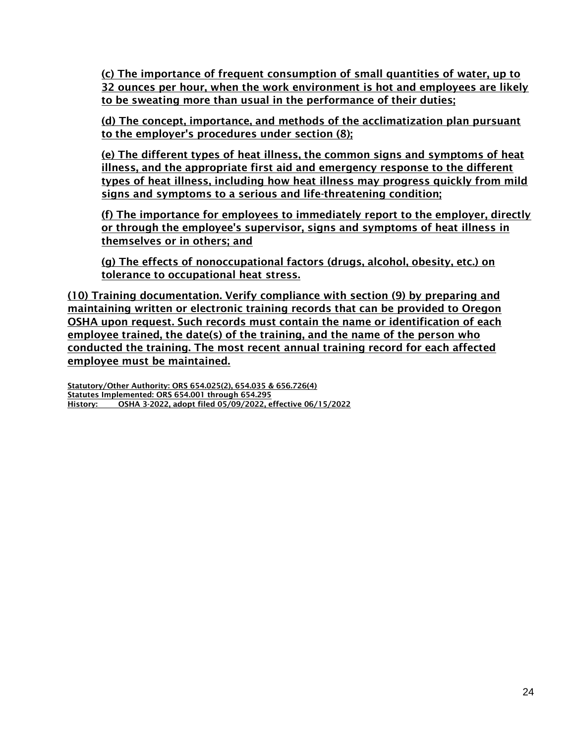(c) The importance of frequent consumption of small quantities of water, up to 32 ounces per hour, when the work environment is hot and employees are likely to be sweating more than usual in the performance of their duties;

(d) The concept, importance, and methods of the acclimatization plan pursuant to the employer's procedures under section (8);

(e) The different types of heat illness, the common signs and symptoms of heat illness, and the appropriate first aid and emergency response to the different types of heat illness, including how heat illness may progress quickly from mild signs and symptoms to a serious and life-threatening condition;

(f) The importance for employees to immediately report to the employer, directly or through the employee's supervisor, signs and symptoms of heat illness in themselves or in others; and

(g) The effects of nonoccupational factors (drugs, alcohol, obesity, etc.) on tolerance to occupational heat stress.

(10) Training documentation. Verify compliance with section (9) by preparing and maintaining written or electronic training records that can be provided to Oregon OSHA upon request. Such records must contain the name or identification of each employee trained, the date(s) of the training, and the name of the person who conducted the training. The most recent annual training record for each affected employee must be maintained.

Statutory/Other Authority: ORS 654.025(2), 654.035 & 656.726(4)
Statutes Implemented: ORS 654.001 through 654.295
History: OSHA 3-2022, adopt filed 05/09/2022, effective 06/15/2022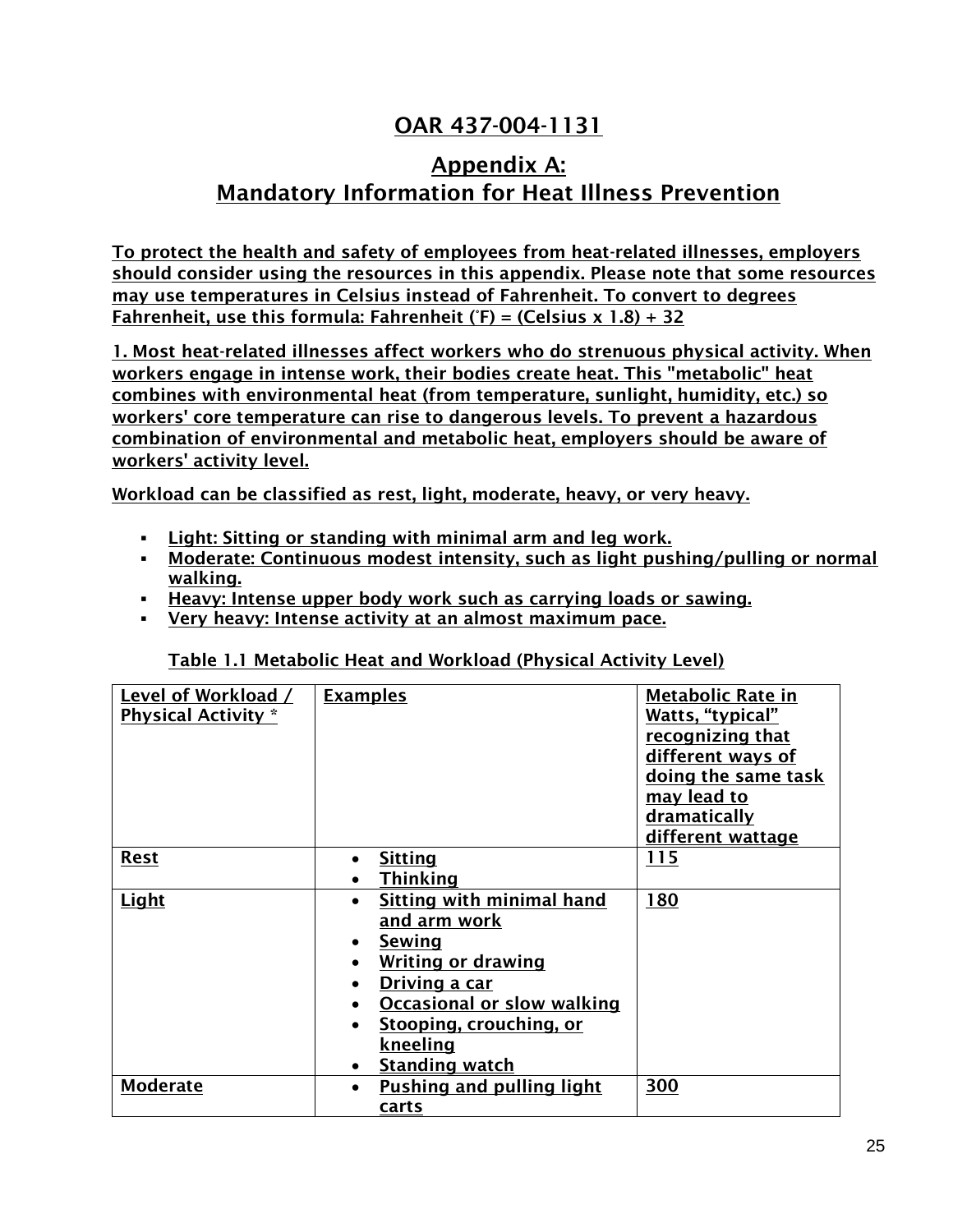# OAR 437-004-1131

## Appendix A:
## Mandatory Information for Heat Illness Prevention

**To protect the health and safety of employees from heat-related illnesses, employers should consider using the resources in this appendix. Please note that some resources may use temperatures in Celsius instead of Fahrenheit. To convert to degrees Fahrenheit, use this formula: Fahrenheit (˚F) = (Celsius x 1.8) + 32**

**1. Most heat-related illnesses affect workers who do strenuous physical activity. When workers engage in intense work, their bodies create heat. This "metabolic" heat combines with environmental heat (from temperature, sunlight, humidity, etc.) so workers' core temperature can rise to dangerous levels. To prevent a hazardous combination of environmental and metabolic heat, employers should be aware of workers' activity level.**

**Workload can be classified as rest, light, moderate, heavy, or very heavy.**

- **Light: Sitting or standing with minimal arm and leg work.**
- **Moderate: Continuous modest intensity, such as light pushing/pulling or normal walking.**
- **Heavy: Intense upper body work such as carrying loads or sawing.**
- **Very heavy: Intense activity at an almost maximum pace.**

**Table 1.1 Metabolic Heat and Workload (Physical Activity Level)**

| Level of Workload / Physical Activity * | Examples | Metabolic Rate in Watts, "typical" recognizing that different ways of doing the same task may lead to dramatically different wattage |
|---|---|---|
| **Rest** | • Sitting<br>• Thinking | **115** |
| **Light** | • Sitting with minimal hand and arm work<br>• Sewing<br>• Writing or drawing<br>• Driving a car<br>• Occasional or slow walking<br>• Stooping, crouching, or kneeling<br>• Standing watch | **180** |
| **Moderate** | • Pushing and pulling light carts | **300** |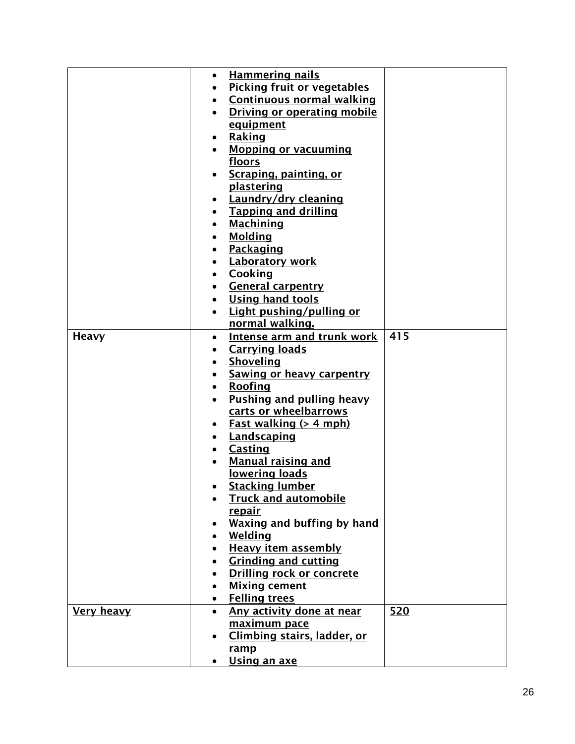| | | |
|---|---|---|
| | • Hammering nails<br>• Picking fruit or vegetables<br>• Continuous normal walking<br>• Driving or operating mobile equipment<br>• Raking<br>• Mopping or vacuuming floors<br>• Scraping, painting, or plastering<br>• Laundry/dry cleaning<br>• Tapping and drilling<br>• Machining<br>• Molding<br>• Packaging<br>• Laboratory work<br>• Cooking<br>• General carpentry<br>• Using hand tools<br>• Light pushing/pulling or normal walking. | |
| Heavy | • Intense arm and trunk work<br>• Carrying loads<br>• Shoveling<br>• Sawing or heavy carpentry<br>• Roofing<br>• Pushing and pulling heavy carts or wheelbarrows<br>• Fast walking (> 4 mph)<br>• Landscaping<br>• Casting<br>• Manual raising and lowering loads<br>• Stacking lumber<br>• Truck and automobile repair<br>• Waxing and buffing by hand<br>• Welding<br>• Heavy item assembly<br>• Grinding and cutting<br>• Drilling rock or concrete<br>• Mixing cement<br>• Felling trees | 415 |
| Very heavy | • Any activity done at near maximum pace<br>• Climbing stairs, ladder, or ramp<br>• Using an axe | 520 |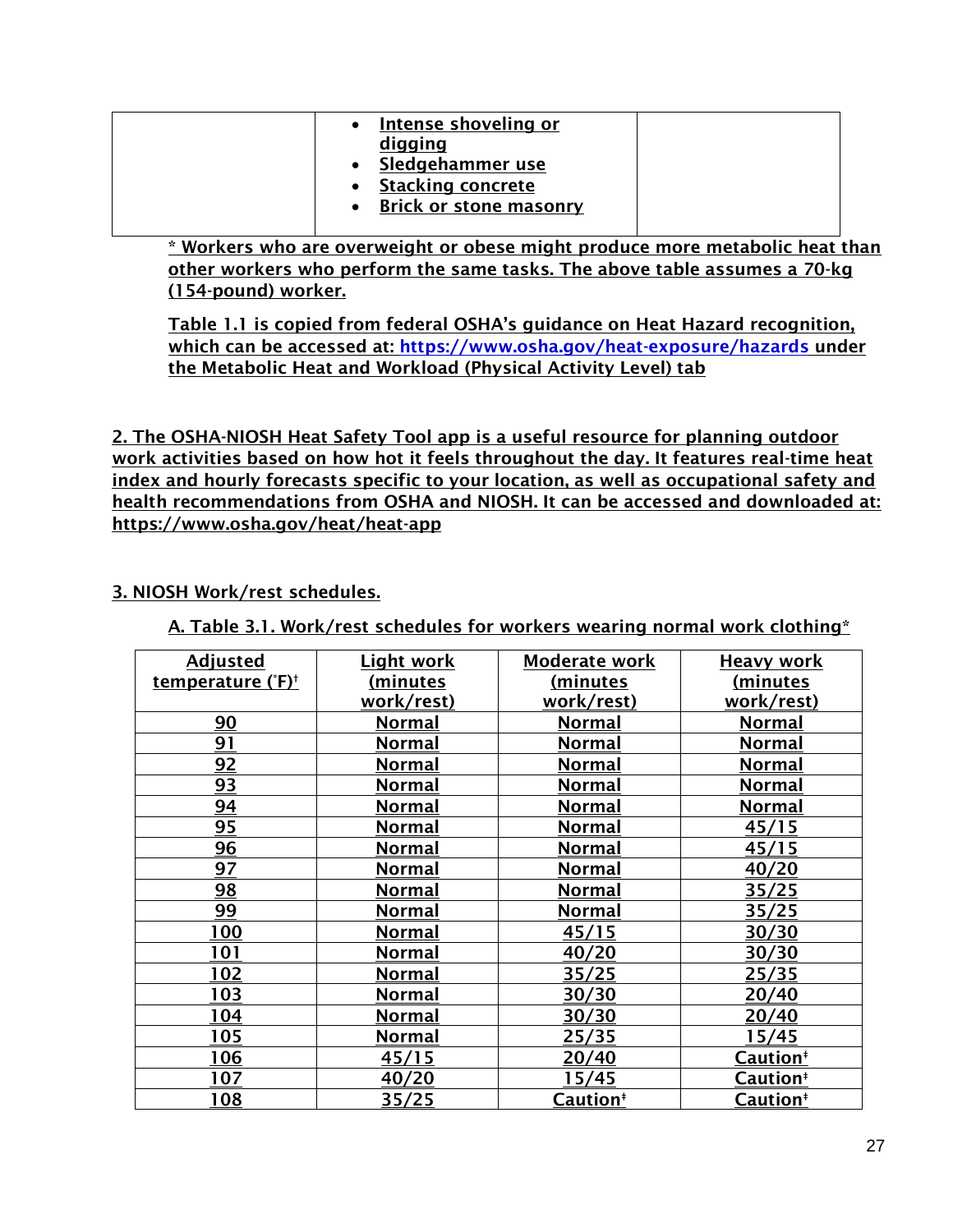| | • Intense shoveling or digging<br>• Sledgehammer use<br>• Stacking concrete<br>• Brick or stone masonry | |
|---|---|---|

* Workers who are overweight or obese might produce more metabolic heat than other workers who perform the same tasks. The above table assumes a 70-kg (154-pound) worker.

Table 1.1 is copied from federal OSHA's guidance on Heat Hazard recognition, which can be accessed at: https://www.osha.gov/heat-exposure/hazards under the Metabolic Heat and Workload (Physical Activity Level) tab

2. The OSHA-NIOSH Heat Safety Tool app is a useful resource for planning outdoor work activities based on how hot it feels throughout the day. It features real-time heat index and hourly forecasts specific to your location, as well as occupational safety and health recommendations from OSHA and NIOSH. It can be accessed and downloaded at: https://www.osha.gov/heat/heat-app

3. NIOSH Work/rest schedules.

A. Table 3.1. Work/rest schedules for workers wearing normal work clothing*

| Adjusted temperature (°F)† | Light work (minutes work/rest) | Moderate work (minutes work/rest) | Heavy work (minutes work/rest) |
|---|---|---|---|
| 90 | Normal | Normal | Normal |
| 91 | Normal | Normal | Normal |
| 92 | Normal | Normal | Normal |
| 93 | Normal | Normal | Normal |
| 94 | Normal | Normal | Normal |
| 95 | Normal | Normal | 45/15 |
| 96 | Normal | Normal | 45/15 |
| 97 | Normal | Normal | 40/20 |
| 98 | Normal | Normal | 35/25 |
| 99 | Normal | Normal | 35/25 |
| 100 | Normal | 45/15 | 30/30 |
| 101 | Normal | 40/20 | 30/30 |
| 102 | Normal | 35/25 | 25/35 |
| 103 | Normal | 30/30 | 20/40 |
| 104 | Normal | 30/30 | 20/40 |
| 105 | Normal | 25/35 | 15/45 |
| 106 | 45/15 | 20/40 | Caution‡ |
| 107 | 40/20 | 15/45 | Caution‡ |
| 108 | 35/25 | Caution‡ | Caution‡ |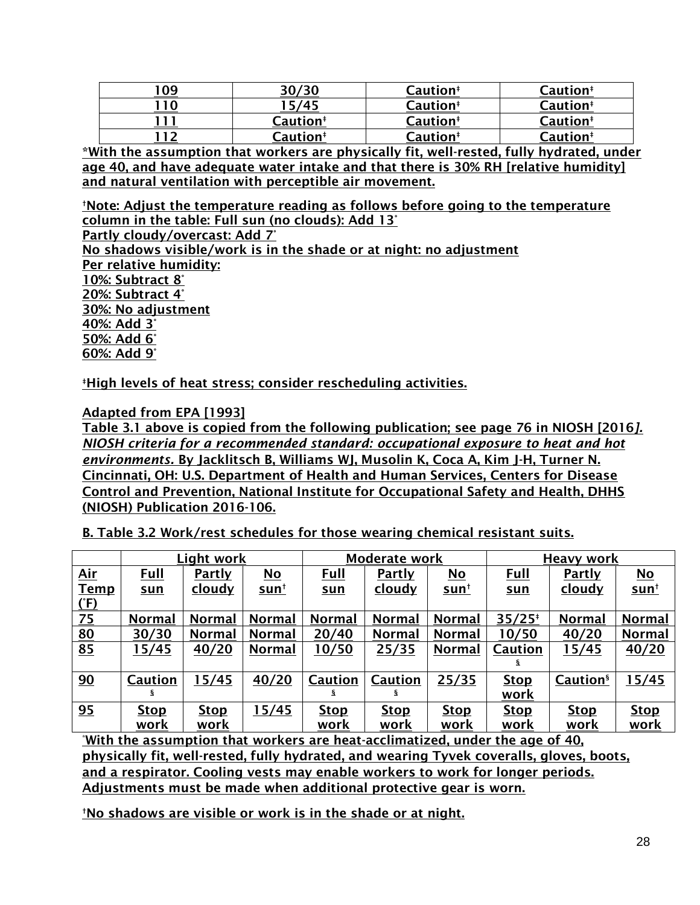| 109 | 30/30 | Caution[‡] | Caution[‡] |
|---|---|---|---|
| 110 | 15/45 | Caution[‡] | Caution[‡] |
| 111 | Caution[‡] | Caution[‡] | Caution[‡] |
| 112 | Caution[‡] | Caution[‡] | Caution[‡] |

*With the assumption that workers are physically fit, well-rested, fully hydrated, under age 40, and have adequate water intake and that there is 30% RH [relative humidity] and natural ventilation with perceptible air movement.

[†]Note: Adjust the temperature reading as follows before going to the temperature column in the table: Full sun (no clouds): Add 13°
Partly cloudy/overcast: Add 7°
No shadows visible/work is in the shade or at night: no adjustment
Per relative humidity:
10%: Subtract 8°
20%: Subtract 4°
30%: No adjustment
40%: Add 3°
50%: Add 6°
60%: Add 9°

[‡]High levels of heat stress; consider rescheduling activities.

Adapted from EPA [1993]
Table 3.1 above is copied from the following publication; see page 76 in NIOSH [2016]. *NIOSH criteria for a recommended standard: occupational exposure to heat and hot environments.* By Jacklitsch B, Williams WJ, Musolin K, Coca A, Kim J-H, Turner N. Cincinnati, OH: U.S. Department of Health and Human Services, Centers for Disease Control and Prevention, National Institute for Occupational Safety and Health, DHHS (NIOSH) Publication 2016-106.

B. Table 3.2 Work/rest schedules for those wearing chemical resistant suits.

| | Light work | | | Moderate work | | | Heavy work | | |
|---|---|---|---|---|---|---|---|---|---|
| Air Temp (°F) | Full sun | Partly cloudy | No sun[†] | Full sun | Partly cloudy | No sun[†] | Full sun | Partly cloudy | No sun[†] |
| 75 | Normal | Normal | Normal | Normal | Normal | Normal | 35/25[‡] | Normal | Normal |
| 80 | 30/30 | Normal | Normal | 20/40 | Normal | Normal | 10/50 | 40/20 | Normal |
| 85 | 15/45 | 40/20 | Normal | 10/50 | 25/35 | Normal | Caution[§] | 15/45 | 40/20 |
| 90 | Caution[§] | 15/45 | 40/20 | Caution[§] | Caution[§] | 25/35 | Stop work | Caution[§] | 15/45 |
| 95 | Stop work | Stop work | 15/45 | Stop work | Stop work | Stop work | Stop work | Stop work | Stop work |

*With the assumption that workers are heat-acclimatized, under the age of 40, physically fit, well-rested, fully hydrated, and wearing Tyvek coveralls, gloves, boots, and a respirator. Cooling vests may enable workers to work for longer periods. Adjustments must be made when additional protective gear is worn.

[†]No shadows are visible or work is in the shade or at night.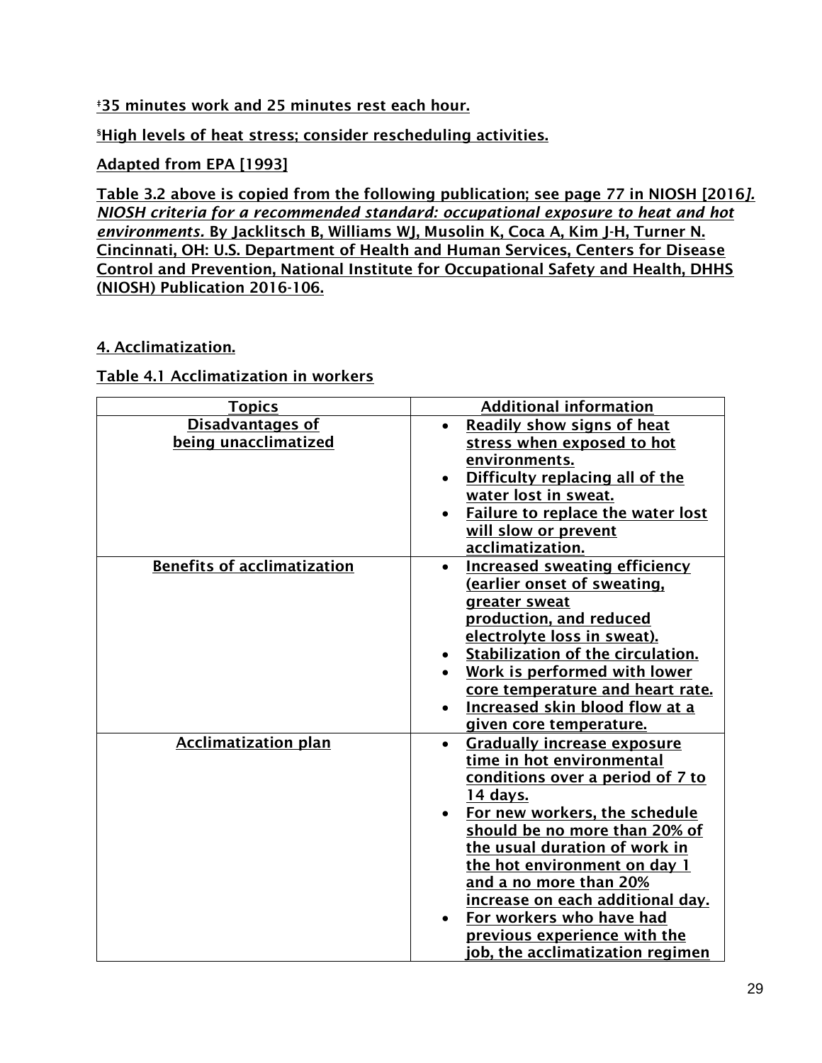‡35 minutes work and 25 minutes rest each hour.

§High levels of heat stress; consider rescheduling activities.

Adapted from EPA [1993]

Table 3.2 above is copied from the following publication; see page 77 in NIOSH [2016]. *NIOSH criteria for a recommended standard: occupational exposure to heat and hot environments.* By Jacklitsch B, Williams WJ, Musolin K, Coca A, Kim J-H, Turner N. Cincinnati, OH: U.S. Department of Health and Human Services, Centers for Disease Control and Prevention, National Institute for Occupational Safety and Health, DHHS (NIOSH) Publication 2016-106.

## 4. Acclimatization.

**Table 4.1 Acclimatization in workers**

| Topics | Additional information |
| --- | --- |
| Disadvantages of being unacclimatized | • Readily show signs of heat stress when exposed to hot environments.<br>• Difficulty replacing all of the water lost in sweat.<br>• Failure to replace the water lost will slow or prevent acclimatization. |
| Benefits of acclimatization | • Increased sweating efficiency (earlier onset of sweating, greater sweat production, and reduced electrolyte loss in sweat).<br>• Stabilization of the circulation.<br>• Work is performed with lower core temperature and heart rate.<br>• Increased skin blood flow at a given core temperature. |
| Acclimatization plan | • Gradually increase exposure time in hot environmental conditions over a period of 7 to 14 days.<br>• For new workers, the schedule should be no more than 20% of the usual duration of work in the hot environment on day 1 and a no more than 20% increase on each additional day.<br>• For workers who have had previous experience with the job, the acclimatization regimen |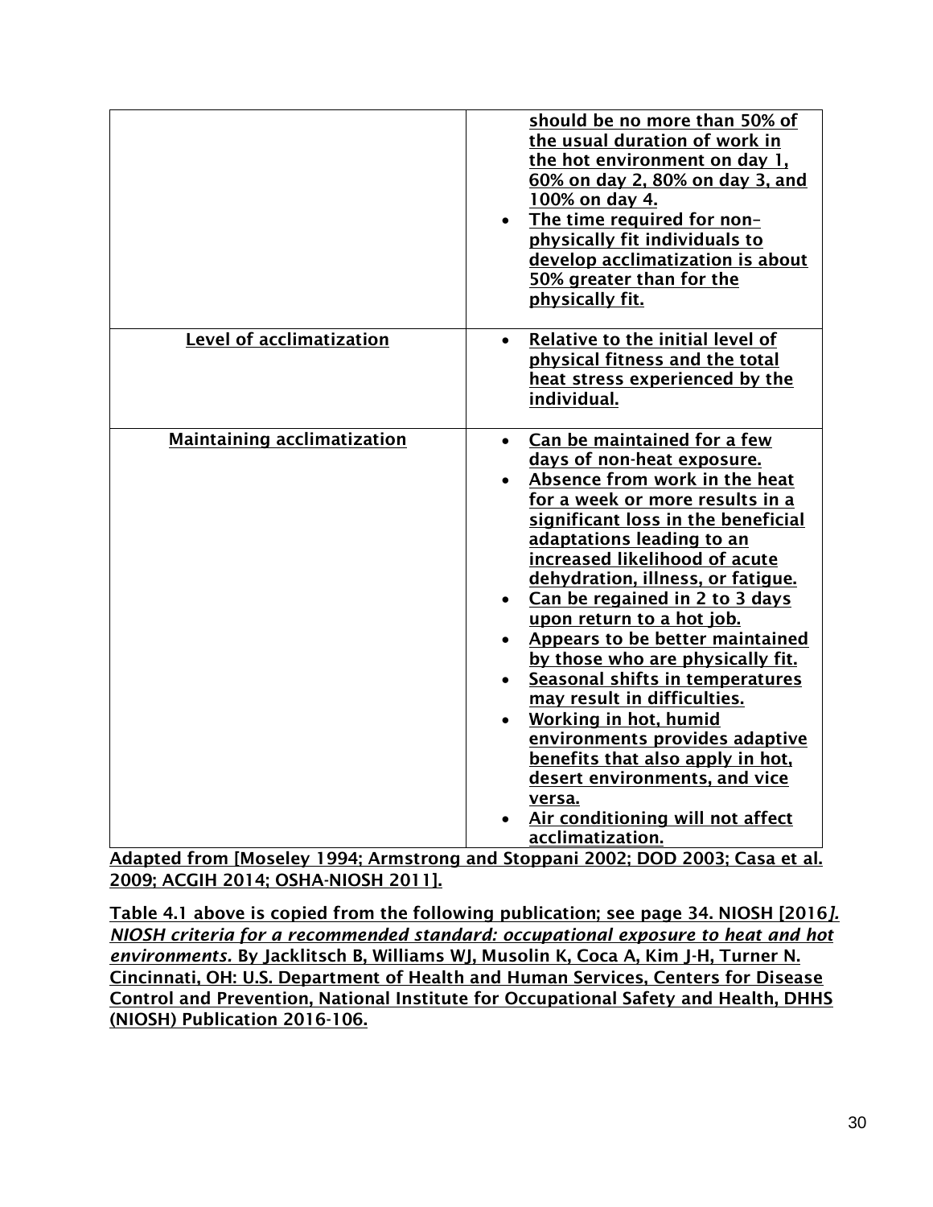| | |
|---|---|
| | • should be no more than 50% of the usual duration of work in the hot environment on day 1, 60% on day 2, 80% on day 3, and 100% on day 4.<br>• The time required for non–physically fit individuals to develop acclimatization is about 50% greater than for the physically fit. |
| Level of acclimatization | • Relative to the initial level of physical fitness and the total heat stress experienced by the individual. |
| Maintaining acclimatization | • Can be maintained for a few days of non-heat exposure.<br>• Absence from work in the heat for a week or more results in a significant loss in the beneficial adaptations leading to an increased likelihood of acute dehydration, illness, or fatigue.<br>• Can be regained in 2 to 3 days upon return to a hot job.<br>• Appears to be better maintained by those who are physically fit.<br>• Seasonal shifts in temperatures may result in difficulties.<br>• Working in hot, humid environments provides adaptive benefits that also apply in hot, desert environments, and vice versa.<br>• Air conditioning will not affect acclimatization. |

Adapted from [Moseley 1994; Armstrong and Stoppani 2002; DOD 2003; Casa et al. 2009; ACGIH 2014; OSHA-NIOSH 2011].

Table 4.1 above is copied from the following publication; see page 34. NIOSH [2016]. *NIOSH criteria for a recommended standard: occupational exposure to heat and hot environments.* By Jacklitsch B, Williams WJ, Musolin K, Coca A, Kim J-H, Turner N. Cincinnati, OH: U.S. Department of Health and Human Services, Centers for Disease Control and Prevention, National Institute for Occupational Safety and Health, DHHS (NIOSH) Publication 2016-106.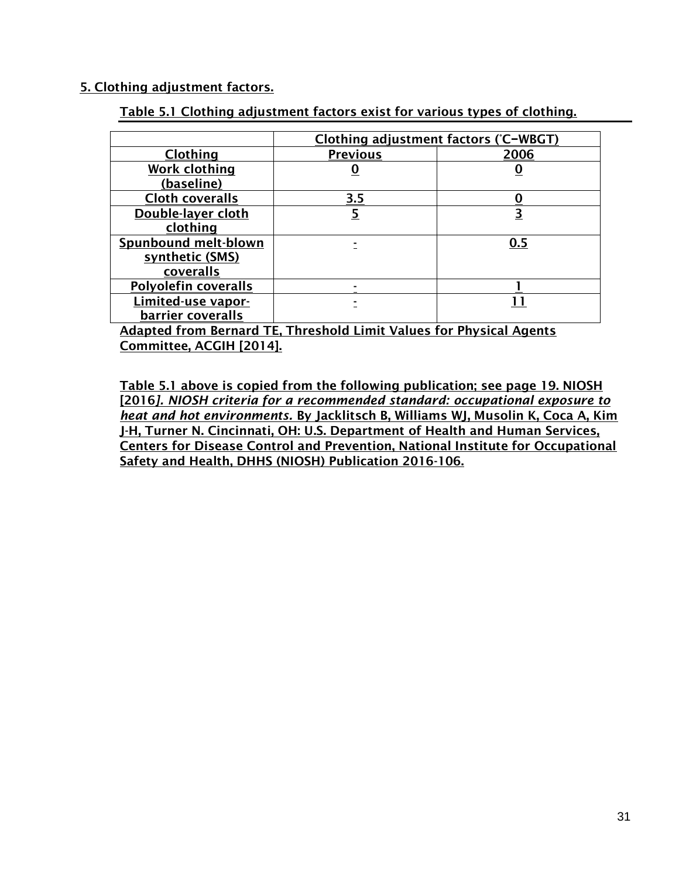## 5. Clothing adjustment factors.

**Table 5.1 Clothing adjustment factors exist for various types of clothing.**

| | Clothing adjustment factors (°C–WBGT) | |
|---|---|---|
| **Clothing** | **Previous** | **2006** |
| Work clothing (baseline) | 0 | 0 |
| Cloth coveralls | 3.5 | 0 |
| Double-layer cloth clothing | 5 | 3 |
| Spunbound melt-blown synthetic (SMS) coveralls | - | 0.5 |
| Polyolefin coveralls | - | 1 |
| Limited-use vapor-barrier coveralls | - | 11 |

Adapted from Bernard TE, Threshold Limit Values for Physical Agents Committee, ACGIH [2014].

Table 5.1 above is copied from the following publication; see page 19. NIOSH [2016]. *NIOSH criteria for a recommended standard: occupational exposure to heat and hot environments.* By Jacklitsch B, Williams WJ, Musolin K, Coca A, Kim J-H, Turner N. Cincinnati, OH: U.S. Department of Health and Human Services, Centers for Disease Control and Prevention, National Institute for Occupational Safety and Health, DHHS (NIOSH) Publication 2016-106.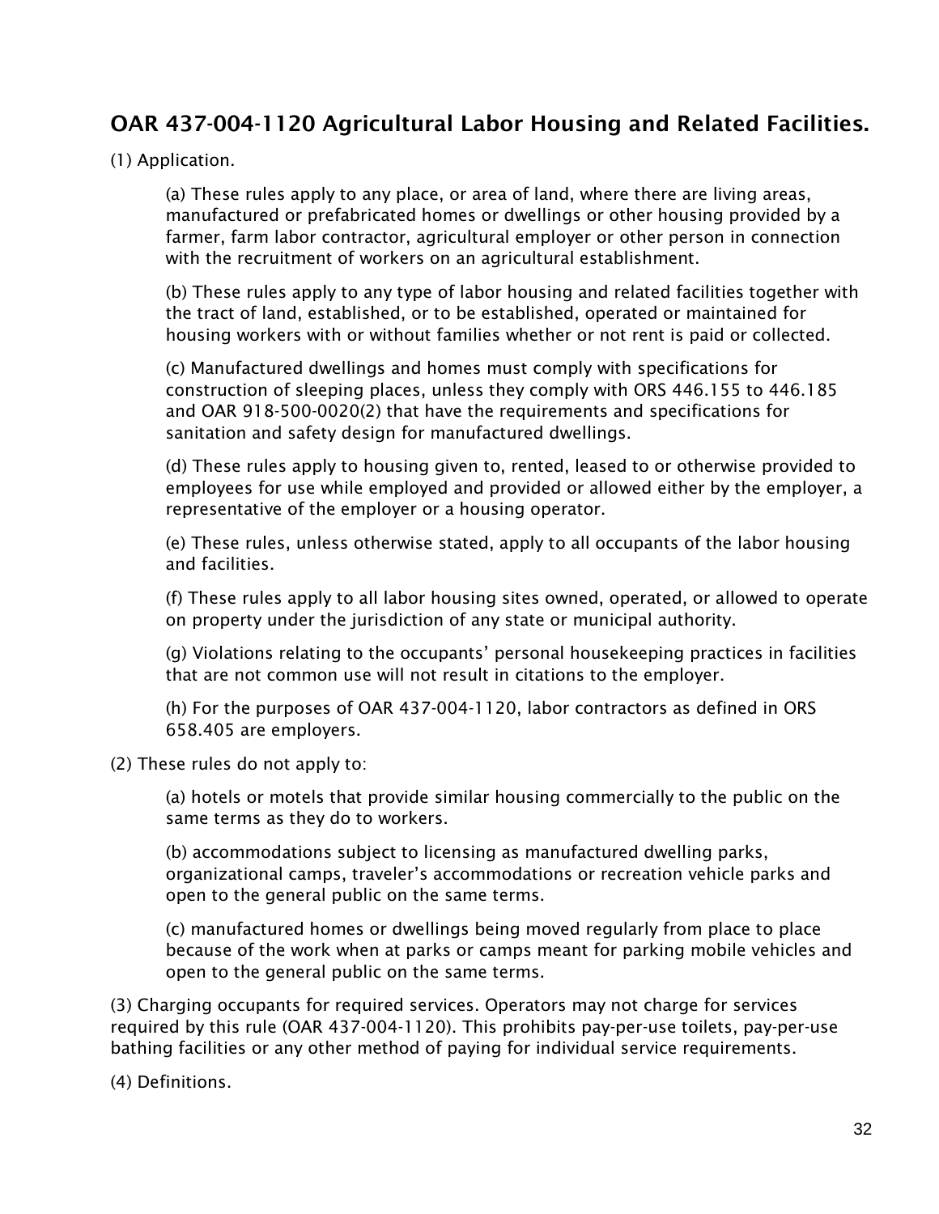## OAR 437-004-1120 Agricultural Labor Housing and Related Facilities.

(1) Application.

(a) These rules apply to any place, or area of land, where there are living areas, manufactured or prefabricated homes or dwellings or other housing provided by a farmer, farm labor contractor, agricultural employer or other person in connection with the recruitment of workers on an agricultural establishment.

(b) These rules apply to any type of labor housing and related facilities together with the tract of land, established, or to be established, operated or maintained for housing workers with or without families whether or not rent is paid or collected.

(c) Manufactured dwellings and homes must comply with specifications for construction of sleeping places, unless they comply with ORS 446.155 to 446.185 and OAR 918-500-0020(2) that have the requirements and specifications for sanitation and safety design for manufactured dwellings.

(d) These rules apply to housing given to, rented, leased to or otherwise provided to employees for use while employed and provided or allowed either by the employer, a representative of the employer or a housing operator.

(e) These rules, unless otherwise stated, apply to all occupants of the labor housing and facilities.

(f) These rules apply to all labor housing sites owned, operated, or allowed to operate on property under the jurisdiction of any state or municipal authority.

(g) Violations relating to the occupants' personal housekeeping practices in facilities that are not common use will not result in citations to the employer.

(h) For the purposes of OAR 437-004-1120, labor contractors as defined in ORS 658.405 are employers.

(2) These rules do not apply to:

(a) hotels or motels that provide similar housing commercially to the public on the same terms as they do to workers.

(b) accommodations subject to licensing as manufactured dwelling parks, organizational camps, traveler's accommodations or recreation vehicle parks and open to the general public on the same terms.

(c) manufactured homes or dwellings being moved regularly from place to place because of the work when at parks or camps meant for parking mobile vehicles and open to the general public on the same terms.

(3) Charging occupants for required services. Operators may not charge for services required by this rule (OAR 437-004-1120). This prohibits pay-per-use toilets, pay-per-use bathing facilities or any other method of paying for individual service requirements.

(4) Definitions.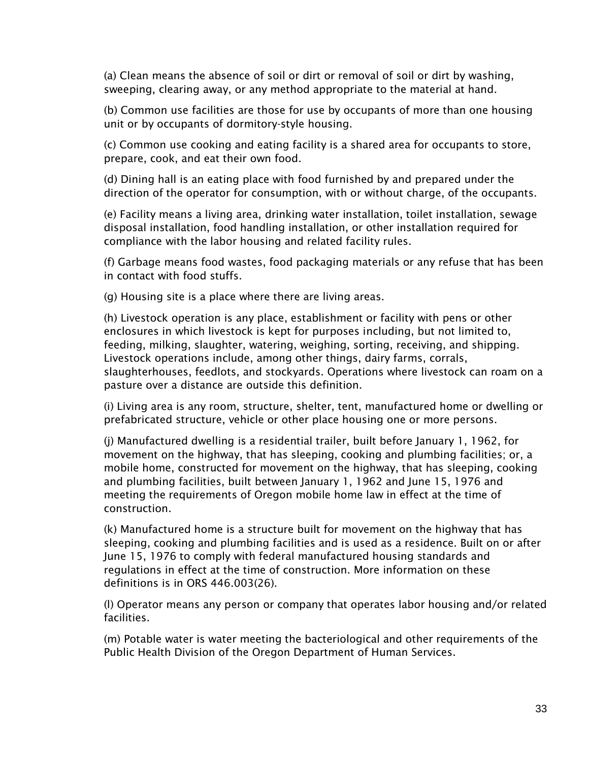(a) Clean means the absence of soil or dirt or removal of soil or dirt by washing, sweeping, clearing away, or any method appropriate to the material at hand.

(b) Common use facilities are those for use by occupants of more than one housing unit or by occupants of dormitory-style housing.

(c) Common use cooking and eating facility is a shared area for occupants to store, prepare, cook, and eat their own food.

(d) Dining hall is an eating place with food furnished by and prepared under the direction of the operator for consumption, with or without charge, of the occupants.

(e) Facility means a living area, drinking water installation, toilet installation, sewage disposal installation, food handling installation, or other installation required for compliance with the labor housing and related facility rules.

(f) Garbage means food wastes, food packaging materials or any refuse that has been in contact with food stuffs.

(g) Housing site is a place where there are living areas.

(h) Livestock operation is any place, establishment or facility with pens or other enclosures in which livestock is kept for purposes including, but not limited to, feeding, milking, slaughter, watering, weighing, sorting, receiving, and shipping. Livestock operations include, among other things, dairy farms, corrals, slaughterhouses, feedlots, and stockyards. Operations where livestock can roam on a pasture over a distance are outside this definition.

(i) Living area is any room, structure, shelter, tent, manufactured home or dwelling or prefabricated structure, vehicle or other place housing one or more persons.

(j) Manufactured dwelling is a residential trailer, built before January 1, 1962, for movement on the highway, that has sleeping, cooking and plumbing facilities; or, a mobile home, constructed for movement on the highway, that has sleeping, cooking and plumbing facilities, built between January 1, 1962 and June 15, 1976 and meeting the requirements of Oregon mobile home law in effect at the time of construction.

(k) Manufactured home is a structure built for movement on the highway that has sleeping, cooking and plumbing facilities and is used as a residence. Built on or after June 15, 1976 to comply with federal manufactured housing standards and regulations in effect at the time of construction. More information on these definitions is in ORS 446.003(26).

(l) Operator means any person or company that operates labor housing and/or related facilities.

(m) Potable water is water meeting the bacteriological and other requirements of the Public Health Division of the Oregon Department of Human Services.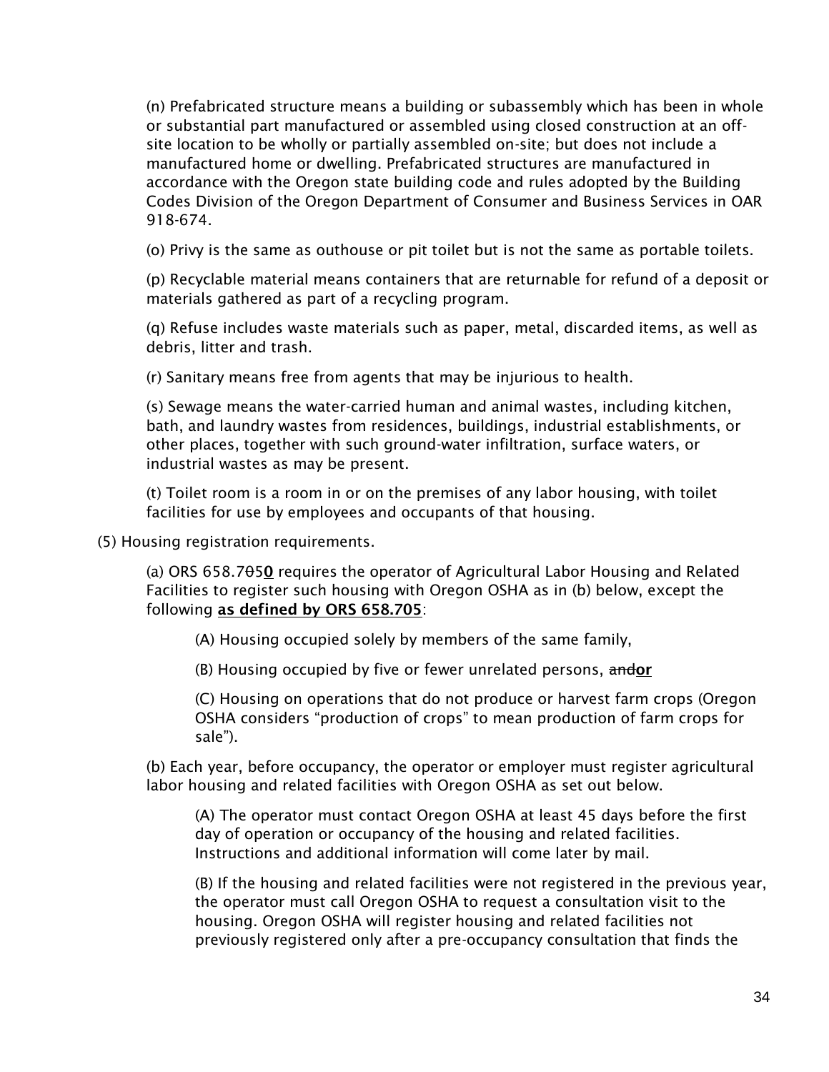(n) Prefabricated structure means a building or subassembly which has been in whole or substantial part manufactured or assembled using closed construction at an off-site location to be wholly or partially assembled on-site; but does not include a manufactured home or dwelling. Prefabricated structures are manufactured in accordance with the Oregon state building code and rules adopted by the Building Codes Division of the Oregon Department of Consumer and Business Services in OAR 918-674.

(o) Privy is the same as outhouse or pit toilet but is not the same as portable toilets.

(p) Recyclable material means containers that are returnable for refund of a deposit or materials gathered as part of a recycling program.

(q) Refuse includes waste materials such as paper, metal, discarded items, as well as debris, litter and trash.

(r) Sanitary means free from agents that may be injurious to health.

(s) Sewage means the water-carried human and animal wastes, including kitchen, bath, and laundry wastes from residences, buildings, industrial establishments, or other places, together with such ground-water infiltration, surface waters, or industrial wastes as may be present.

(t) Toilet room is a room in or on the premises of any labor housing, with toilet facilities for use by employees and occupants of that housing.

(5) Housing registration requirements.

(a) ORS 658.7~~05~~**0** requires the operator of Agricultural Labor Housing and Related Facilities to register such housing with Oregon OSHA as in (b) below, except the following **as defined by ORS 658.705**:

(A) Housing occupied solely by members of the same family,

(B) Housing occupied by five or fewer unrelated persons, ~~and~~**or**

(C) Housing on operations that do not produce or harvest farm crops (Oregon OSHA considers "production of crops" to mean production of farm crops for sale").

(b) Each year, before occupancy, the operator or employer must register agricultural labor housing and related facilities with Oregon OSHA as set out below.

(A) The operator must contact Oregon OSHA at least 45 days before the first day of operation or occupancy of the housing and related facilities. Instructions and additional information will come later by mail.

(B) If the housing and related facilities were not registered in the previous year, the operator must call Oregon OSHA to request a consultation visit to the housing. Oregon OSHA will register housing and related facilities not previously registered only after a pre-occupancy consultation that finds the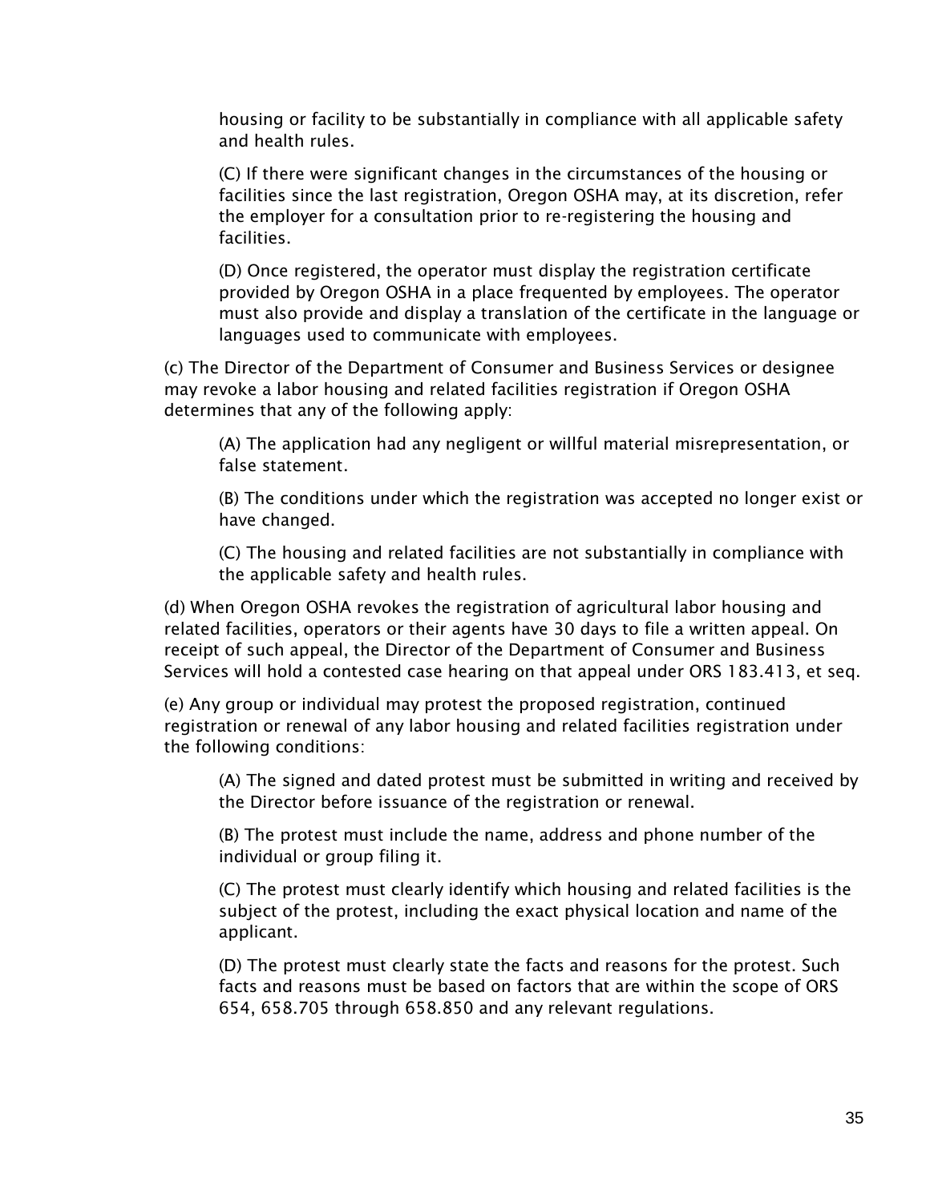housing or facility to be substantially in compliance with all applicable safety and health rules.

(C) If there were significant changes in the circumstances of the housing or facilities since the last registration, Oregon OSHA may, at its discretion, refer the employer for a consultation prior to re-registering the housing and facilities.

(D) Once registered, the operator must display the registration certificate provided by Oregon OSHA in a place frequented by employees. The operator must also provide and display a translation of the certificate in the language or languages used to communicate with employees.

(c) The Director of the Department of Consumer and Business Services or designee may revoke a labor housing and related facilities registration if Oregon OSHA determines that any of the following apply:

(A) The application had any negligent or willful material misrepresentation, or false statement.

(B) The conditions under which the registration was accepted no longer exist or have changed.

(C) The housing and related facilities are not substantially in compliance with the applicable safety and health rules.

(d) When Oregon OSHA revokes the registration of agricultural labor housing and related facilities, operators or their agents have 30 days to file a written appeal. On receipt of such appeal, the Director of the Department of Consumer and Business Services will hold a contested case hearing on that appeal under ORS 183.413, et seq.

(e) Any group or individual may protest the proposed registration, continued registration or renewal of any labor housing and related facilities registration under the following conditions:

(A) The signed and dated protest must be submitted in writing and received by the Director before issuance of the registration or renewal.

(B) The protest must include the name, address and phone number of the individual or group filing it.

(C) The protest must clearly identify which housing and related facilities is the subject of the protest, including the exact physical location and name of the applicant.

(D) The protest must clearly state the facts and reasons for the protest. Such facts and reasons must be based on factors that are within the scope of ORS 654, 658.705 through 658.850 and any relevant regulations.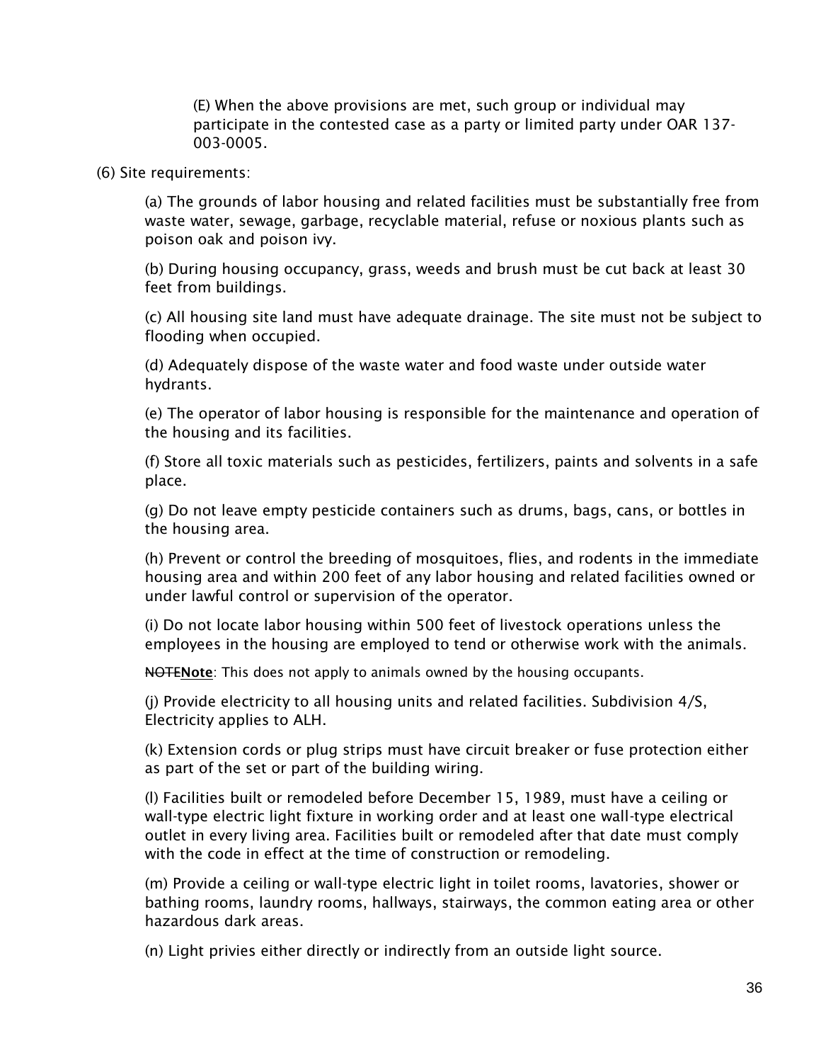(E) When the above provisions are met, such group or individual may participate in the contested case as a party or limited party under OAR 137-003-0005.

(6) Site requirements:

(a) The grounds of labor housing and related facilities must be substantially free from waste water, sewage, garbage, recyclable material, refuse or noxious plants such as poison oak and poison ivy.

(b) During housing occupancy, grass, weeds and brush must be cut back at least 30 feet from buildings.

(c) All housing site land must have adequate drainage. The site must not be subject to flooding when occupied.

(d) Adequately dispose of the waste water and food waste under outside water hydrants.

(e) The operator of labor housing is responsible for the maintenance and operation of the housing and its facilities.

(f) Store all toxic materials such as pesticides, fertilizers, paints and solvents in a safe place.

(g) Do not leave empty pesticide containers such as drums, bags, cans, or bottles in the housing area.

(h) Prevent or control the breeding of mosquitoes, flies, and rodents in the immediate housing area and within 200 feet of any labor housing and related facilities owned or under lawful control or supervision of the operator.

(i) Do not locate labor housing within 500 feet of livestock operations unless the employees in the housing are employed to tend or otherwise work with the animals.

~~NOTE~~**Note**: This does not apply to animals owned by the housing occupants.

(j) Provide electricity to all housing units and related facilities. Subdivision 4/S, Electricity applies to ALH.

(k) Extension cords or plug strips must have circuit breaker or fuse protection either as part of the set or part of the building wiring.

(l) Facilities built or remodeled before December 15, 1989, must have a ceiling or wall-type electric light fixture in working order and at least one wall-type electrical outlet in every living area. Facilities built or remodeled after that date must comply with the code in effect at the time of construction or remodeling.

(m) Provide a ceiling or wall-type electric light in toilet rooms, lavatories, shower or bathing rooms, laundry rooms, hallways, stairways, the common eating area or other hazardous dark areas.

(n) Light privies either directly or indirectly from an outside light source.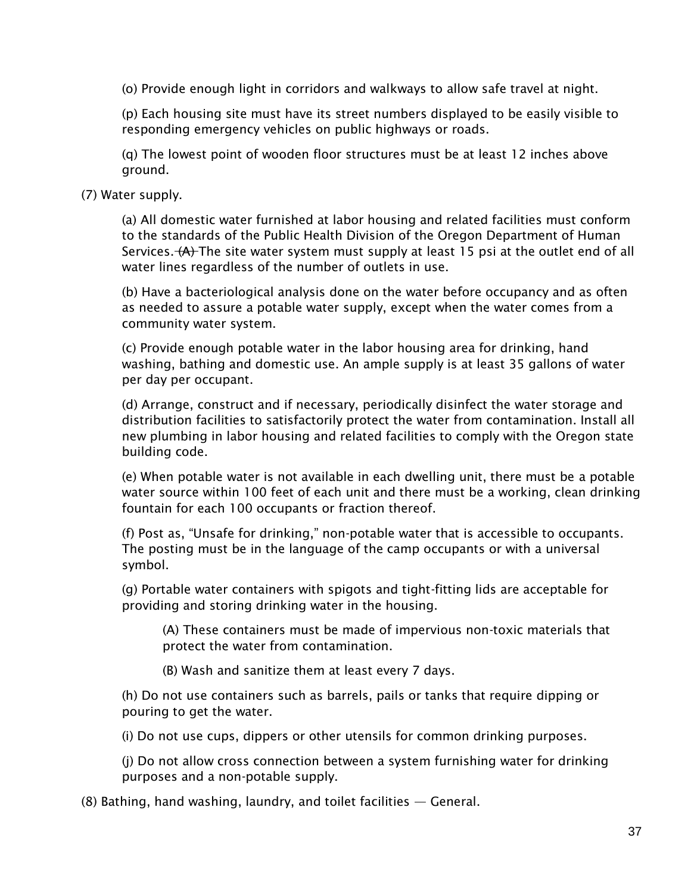(o) Provide enough light in corridors and walkways to allow safe travel at night.

(p) Each housing site must have its street numbers displayed to be easily visible to responding emergency vehicles on public highways or roads.

(q) The lowest point of wooden floor structures must be at least 12 inches above ground.

(7) Water supply.

(a) All domestic water furnished at labor housing and related facilities must conform to the standards of the Public Health Division of the Oregon Department of Human Services. ~~(A)~~ The site water system must supply at least 15 psi at the outlet end of all water lines regardless of the number of outlets in use.

(b) Have a bacteriological analysis done on the water before occupancy and as often as needed to assure a potable water supply, except when the water comes from a community water system.

(c) Provide enough potable water in the labor housing area for drinking, hand washing, bathing and domestic use. An ample supply is at least 35 gallons of water per day per occupant.

(d) Arrange, construct and if necessary, periodically disinfect the water storage and distribution facilities to satisfactorily protect the water from contamination. Install all new plumbing in labor housing and related facilities to comply with the Oregon state building code.

(e) When potable water is not available in each dwelling unit, there must be a potable water source within 100 feet of each unit and there must be a working, clean drinking fountain for each 100 occupants or fraction thereof.

(f) Post as, "Unsafe for drinking," non-potable water that is accessible to occupants. The posting must be in the language of the camp occupants or with a universal symbol.

(g) Portable water containers with spigots and tight-fitting lids are acceptable for providing and storing drinking water in the housing.

(A) These containers must be made of impervious non-toxic materials that protect the water from contamination.

(B) Wash and sanitize them at least every 7 days.

(h) Do not use containers such as barrels, pails or tanks that require dipping or pouring to get the water.

(i) Do not use cups, dippers or other utensils for common drinking purposes.

(j) Do not allow cross connection between a system furnishing water for drinking purposes and a non-potable supply.

(8) Bathing, hand washing, laundry, and toilet facilities — General.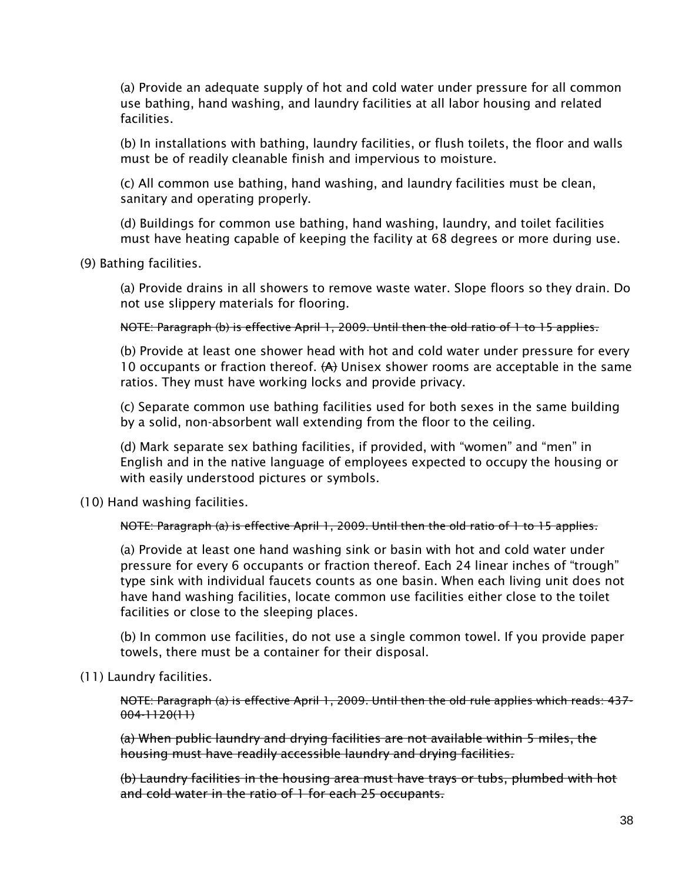(a) Provide an adequate supply of hot and cold water under pressure for all common use bathing, hand washing, and laundry facilities at all labor housing and related facilities.

(b) In installations with bathing, laundry facilities, or flush toilets, the floor and walls must be of readily cleanable finish and impervious to moisture.

(c) All common use bathing, hand washing, and laundry facilities must be clean, sanitary and operating properly.

(d) Buildings for common use bathing, hand washing, laundry, and toilet facilities must have heating capable of keeping the facility at 68 degrees or more during use.

(9) Bathing facilities.

(a) Provide drains in all showers to remove waste water. Slope floors so they drain. Do not use slippery materials for flooring.

~~NOTE: Paragraph (b) is effective April 1, 2009. Until then the old ratio of 1 to 15 applies.~~

(b) Provide at least one shower head with hot and cold water under pressure for every 10 occupants or fraction thereof. ~~(A)~~ Unisex shower rooms are acceptable in the same ratios. They must have working locks and provide privacy.

(c) Separate common use bathing facilities used for both sexes in the same building by a solid, non-absorbent wall extending from the floor to the ceiling.

(d) Mark separate sex bathing facilities, if provided, with “women” and “men” in English and in the native language of employees expected to occupy the housing or with easily understood pictures or symbols.

(10) Hand washing facilities.

~~NOTE: Paragraph (a) is effective April 1, 2009. Until then the old ratio of 1 to 15 applies.~~

(a) Provide at least one hand washing sink or basin with hot and cold water under pressure for every 6 occupants or fraction thereof. Each 24 linear inches of “trough” type sink with individual faucets counts as one basin. When each living unit does not have hand washing facilities, locate common use facilities either close to the toilet facilities or close to the sleeping places.

(b) In common use facilities, do not use a single common towel. If you provide paper towels, there must be a container for their disposal.

(11) Laundry facilities.

~~NOTE: Paragraph (a) is effective April 1, 2009. Until then the old rule applies which reads: 437-004-1120(11)~~

~~(a) When public laundry and drying facilities are not available within 5 miles, the housing must have readily accessible laundry and drying facilities.~~

~~(b) Laundry facilities in the housing area must have trays or tubs, plumbed with hot and cold water in the ratio of 1 for each 25 occupants.~~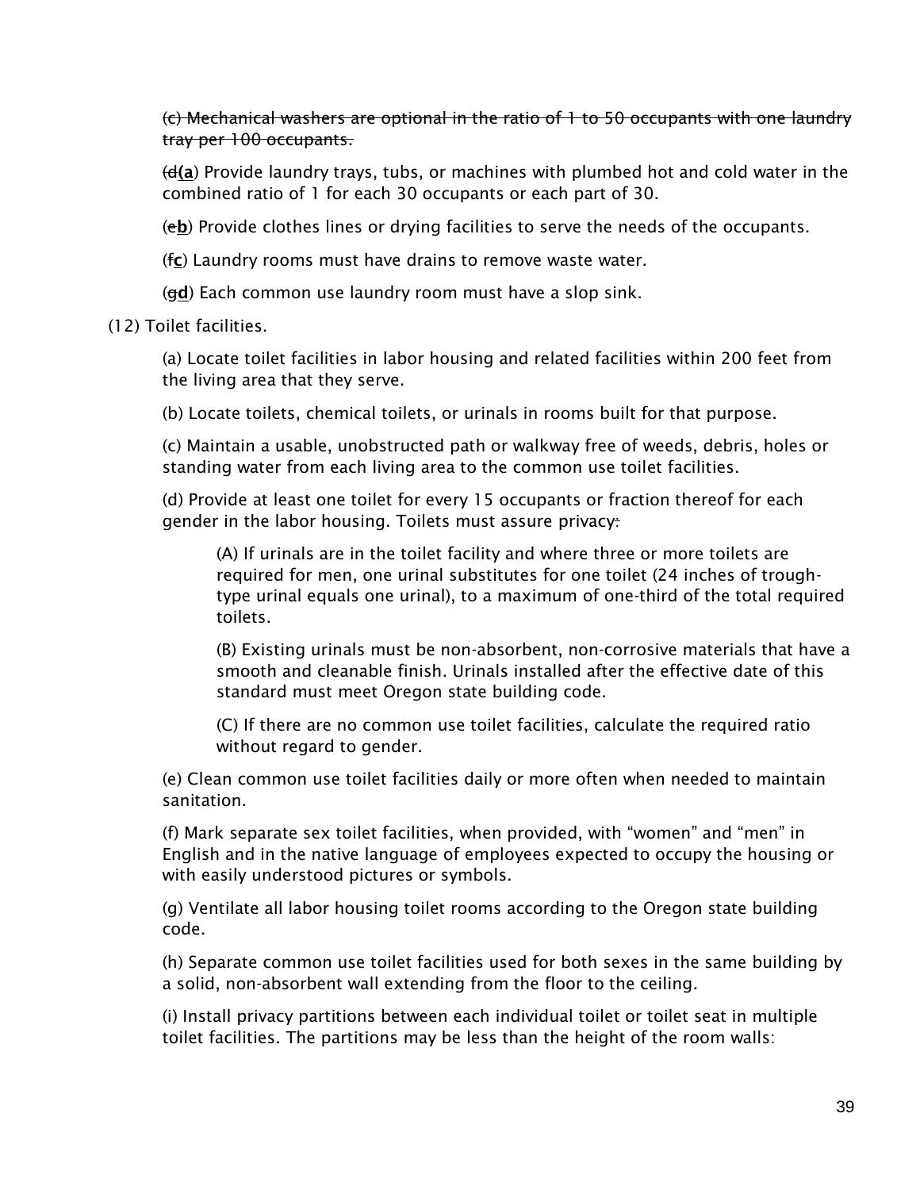~~(c) Mechanical washers are optional in the ratio of 1 to 50 occupants with one laundry tray per 100 occupants.~~

(~~d~~**(a**) Provide laundry trays, tubs, or machines with plumbed hot and cold water in the combined ratio of 1 for each 30 occupants or each part of 30.

(~~e~~**b**) Provide clothes lines or drying facilities to serve the needs of the occupants.

(~~f~~**c**) Laundry rooms must have drains to remove waste water.

(~~g~~**d**) Each common use laundry room must have a slop sink.

(12) Toilet facilities.

(a) Locate toilet facilities in labor housing and related facilities within 200 feet from the living area that they serve.

(b) Locate toilets, chemical toilets, or urinals in rooms built for that purpose.

(c) Maintain a usable, unobstructed path or walkway free of weeds, debris, holes or standing water from each living area to the common use toilet facilities.

(d) Provide at least one toilet for every 15 occupants or fraction thereof for each gender in the labor housing. Toilets must assure privacy~~:~~

(A) If urinals are in the toilet facility and where three or more toilets are required for men, one urinal substitutes for one toilet (24 inches of trough-type urinal equals one urinal), to a maximum of one-third of the total required toilets.

(B) Existing urinals must be non-absorbent, non-corrosive materials that have a smooth and cleanable finish. Urinals installed after the effective date of this standard must meet Oregon state building code.

(C) If there are no common use toilet facilities, calculate the required ratio without regard to gender.

(e) Clean common use toilet facilities daily or more often when needed to maintain sanitation.

(f) Mark separate sex toilet facilities, when provided, with "women" and "men" in English and in the native language of employees expected to occupy the housing or with easily understood pictures or symbols.

(g) Ventilate all labor housing toilet rooms according to the Oregon state building code.

(h) Separate common use toilet facilities used for both sexes in the same building by a solid, non-absorbent wall extending from the floor to the ceiling.

(i) Install privacy partitions between each individual toilet or toilet seat in multiple toilet facilities. The partitions may be less than the height of the room walls: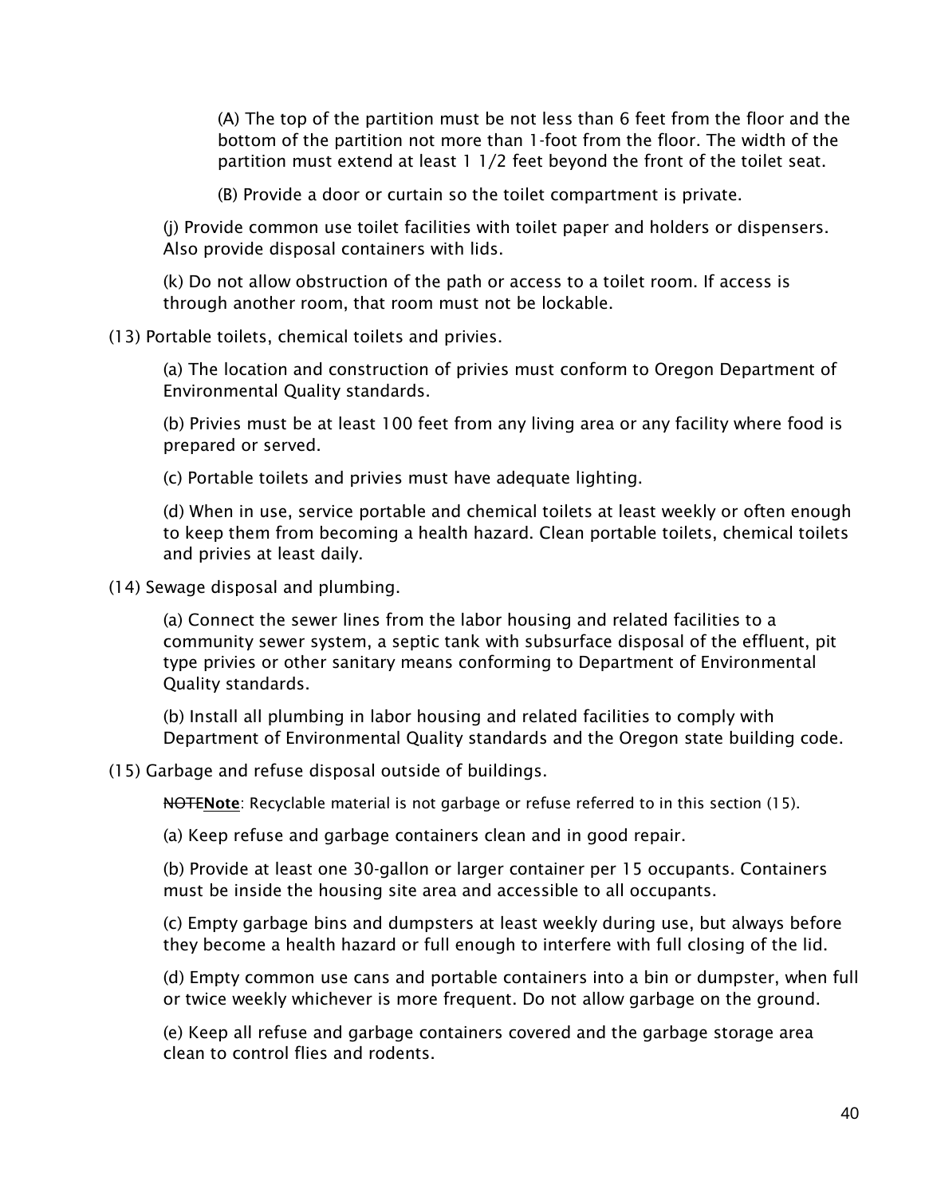(A) The top of the partition must be not less than 6 feet from the floor and the bottom of the partition not more than 1-foot from the floor. The width of the partition must extend at least 1 1/2 feet beyond the front of the toilet seat.

(B) Provide a door or curtain so the toilet compartment is private.

(j) Provide common use toilet facilities with toilet paper and holders or dispensers. Also provide disposal containers with lids.

(k) Do not allow obstruction of the path or access to a toilet room. If access is through another room, that room must not be lockable.

(13) Portable toilets, chemical toilets and privies.

(a) The location and construction of privies must conform to Oregon Department of Environmental Quality standards.

(b) Privies must be at least 100 feet from any living area or any facility where food is prepared or served.

(c) Portable toilets and privies must have adequate lighting.

(d) When in use, service portable and chemical toilets at least weekly or often enough to keep them from becoming a health hazard. Clean portable toilets, chemical toilets and privies at least daily.

(14) Sewage disposal and plumbing.

(a) Connect the sewer lines from the labor housing and related facilities to a community sewer system, a septic tank with subsurface disposal of the effluent, pit type privies or other sanitary means conforming to Department of Environmental Quality standards.

(b) Install all plumbing in labor housing and related facilities to comply with Department of Environmental Quality standards and the Oregon state building code.

(15) Garbage and refuse disposal outside of buildings.

~~NOTE~~**Note**: Recyclable material is not garbage or refuse referred to in this section (15).

(a) Keep refuse and garbage containers clean and in good repair.

(b) Provide at least one 30-gallon or larger container per 15 occupants. Containers must be inside the housing site area and accessible to all occupants.

(c) Empty garbage bins and dumpsters at least weekly during use, but always before they become a health hazard or full enough to interfere with full closing of the lid.

(d) Empty common use cans and portable containers into a bin or dumpster, when full or twice weekly whichever is more frequent. Do not allow garbage on the ground.

(e) Keep all refuse and garbage containers covered and the garbage storage area clean to control flies and rodents.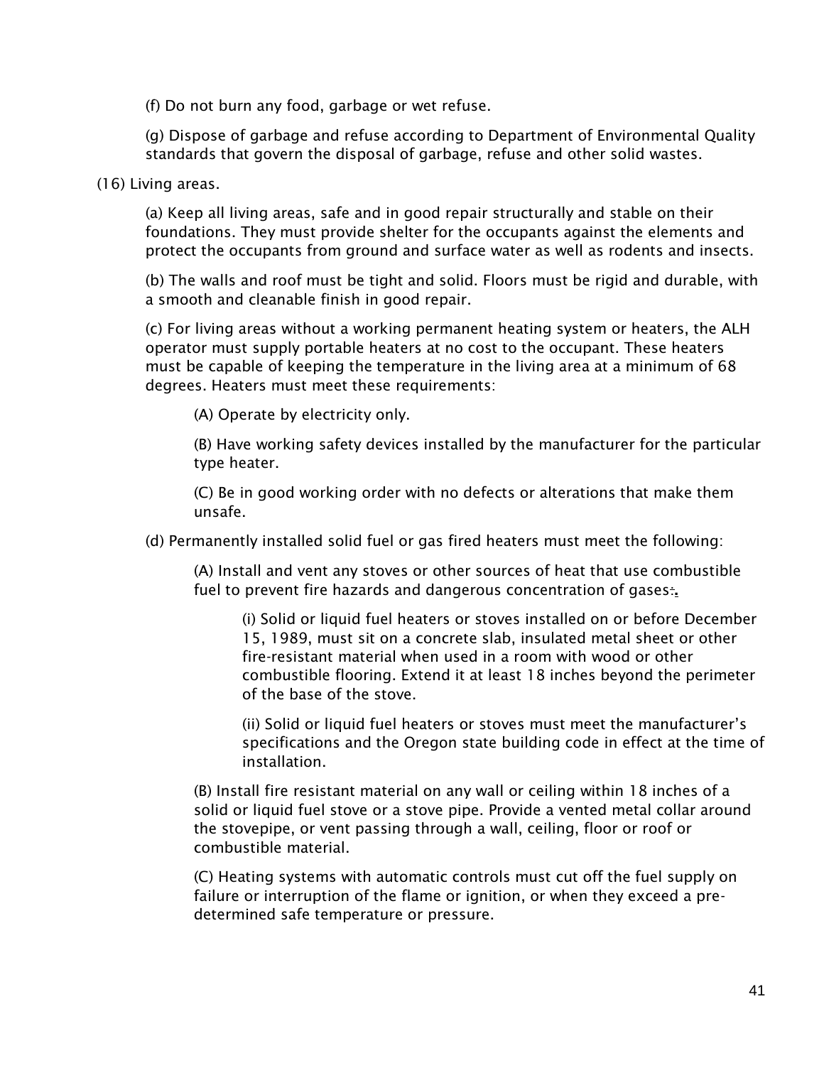(f) Do not burn any food, garbage or wet refuse.

(g) Dispose of garbage and refuse according to Department of Environmental Quality standards that govern the disposal of garbage, refuse and other solid wastes.

(16) Living areas.

(a) Keep all living areas, safe and in good repair structurally and stable on their foundations. They must provide shelter for the occupants against the elements and protect the occupants from ground and surface water as well as rodents and insects.

(b) The walls and roof must be tight and solid. Floors must be rigid and durable, with a smooth and cleanable finish in good repair.

(c) For living areas without a working permanent heating system or heaters, the ALH operator must supply portable heaters at no cost to the occupant. These heaters must be capable of keeping the temperature in the living area at a minimum of 68 degrees. Heaters must meet these requirements:

(A) Operate by electricity only.

(B) Have working safety devices installed by the manufacturer for the particular type heater.

(C) Be in good working order with no defects or alterations that make them unsafe.

(d) Permanently installed solid fuel or gas fired heaters must meet the following:

(A) Install and vent any stoves or other sources of heat that use combustible fuel to prevent fire hazards and dangerous concentration of gases÷.

(i) Solid or liquid fuel heaters or stoves installed on or before December 15, 1989, must sit on a concrete slab, insulated metal sheet or other fire-resistant material when used in a room with wood or other combustible flooring. Extend it at least 18 inches beyond the perimeter of the base of the stove.

(ii) Solid or liquid fuel heaters or stoves must meet the manufacturer's specifications and the Oregon state building code in effect at the time of installation.

(B) Install fire resistant material on any wall or ceiling within 18 inches of a solid or liquid fuel stove or a stove pipe. Provide a vented metal collar around the stovepipe, or vent passing through a wall, ceiling, floor or roof or combustible material.

(C) Heating systems with automatic controls must cut off the fuel supply on failure or interruption of the flame or ignition, or when they exceed a pre-determined safe temperature or pressure.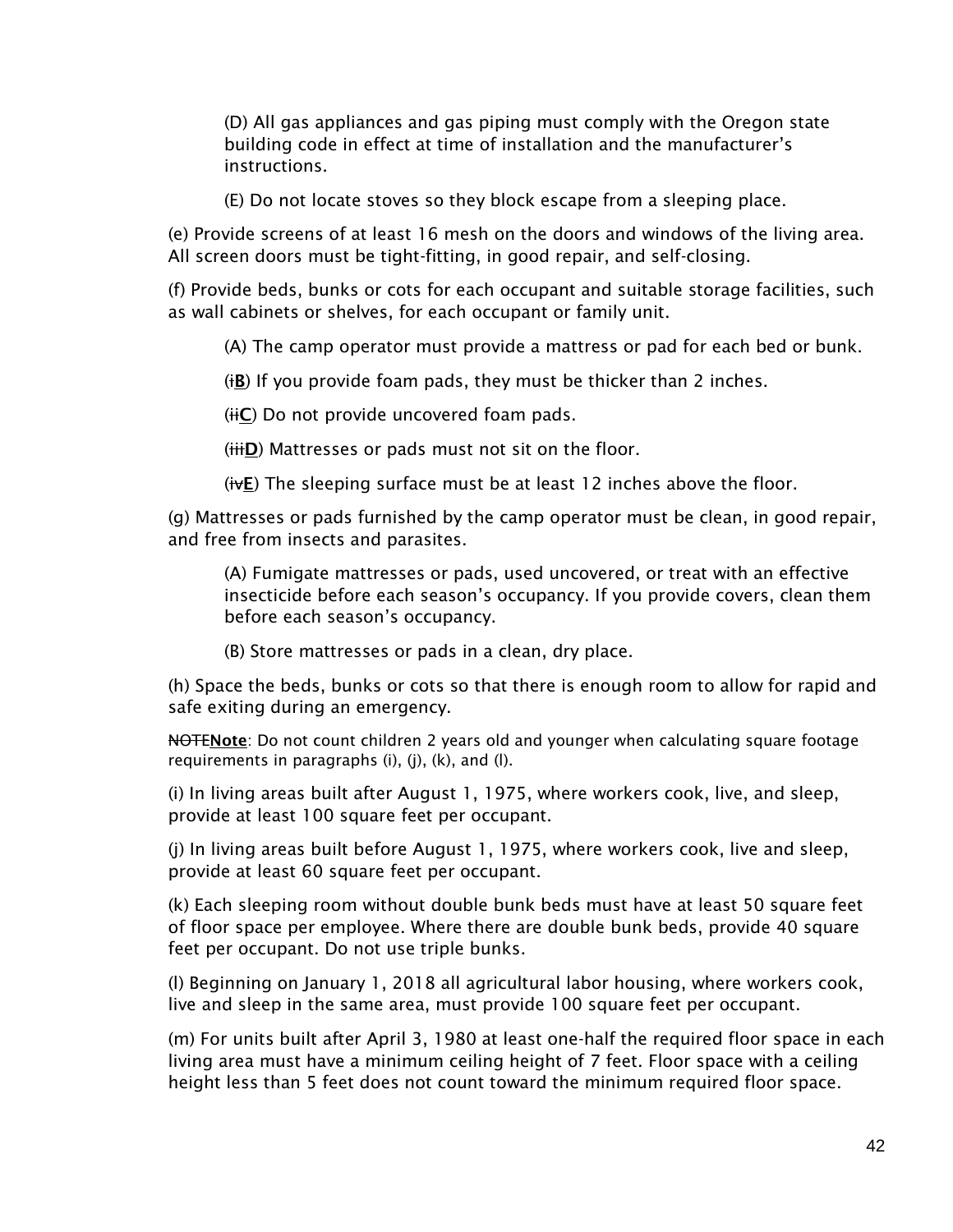(D) All gas appliances and gas piping must comply with the Oregon state building code in effect at time of installation and the manufacturer's instructions.

(E) Do not locate stoves so they block escape from a sleeping place.

(e) Provide screens of at least 16 mesh on the doors and windows of the living area. All screen doors must be tight-fitting, in good repair, and self-closing.

(f) Provide beds, bunks or cots for each occupant and suitable storage facilities, such as wall cabinets or shelves, for each occupant or family unit.

(A) The camp operator must provide a mattress or pad for each bed or bunk.

(~~i~~**B**) If you provide foam pads, they must be thicker than 2 inches.

(~~ii~~**C**) Do not provide uncovered foam pads.

(~~iii~~**D**) Mattresses or pads must not sit on the floor.

(~~iv~~**E**) The sleeping surface must be at least 12 inches above the floor.

(g) Mattresses or pads furnished by the camp operator must be clean, in good repair, and free from insects and parasites.

(A) Fumigate mattresses or pads, used uncovered, or treat with an effective insecticide before each season's occupancy. If you provide covers, clean them before each season's occupancy.

(B) Store mattresses or pads in a clean, dry place.

(h) Space the beds, bunks or cots so that there is enough room to allow for rapid and safe exiting during an emergency.

~~NOTE~~**Note**: Do not count children 2 years old and younger when calculating square footage requirements in paragraphs (i), (j), (k), and (l).

(i) In living areas built after August 1, 1975, where workers cook, live, and sleep, provide at least 100 square feet per occupant.

(j) In living areas built before August 1, 1975, where workers cook, live and sleep, provide at least 60 square feet per occupant.

(k) Each sleeping room without double bunk beds must have at least 50 square feet of floor space per employee. Where there are double bunk beds, provide 40 square feet per occupant. Do not use triple bunks.

(l) Beginning on January 1, 2018 all agricultural labor housing, where workers cook, live and sleep in the same area, must provide 100 square feet per occupant.

(m) For units built after April 3, 1980 at least one-half the required floor space in each living area must have a minimum ceiling height of 7 feet. Floor space with a ceiling height less than 5 feet does not count toward the minimum required floor space.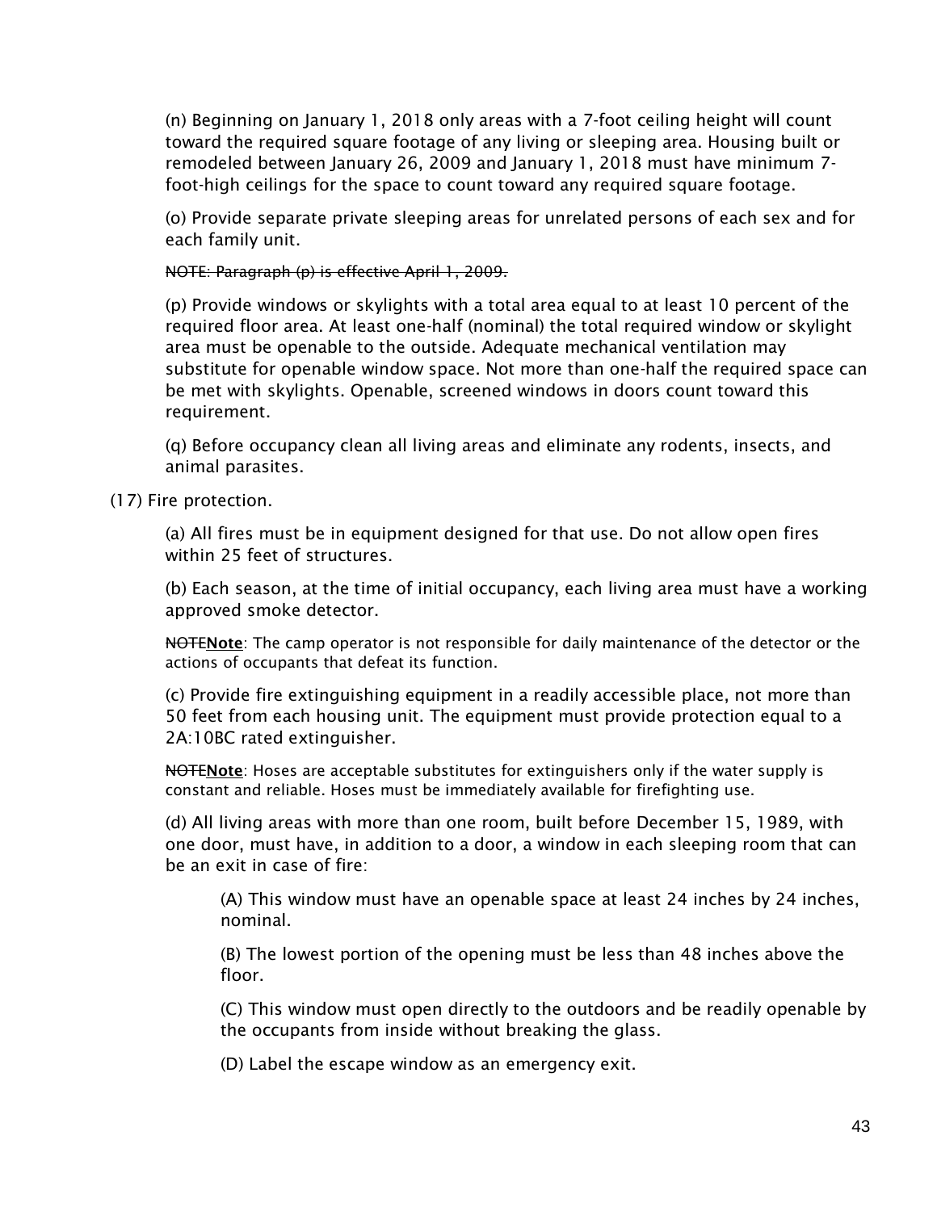(n) Beginning on January 1, 2018 only areas with a 7-foot ceiling height will count toward the required square footage of any living or sleeping area. Housing built or remodeled between January 26, 2009 and January 1, 2018 must have minimum 7-foot-high ceilings for the space to count toward any required square footage.

(o) Provide separate private sleeping areas for unrelated persons of each sex and for each family unit.

~~NOTE: Paragraph (p) is effective April 1, 2009.~~

(p) Provide windows or skylights with a total area equal to at least 10 percent of the required floor area. At least one-half (nominal) the total required window or skylight area must be openable to the outside. Adequate mechanical ventilation may substitute for openable window space. Not more than one-half the required space can be met with skylights. Openable, screened windows in doors count toward this requirement.

(q) Before occupancy clean all living areas and eliminate any rodents, insects, and animal parasites.

(17) Fire protection.

(a) All fires must be in equipment designed for that use. Do not allow open fires within 25 feet of structures.

(b) Each season, at the time of initial occupancy, each living area must have a working approved smoke detector.

~~NOTE~~**Note**: The camp operator is not responsible for daily maintenance of the detector or the actions of occupants that defeat its function.

(c) Provide fire extinguishing equipment in a readily accessible place, not more than 50 feet from each housing unit. The equipment must provide protection equal to a 2A:10BC rated extinguisher.

~~NOTE~~**Note**: Hoses are acceptable substitutes for extinguishers only if the water supply is constant and reliable. Hoses must be immediately available for firefighting use.

(d) All living areas with more than one room, built before December 15, 1989, with one door, must have, in addition to a door, a window in each sleeping room that can be an exit in case of fire:

(A) This window must have an openable space at least 24 inches by 24 inches, nominal.

(B) The lowest portion of the opening must be less than 48 inches above the floor.

(C) This window must open directly to the outdoors and be readily openable by the occupants from inside without breaking the glass.

(D) Label the escape window as an emergency exit.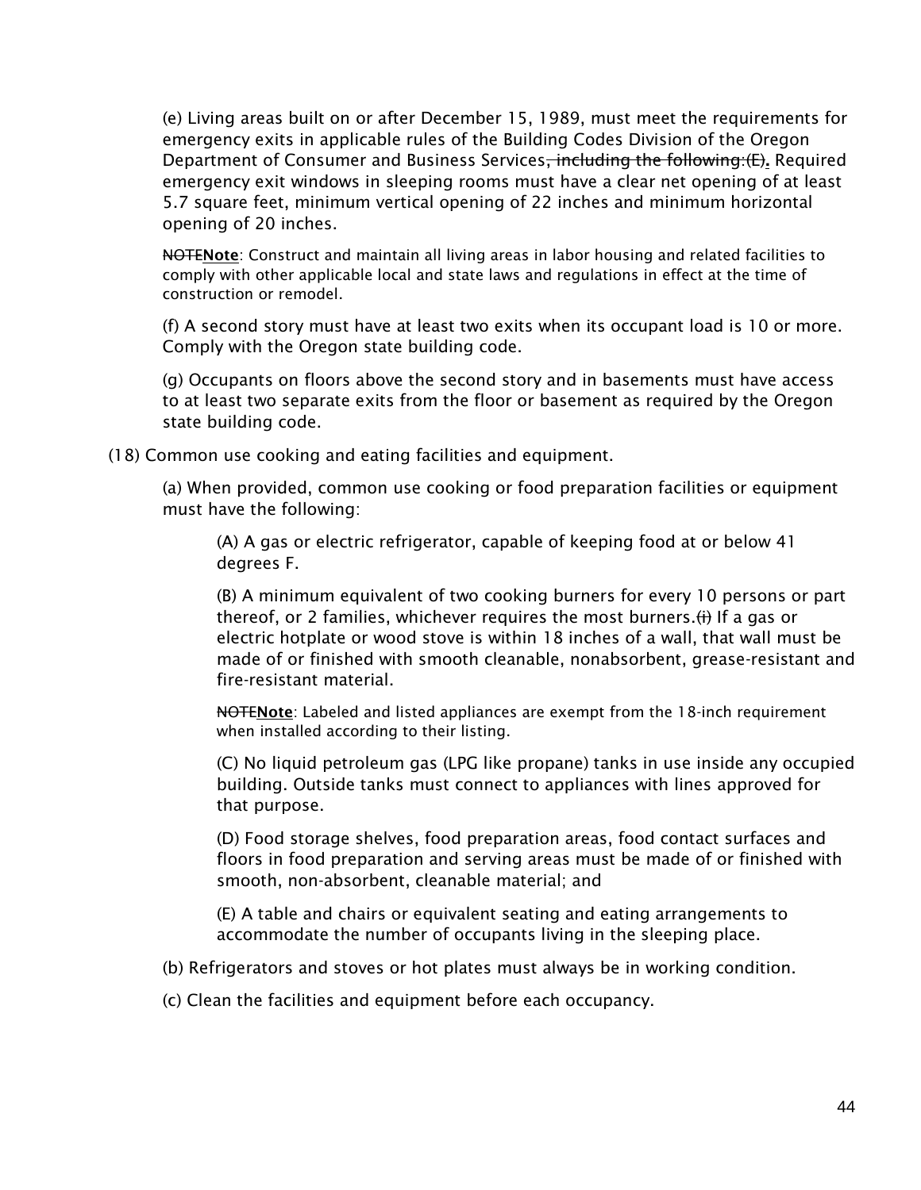(e) Living areas built on or after December 15, 1989, must meet the requirements for emergency exits in applicable rules of the Building Codes Division of the Oregon Department of Consumer and Business Services~~, including the following:(E)~~. Required emergency exit windows in sleeping rooms must have a clear net opening of at least 5.7 square feet, minimum vertical opening of 22 inches and minimum horizontal opening of 20 inches.

~~NOTE~~**Note**: Construct and maintain all living areas in labor housing and related facilities to comply with other applicable local and state laws and regulations in effect at the time of construction or remodel.

(f) A second story must have at least two exits when its occupant load is 10 or more. Comply with the Oregon state building code.

(g) Occupants on floors above the second story and in basements must have access to at least two separate exits from the floor or basement as required by the Oregon state building code.

(18) Common use cooking and eating facilities and equipment.

(a) When provided, common use cooking or food preparation facilities or equipment must have the following:

(A) A gas or electric refrigerator, capable of keeping food at or below 41 degrees F.

(B) A minimum equivalent of two cooking burners for every 10 persons or part thereof, or 2 families, whichever requires the most burners.~~(i)~~ If a gas or electric hotplate or wood stove is within 18 inches of a wall, that wall must be made of or finished with smooth cleanable, nonabsorbent, grease-resistant and fire-resistant material.

~~NOTE~~**Note**: Labeled and listed appliances are exempt from the 18-inch requirement when installed according to their listing.

(C) No liquid petroleum gas (LPG like propane) tanks in use inside any occupied building. Outside tanks must connect to appliances with lines approved for that purpose.

(D) Food storage shelves, food preparation areas, food contact surfaces and floors in food preparation and serving areas must be made of or finished with smooth, non-absorbent, cleanable material; and

(E) A table and chairs or equivalent seating and eating arrangements to accommodate the number of occupants living in the sleeping place.

(b) Refrigerators and stoves or hot plates must always be in working condition.

(c) Clean the facilities and equipment before each occupancy.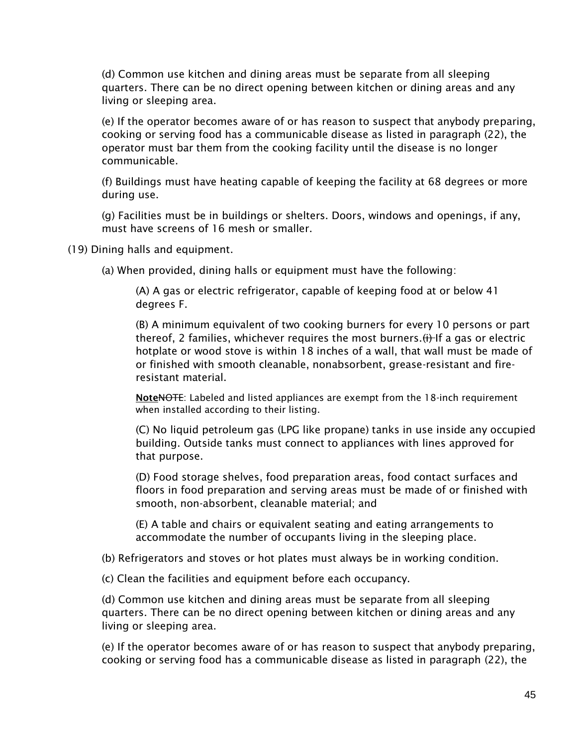(d) Common use kitchen and dining areas must be separate from all sleeping quarters. There can be no direct opening between kitchen or dining areas and any living or sleeping area.

(e) If the operator becomes aware of or has reason to suspect that anybody preparing, cooking or serving food has a communicable disease as listed in paragraph (22), the operator must bar them from the cooking facility until the disease is no longer communicable.

(f) Buildings must have heating capable of keeping the facility at 68 degrees or more during use.

(g) Facilities must be in buildings or shelters. Doors, windows and openings, if any, must have screens of 16 mesh or smaller.

(19) Dining halls and equipment.

(a) When provided, dining halls or equipment must have the following:

(A) A gas or electric refrigerator, capable of keeping food at or below 41 degrees F.

(B) A minimum equivalent of two cooking burners for every 10 persons or part thereof, 2 families, whichever requires the most burners. ~~(i)~~ If a gas or electric hotplate or wood stove is within 18 inches of a wall, that wall must be made of or finished with smooth cleanable, nonabsorbent, grease-resistant and fire-resistant material.

**Note**~~NOTE~~: Labeled and listed appliances are exempt from the 18-inch requirement when installed according to their listing.

(C) No liquid petroleum gas (LPG like propane) tanks in use inside any occupied building. Outside tanks must connect to appliances with lines approved for that purpose.

(D) Food storage shelves, food preparation areas, food contact surfaces and floors in food preparation and serving areas must be made of or finished with smooth, non-absorbent, cleanable material; and

(E) A table and chairs or equivalent seating and eating arrangements to accommodate the number of occupants living in the sleeping place.

(b) Refrigerators and stoves or hot plates must always be in working condition.

(c) Clean the facilities and equipment before each occupancy.

(d) Common use kitchen and dining areas must be separate from all sleeping quarters. There can be no direct opening between kitchen or dining areas and any living or sleeping area.

(e) If the operator becomes aware of or has reason to suspect that anybody preparing, cooking or serving food has a communicable disease as listed in paragraph (22), the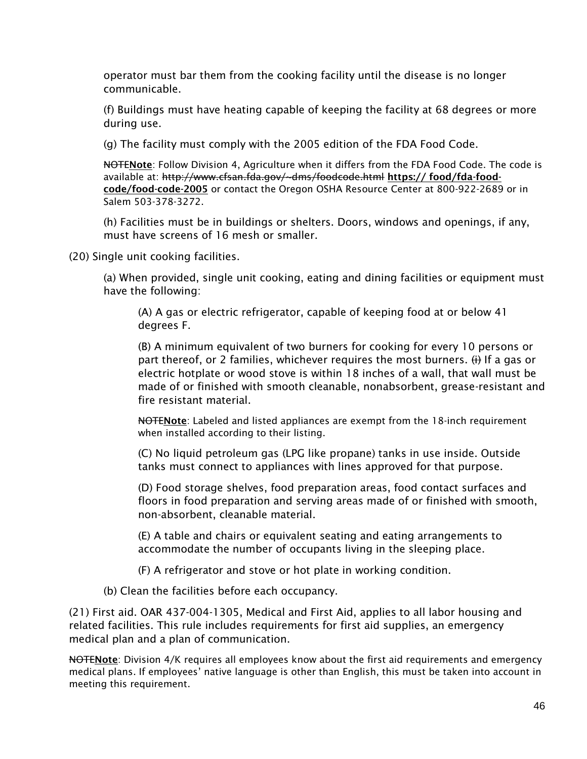operator must bar them from the cooking facility until the disease is no longer communicable.

(f) Buildings must have heating capable of keeping the facility at 68 degrees or more during use.

(g) The facility must comply with the 2005 edition of the FDA Food Code.

~~NOTE~~**Note**: Follow Division 4, Agriculture when it differs from the FDA Food Code. The code is available at: ~~http://www.cfsan.fda.gov/~dms/foodcode.html~~ **https:// food/fda-food-code/food-code-2005** or contact the Oregon OSHA Resource Center at 800-922-2689 or in Salem 503-378-3272.

(h) Facilities must be in buildings or shelters. Doors, windows and openings, if any, must have screens of 16 mesh or smaller.

(20) Single unit cooking facilities.

(a) When provided, single unit cooking, eating and dining facilities or equipment must have the following:

(A) A gas or electric refrigerator, capable of keeping food at or below 41 degrees F.

(B) A minimum equivalent of two burners for cooking for every 10 persons or part thereof, or 2 families, whichever requires the most burners. ~~(i)~~ If a gas or electric hotplate or wood stove is within 18 inches of a wall, that wall must be made of or finished with smooth cleanable, nonabsorbent, grease-resistant and fire resistant material.

~~NOTE~~**Note**: Labeled and listed appliances are exempt from the 18-inch requirement when installed according to their listing.

(C) No liquid petroleum gas (LPG like propane) tanks in use inside. Outside tanks must connect to appliances with lines approved for that purpose.

(D) Food storage shelves, food preparation areas, food contact surfaces and floors in food preparation and serving areas made of or finished with smooth, non-absorbent, cleanable material.

(E) A table and chairs or equivalent seating and eating arrangements to accommodate the number of occupants living in the sleeping place.

(F) A refrigerator and stove or hot plate in working condition.

(b) Clean the facilities before each occupancy.

(21) First aid. OAR 437-004-1305, Medical and First Aid, applies to all labor housing and related facilities. This rule includes requirements for first aid supplies, an emergency medical plan and a plan of communication.

~~NOTE~~**Note**: Division 4/K requires all employees know about the first aid requirements and emergency medical plans. If employees' native language is other than English, this must be taken into account in meeting this requirement.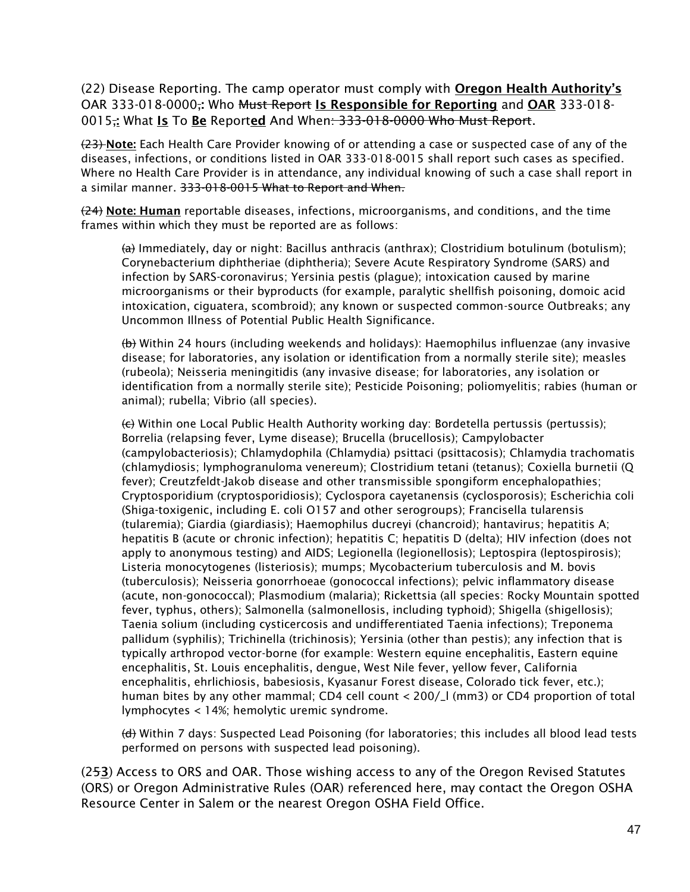(22) Disease Reporting. The camp operator must comply with **Oregon Health Authority's** OAR 333-018-0000~~,~~**:** Who ~~Must Report~~ **Is Responsible for Reporting** and **OAR** 333-018-0015~~,~~**:** What **Is** To **Be** Report**ed** And When~~: 333-018-0000 Who Must Report~~.

~~(23)~~ **Note:** Each Health Care Provider knowing of or attending a case or suspected case of any of the diseases, infections, or conditions listed in OAR 333-018-0015 shall report such cases as specified. Where no Health Care Provider is in attendance, any individual knowing of such a case shall report in a similar manner. ~~333-018-0015 What to Report and When.~~

~~(24)~~ **Note: Human** reportable diseases, infections, microorganisms, and conditions, and the time frames within which they must be reported are as follows:

> ~~(a)~~ Immediately, day or night: Bacillus anthracis (anthrax); Clostridium botulinum (botulism); Corynebacterium diphtheriae (diphtheria); Severe Acute Respiratory Syndrome (SARS) and infection by SARS-coronavirus; Yersinia pestis (plague); intoxication caused by marine microorganisms or their byproducts (for example, paralytic shellfish poisoning, domoic acid intoxication, ciguatera, scombroid); any known or suspected common-source Outbreaks; any Uncommon Illness of Potential Public Health Significance.
>
> ~~(b)~~ Within 24 hours (including weekends and holidays): Haemophilus influenzae (any invasive disease; for laboratories, any isolation or identification from a normally sterile site); measles (rubeola); Neisseria meningitidis (any invasive disease; for laboratories, any isolation or identification from a normally sterile site); Pesticide Poisoning; poliomyelitis; rabies (human or animal); rubella; Vibrio (all species).
>
> ~~(c)~~ Within one Local Public Health Authority working day: Bordetella pertussis (pertussis); Borrelia (relapsing fever, Lyme disease); Brucella (brucellosis); Campylobacter (campylobacteriosis); Chlamydophila (Chlamydia) psittaci (psittacosis); Chlamydia trachomatis (chlamydiosis; lymphogranuloma venereum); Clostridium tetani (tetanus); Coxiella burnetii (Q fever); Creutzfeldt-Jakob disease and other transmissible spongiform encephalopathies; Cryptosporidium (cryptosporidiosis); Cyclospora cayetanensis (cyclosporosis); Escherichia coli (Shiga-toxigenic, including E. coli O157 and other serogroups); Francisella tularensis (tularemia); Giardia (giardiasis); Haemophilus ducreyi (chancroid); hantavirus; hepatitis A; hepatitis B (acute or chronic infection); hepatitis C; hepatitis D (delta); HIV infection (does not apply to anonymous testing) and AIDS; Legionella (legionellosis); Leptospira (leptospirosis); Listeria monocytogenes (listeriosis); mumps; Mycobacterium tuberculosis and M. bovis (tuberculosis); Neisseria gonorrhoeae (gonococcal infections); pelvic inflammatory disease (acute, non-gonococcal); Plasmodium (malaria); Rickettsia (all species: Rocky Mountain spotted fever, typhus, others); Salmonella (salmonellosis, including typhoid); Shigella (shigellosis); Taenia solium (including cysticercosis and undifferentiated Taenia infections); Treponema pallidum (syphilis); Trichinella (trichinosis); Yersinia (other than pestis); any infection that is typically arthropod vector-borne (for example: Western equine encephalitis, Eastern equine encephalitis, St. Louis encephalitis, dengue, West Nile fever, yellow fever, California encephalitis, ehrlichiosis, babesiosis, Kyasanur Forest disease, Colorado tick fever, etc.); human bites by any other mammal; CD4 cell count < 200/_l (mm3) or CD4 proportion of total lymphocytes < 14%; hemolytic uremic syndrome.
>
> ~~(d)~~ Within 7 days: Suspected Lead Poisoning (for laboratories; this includes all blood lead tests performed on persons with suspected lead poisoning).

(2~~5~~**3**) Access to ORS and OAR. Those wishing access to any of the Oregon Revised Statutes (ORS) or Oregon Administrative Rules (OAR) referenced here, may contact the Oregon OSHA Resource Center in Salem or the nearest Oregon OSHA Field Office.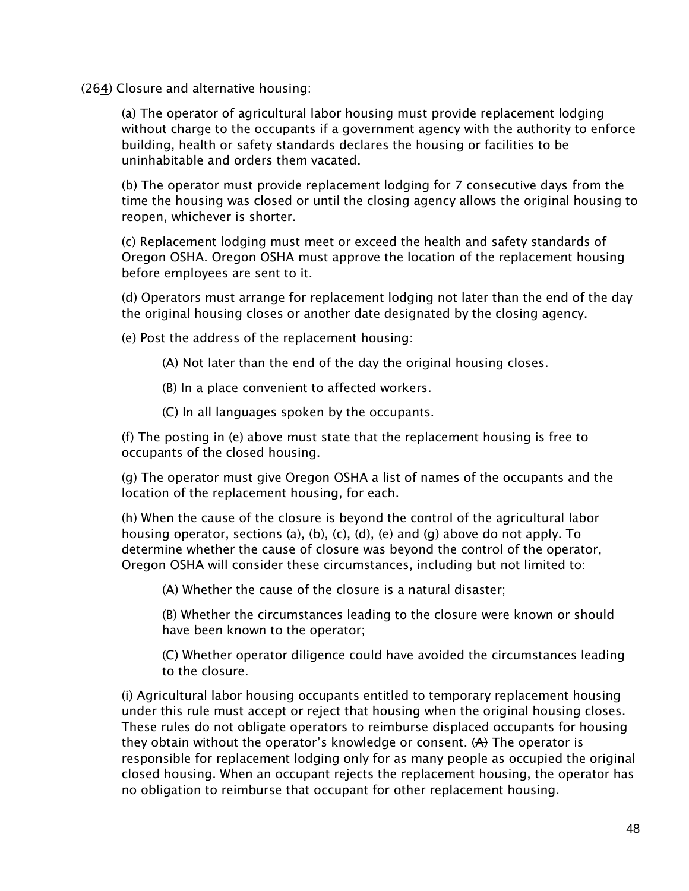(26~~6~~4) Closure and alternative housing:

(a) The operator of agricultural labor housing must provide replacement lodging without charge to the occupants if a government agency with the authority to enforce building, health or safety standards declares the housing or facilities to be uninhabitable and orders them vacated.

(b) The operator must provide replacement lodging for 7 consecutive days from the time the housing was closed or until the closing agency allows the original housing to reopen, whichever is shorter.

(c) Replacement lodging must meet or exceed the health and safety standards of Oregon OSHA. Oregon OSHA must approve the location of the replacement housing before employees are sent to it.

(d) Operators must arrange for replacement lodging not later than the end of the day the original housing closes or another date designated by the closing agency.

(e) Post the address of the replacement housing:

> (A) Not later than the end of the day the original housing closes.
>
> (B) In a place convenient to affected workers.
>
> (C) In all languages spoken by the occupants.

(f) The posting in (e) above must state that the replacement housing is free to occupants of the closed housing.

(g) The operator must give Oregon OSHA a list of names of the occupants and the location of the replacement housing, for each.

(h) When the cause of the closure is beyond the control of the agricultural labor housing operator, sections (a), (b), (c), (d), (e) and (g) above do not apply. To determine whether the cause of closure was beyond the control of the operator, Oregon OSHA will consider these circumstances, including but not limited to:

> (A) Whether the cause of the closure is a natural disaster;
>
> (B) Whether the circumstances leading to the closure were known or should have been known to the operator;
>
> (C) Whether operator diligence could have avoided the circumstances leading to the closure.

(i) Agricultural labor housing occupants entitled to temporary replacement housing under this rule must accept or reject that housing when the original housing closes. These rules do not obligate operators to reimburse displaced occupants for housing they obtain without the operator's knowledge or consent. ~~(A)~~ The operator is responsible for replacement lodging only for as many people as occupied the original closed housing. When an occupant rejects the replacement housing, the operator has no obligation to reimburse that occupant for other replacement housing.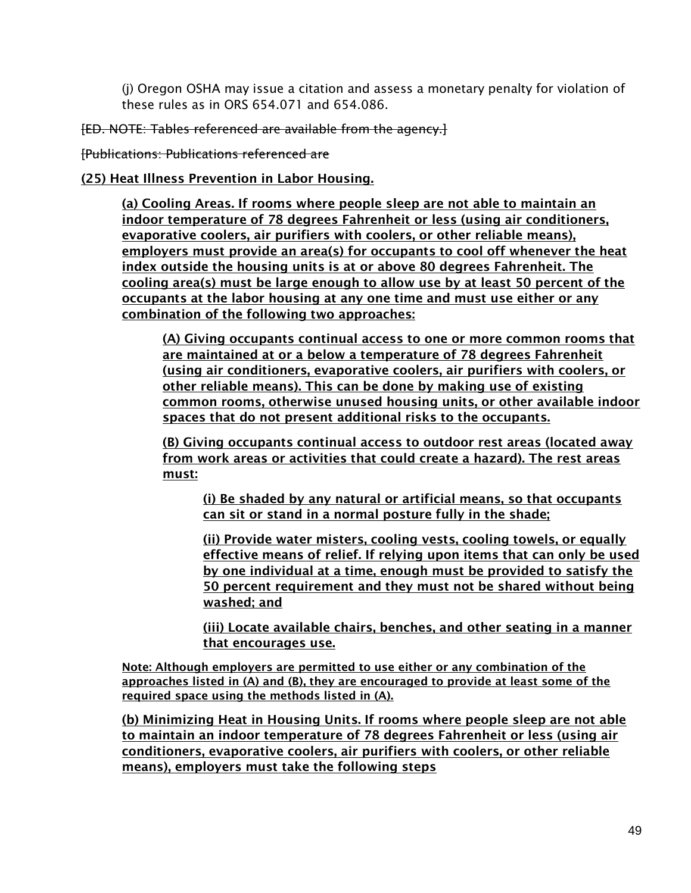(j) Oregon OSHA may issue a citation and assess a monetary penalty for violation of these rules as in ORS 654.071 and 654.086.

~~[ED. NOTE: Tables referenced are available from the agency.]~~

~~[Publications: Publications referenced are~~

**(25) Heat Illness Prevention in Labor Housing.**

**(a) Cooling Areas. If rooms where people sleep are not able to maintain an indoor temperature of 78 degrees Fahrenheit or less (using air conditioners, evaporative coolers, air purifiers with coolers, or other reliable means), employers must provide an area(s) for occupants to cool off whenever the heat index outside the housing units is at or above 80 degrees Fahrenheit. The cooling area(s) must be large enough to allow use by at least 50 percent of the occupants at the labor housing at any one time and must use either or any combination of the following two approaches:**

**(A) Giving occupants continual access to one or more common rooms that are maintained at or a below a temperature of 78 degrees Fahrenheit (using air conditioners, evaporative coolers, air purifiers with coolers, or other reliable means). This can be done by making use of existing common rooms, otherwise unused housing units, or other available indoor spaces that do not present additional risks to the occupants.**

**(B) Giving occupants continual access to outdoor rest areas (located away from work areas or activities that could create a hazard). The rest areas must:**

**(i) Be shaded by any natural or artificial means, so that occupants can sit or stand in a normal posture fully in the shade;**

**(ii) Provide water misters, cooling vests, cooling towels, or equally effective means of relief. If relying upon items that can only be used by one individual at a time, enough must be provided to satisfy the 50 percent requirement and they must not be shared without being washed; and**

**(iii) Locate available chairs, benches, and other seating in a manner that encourages use.**

**Note: Although employers are permitted to use either or any combination of the approaches listed in (A) and (B), they are encouraged to provide at least some of the required space using the methods listed in (A).**

**(b) Minimizing Heat in Housing Units. If rooms where people sleep are not able to maintain an indoor temperature of 78 degrees Fahrenheit or less (using air conditioners, evaporative coolers, air purifiers with coolers, or other reliable means), employers must take the following steps**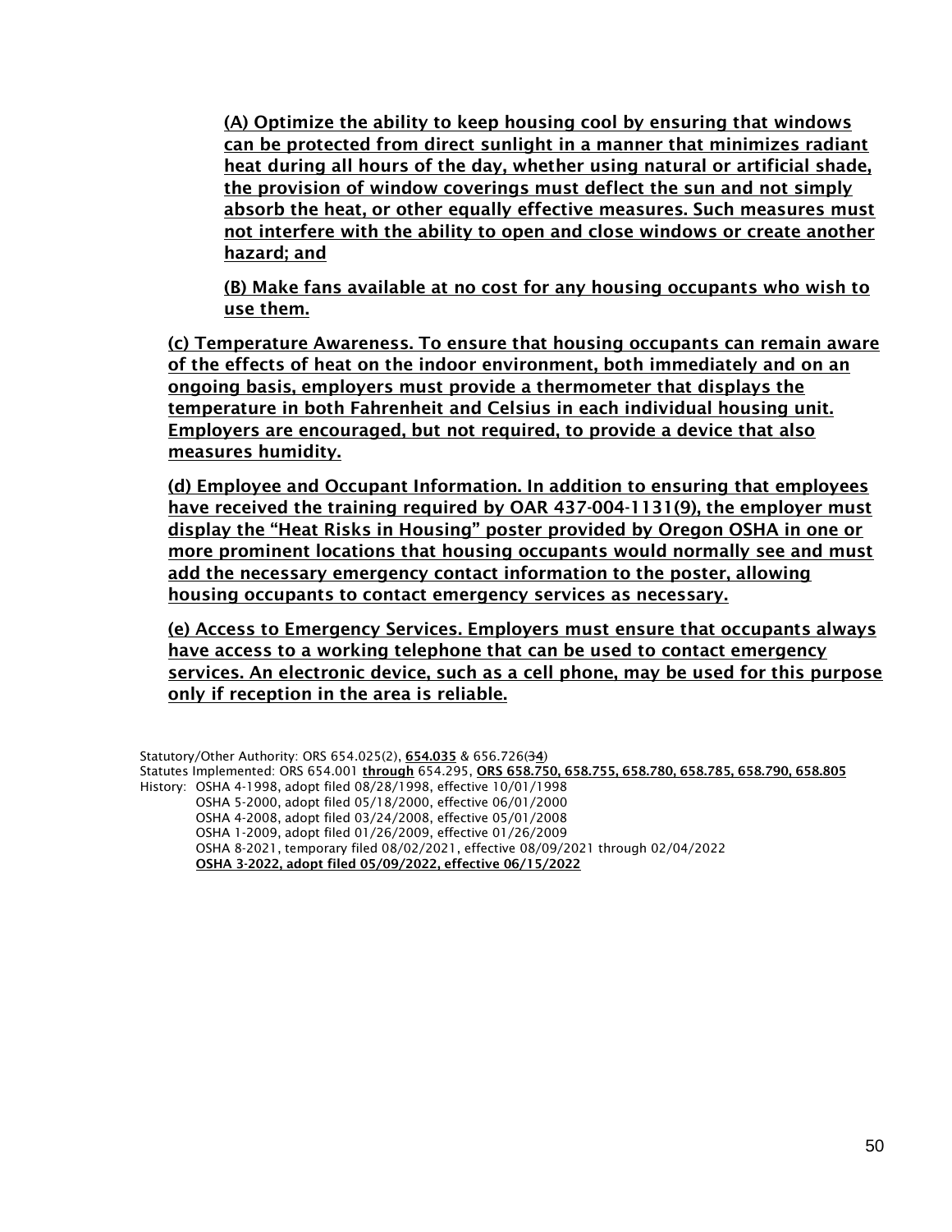(A) Optimize the ability to keep housing cool by ensuring that windows can be protected from direct sunlight in a manner that minimizes radiant heat during all hours of the day, whether using natural or artificial shade, the provision of window coverings must deflect the sun and not simply absorb the heat, or other equally effective measures. Such measures must not interfere with the ability to open and close windows or create another hazard; and

(B) Make fans available at no cost for any housing occupants who wish to use them.

(c) Temperature Awareness. To ensure that housing occupants can remain aware of the effects of heat on the indoor environment, both immediately and on an ongoing basis, employers must provide a thermometer that displays the temperature in both Fahrenheit and Celsius in each individual housing unit. Employers are encouraged, but not required, to provide a device that also measures humidity.

(d) Employee and Occupant Information. In addition to ensuring that employees have received the training required by OAR 437-004-1131(9), the employer must display the "Heat Risks in Housing" poster provided by Oregon OSHA in one or more prominent locations that housing occupants would normally see and must add the necessary emergency contact information to the poster, allowing housing occupants to contact emergency services as necessary.

(e) Access to Emergency Services. Employers must ensure that occupants always have access to a working telephone that can be used to contact emergency services. An electronic device, such as a cell phone, may be used for this purpose only if reception in the area is reliable.

Statutory/Other Authority: ORS 654.025(2), **654.035** & 656.726(~~3~~**4**)
Statutes Implemented: ORS 654.001 **through** 654.295, **ORS 658.750, 658.755, 658.780, 658.785, 658.790, 658.805**
History: OSHA 4-1998, adopt filed 08/28/1998, effective 10/01/1998
OSHA 5-2000, adopt filed 05/18/2000, effective 06/01/2000
OSHA 4-2008, adopt filed 03/24/2008, effective 05/01/2008
OSHA 1-2009, adopt filed 01/26/2009, effective 01/26/2009
OSHA 8-2021, temporary filed 08/02/2021, effective 08/09/2021 through 02/04/2022
**OSHA 3-2022, adopt filed 05/09/2022, effective 06/15/2022**